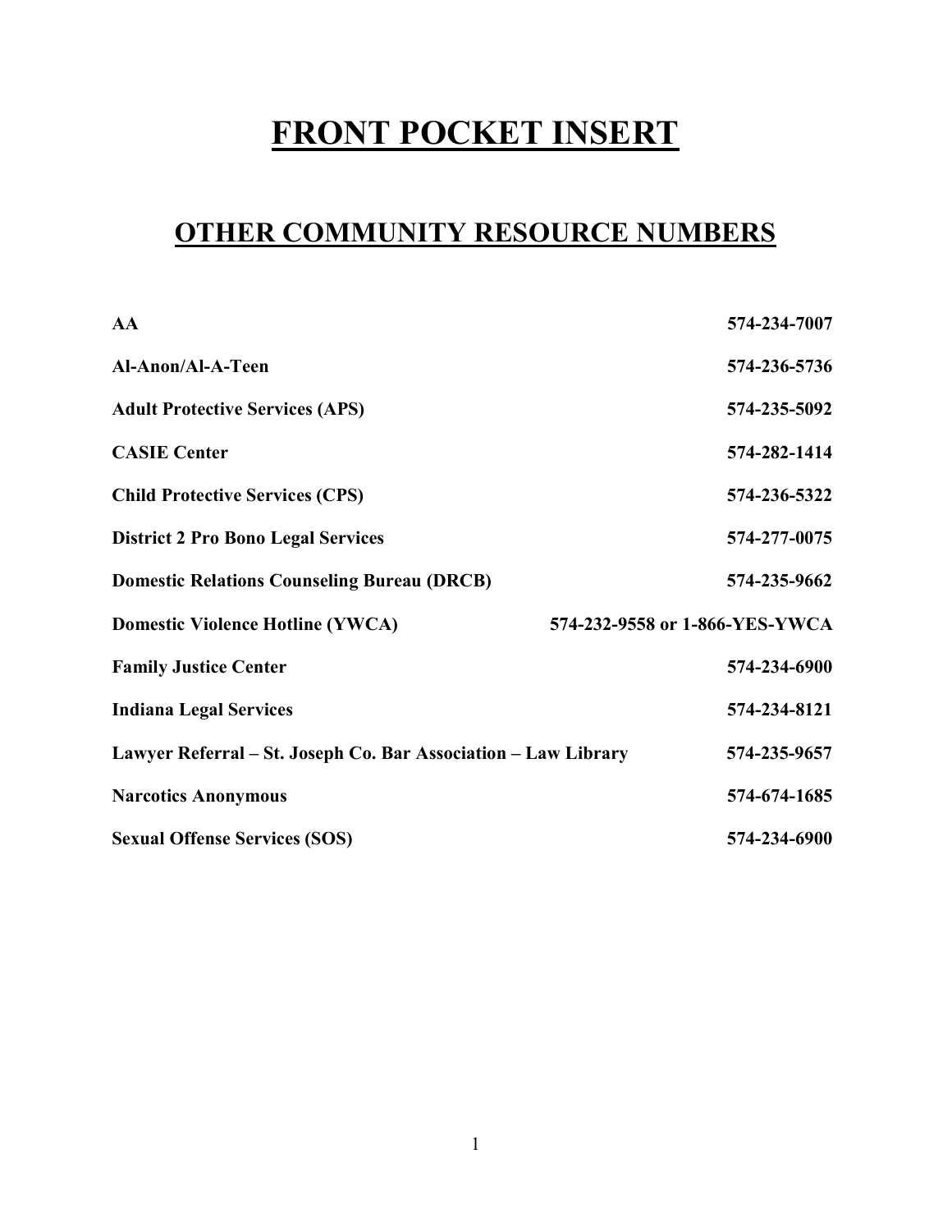# FRONT POCKET INSERT

## OTHER COMMUNITY RESOURCE NUMBERS

| | |
|---|---|
| **AA** | **574-234-7007** |
| **Al-Anon/Al-A-Teen** | **574-236-5736** |
| **Adult Protective Services (APS)** | **574-235-5092** |
| **CASIE Center** | **574-282-1414** |
| **Child Protective Services (CPS)** | **574-236-5322** |
| **District 2 Pro Bono Legal Services** | **574-277-0075** |
| **Domestic Relations Counseling Bureau (DRCB)** | **574-235-9662** |
| **Domestic Violence Hotline (YWCA)** | **574-232-9558 or 1-866-YES-YWCA** |
| **Family Justice Center** | **574-234-6900** |
| **Indiana Legal Services** | **574-234-8121** |
| **Lawyer Referral – St. Joseph Co. Bar Association – Law Library** | **574-235-9657** |
| **Narcotics Anonymous** | **574-674-1685** |
| **Sexual Offense Services (SOS)** | **574-234-6900** |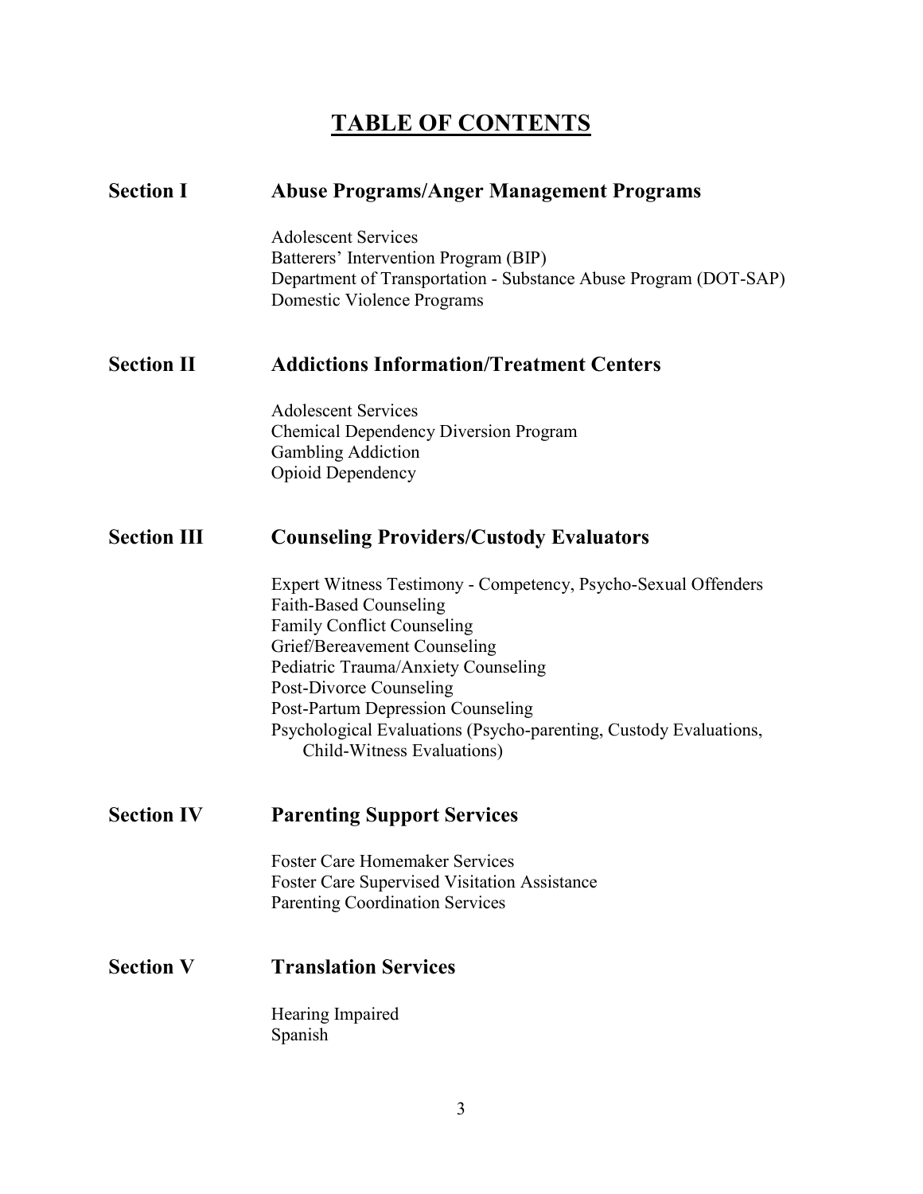# TABLE OF CONTENTS

## Section I — Abuse Programs/Anger Management Programs

- Adolescent Services
- Batterers' Intervention Program (BIP)
- Department of Transportation - Substance Abuse Program (DOT-SAP)
- Domestic Violence Programs

## Section II — Addictions Information/Treatment Centers

- Adolescent Services
- Chemical Dependency Diversion Program
- Gambling Addiction
- Opioid Dependency

## Section III — Counseling Providers/Custody Evaluators

- Expert Witness Testimony - Competency, Psycho-Sexual Offenders
- Faith-Based Counseling
- Family Conflict Counseling
- Grief/Bereavement Counseling
- Pediatric Trauma/Anxiety Counseling
- Post-Divorce Counseling
- Post-Partum Depression Counseling
- Psychological Evaluations (Psycho-parenting, Custody Evaluations, Child-Witness Evaluations)

## Section IV — Parenting Support Services

- Foster Care Homemaker Services
- Foster Care Supervised Visitation Assistance
- Parenting Coordination Services

## Section V — Translation Services

- Hearing Impaired
- Spanish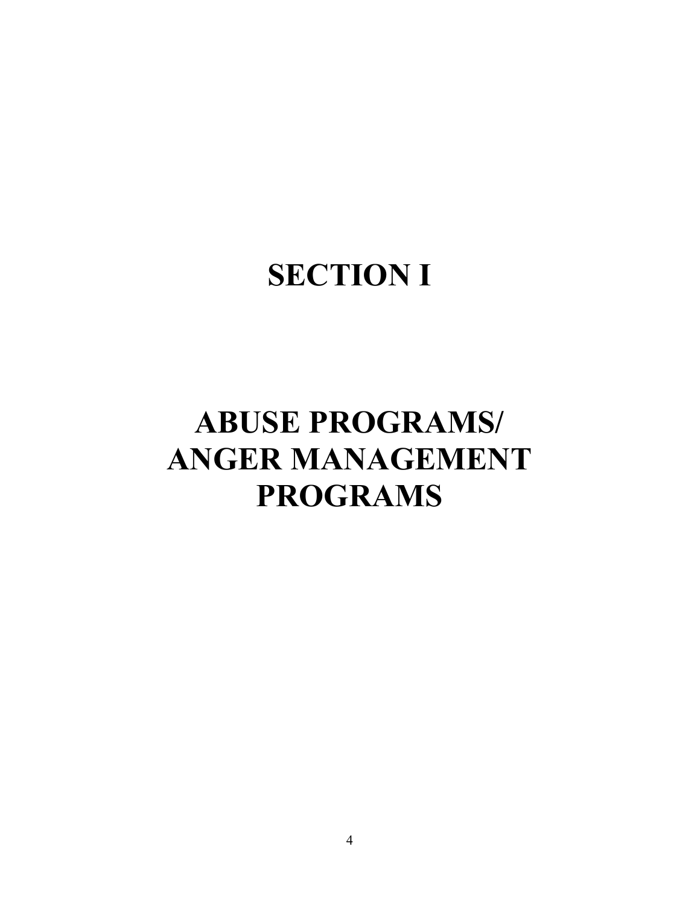# SECTION I

# ABUSE PROGRAMS/ ANGER MANAGEMENT PROGRAMS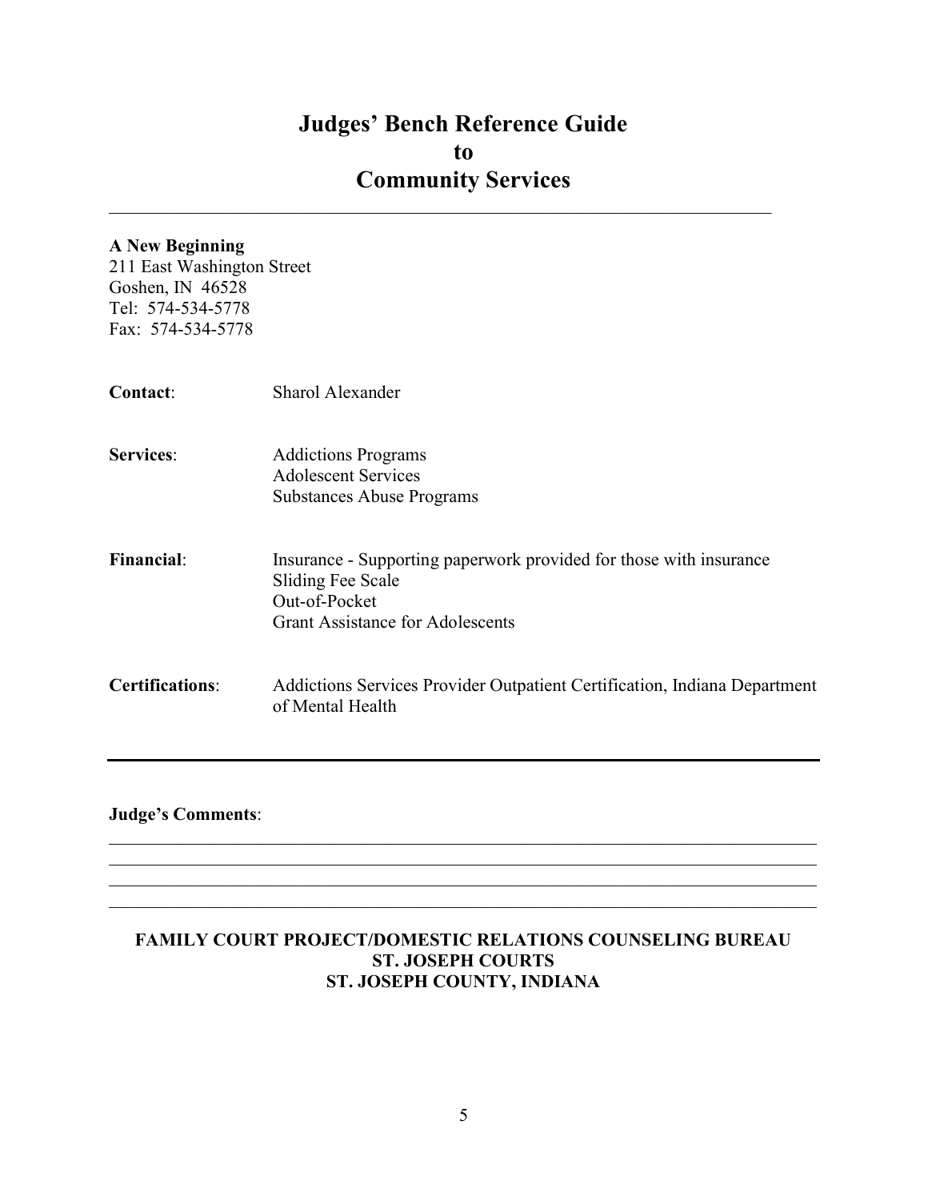# Judges' Bench Reference Guide to Community Services

---

**A New Beginning**
211 East Washington Street
Goshen, IN 46528
Tel: 574-534-5778
Fax: 574-534-5778

**Contact**: Sharol Alexander

**Services**:
- Addictions Programs
- Adolescent Services
- Substances Abuse Programs

**Financial**:
- Insurance - Supporting paperwork provided for those with insurance
- Sliding Fee Scale
- Out-of-Pocket
- Grant Assistance for Adolescents

**Certifications**: Addictions Services Provider Outpatient Certification, Indiana Department of Mental Health

---

**Judge's Comments**:

______________________________________________________________________________
______________________________________________________________________________
______________________________________________________________________________
______________________________________________________________________________

**FAMILY COURT PROJECT/DOMESTIC RELATIONS COUNSELING BUREAU**
**ST. JOSEPH COURTS**
**ST. JOSEPH COUNTY, INDIANA**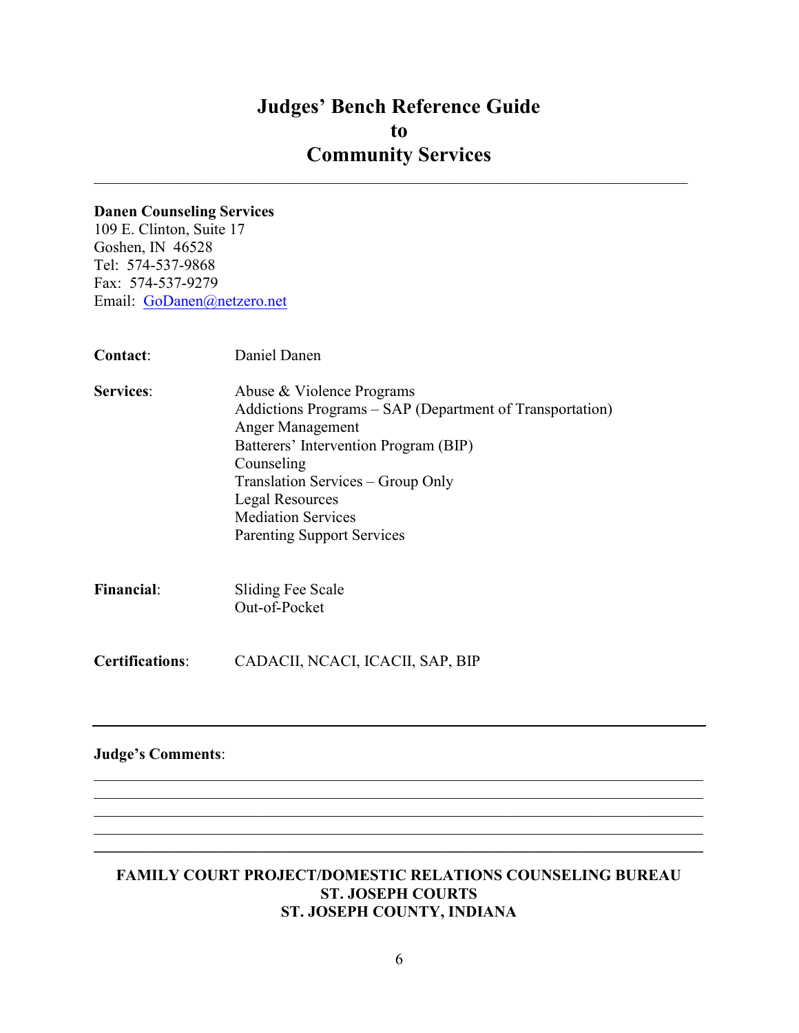# Judges' Bench Reference Guide to Community Services

**Danen Counseling Services**
109 E. Clinton, Suite 17
Goshen, IN 46528
Tel: 574-537-9868
Fax: 574-537-9279
Email: GoDanen@netzero.net

**Contact**: Daniel Danen

**Services**:
- Abuse & Violence Programs
- Addictions Programs – SAP (Department of Transportation)
- Anger Management
- Batterers' Intervention Program (BIP)
- Counseling
- Translation Services – Group Only
- Legal Resources
- Mediation Services
- Parenting Support Services

**Financial**:
- Sliding Fee Scale
- Out-of-Pocket

**Certifications**: CADACII, NCACI, ICACII, SAP, BIP

---

**Judge's Comments**:

______________________________________________________________________________
______________________________________________________________________________
______________________________________________________________________________
______________________________________________________________________________
______________________________________________________________________________

**FAMILY COURT PROJECT/DOMESTIC RELATIONS COUNSELING BUREAU**
**ST. JOSEPH COURTS**
**ST. JOSEPH COUNTY, INDIANA**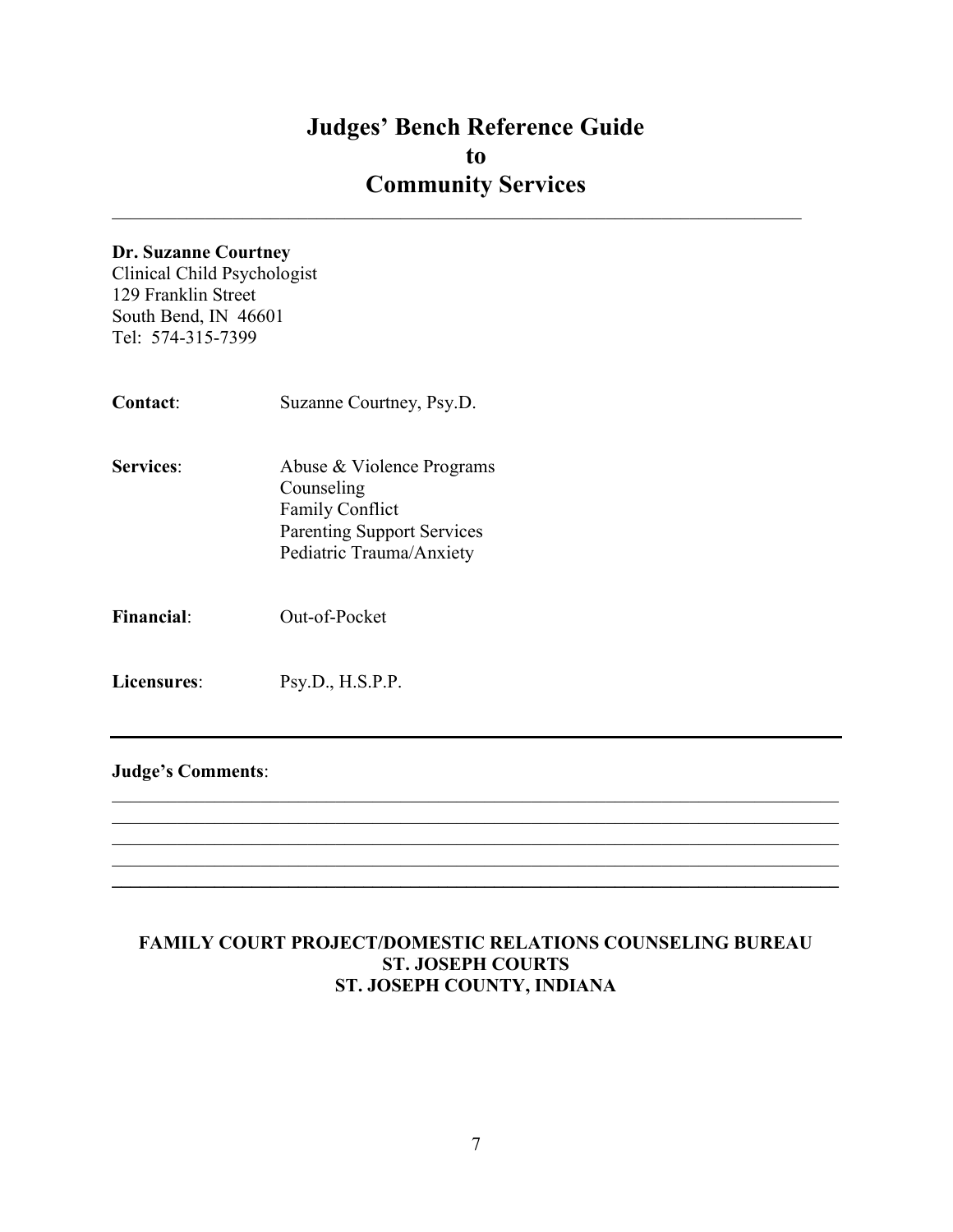# Judges' Bench Reference Guide
# to
# Community Services

---

**Dr. Suzanne Courtney**
Clinical Child Psychologist
129 Franklin Street
South Bend, IN 46601
Tel: 574-315-7399

**Contact**: Suzanne Courtney, Psy.D.

**Services**: Abuse & Violence Programs
Counseling
Family Conflict
Parenting Support Services
Pediatric Trauma/Anxiety

**Financial**: Out-of-Pocket

**Licensures**: Psy.D., H.S.P.P.

---

**Judge's Comments**:

______________________________________________________________________________
______________________________________________________________________________
______________________________________________________________________________
______________________________________________________________________________
______________________________________________________________________________

**FAMILY COURT PROJECT/DOMESTIC RELATIONS COUNSELING BUREAU**
**ST. JOSEPH COURTS**
**ST. JOSEPH COUNTY, INDIANA**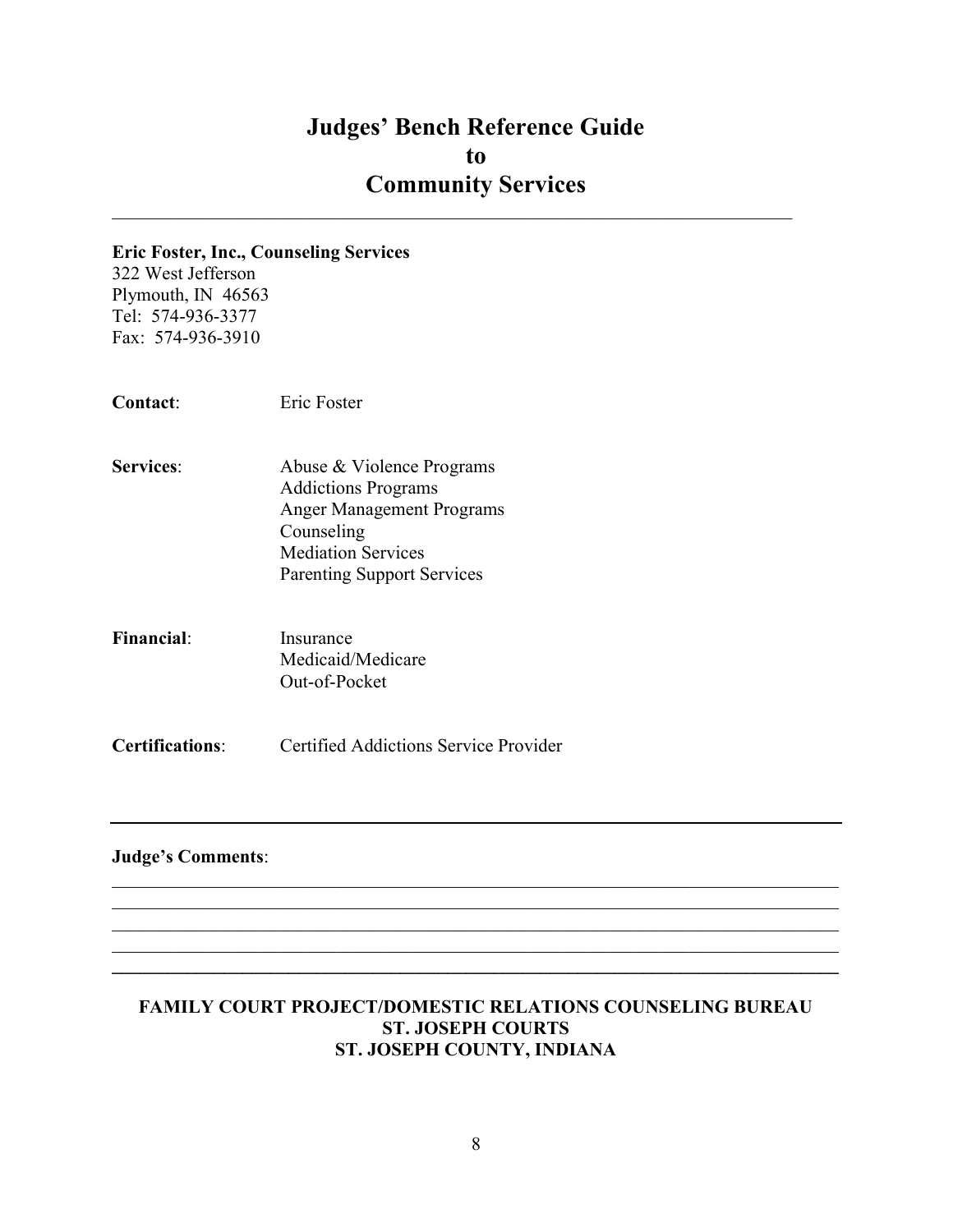# Judges' Bench Reference Guide
# to
# Community Services

---

**Eric Foster, Inc., Counseling Services**
322 West Jefferson
Plymouth, IN 46563
Tel: 574-936-3377
Fax: 574-936-3910

**Contact**: Eric Foster

**Services**:
- Abuse & Violence Programs
- Addictions Programs
- Anger Management Programs
- Counseling
- Mediation Services
- Parenting Support Services

**Financial**:
- Insurance
- Medicaid/Medicare
- Out-of-Pocket

**Certifications**: Certified Addictions Service Provider

---

**Judge's Comments**:

_______________________________________________________________________________
_______________________________________________________________________________
_______________________________________________________________________________
_______________________________________________________________________________
_______________________________________________________________________________

**FAMILY COURT PROJECT/DOMESTIC RELATIONS COUNSELING BUREAU**
**ST. JOSEPH COURTS**
**ST. JOSEPH COUNTY, INDIANA**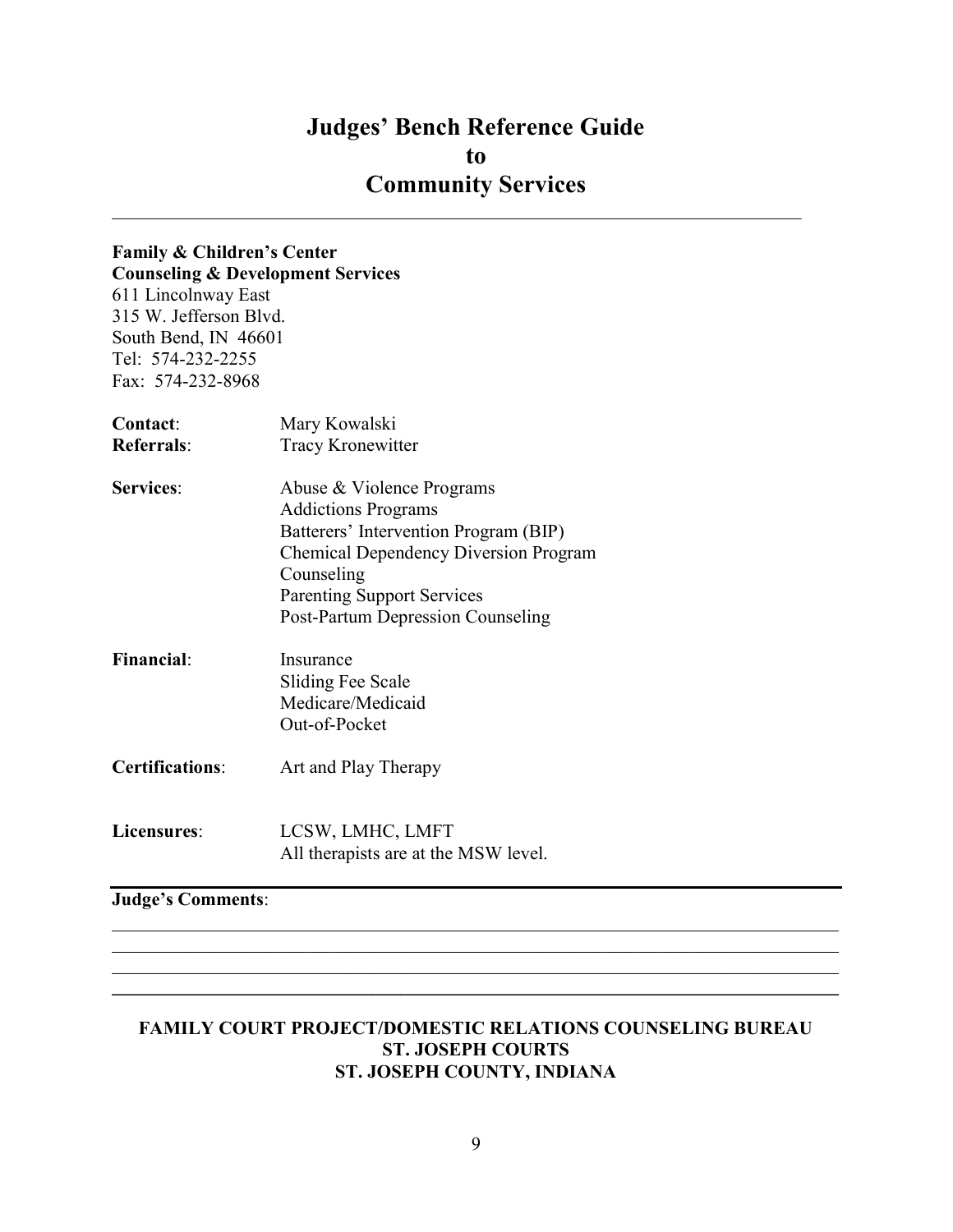# Judges' Bench Reference Guide to Community Services

---

**Family & Children's Center**
**Counseling & Development Services**
611 Lincolnway East
315 W. Jefferson Blvd.
South Bend, IN 46601
Tel: 574-232-2255
Fax: 574-232-8968

**Contact**: Mary Kowalski
**Referrals**: Tracy Kronewitter

**Services**:
- Abuse & Violence Programs
- Addictions Programs
- Batterers' Intervention Program (BIP)
- Chemical Dependency Diversion Program
- Counseling
- Parenting Support Services
- Post-Partum Depression Counseling

**Financial**:
- Insurance
- Sliding Fee Scale
- Medicare/Medicaid
- Out-of-Pocket

**Certifications**: Art and Play Therapy

**Licensures**: LCSW, LMHC, LMFT
All therapists are at the MSW level.

---

**Judge's Comments**:

---

**FAMILY COURT PROJECT/DOMESTIC RELATIONS COUNSELING BUREAU**
**ST. JOSEPH COURTS**
**ST. JOSEPH COUNTY, INDIANA**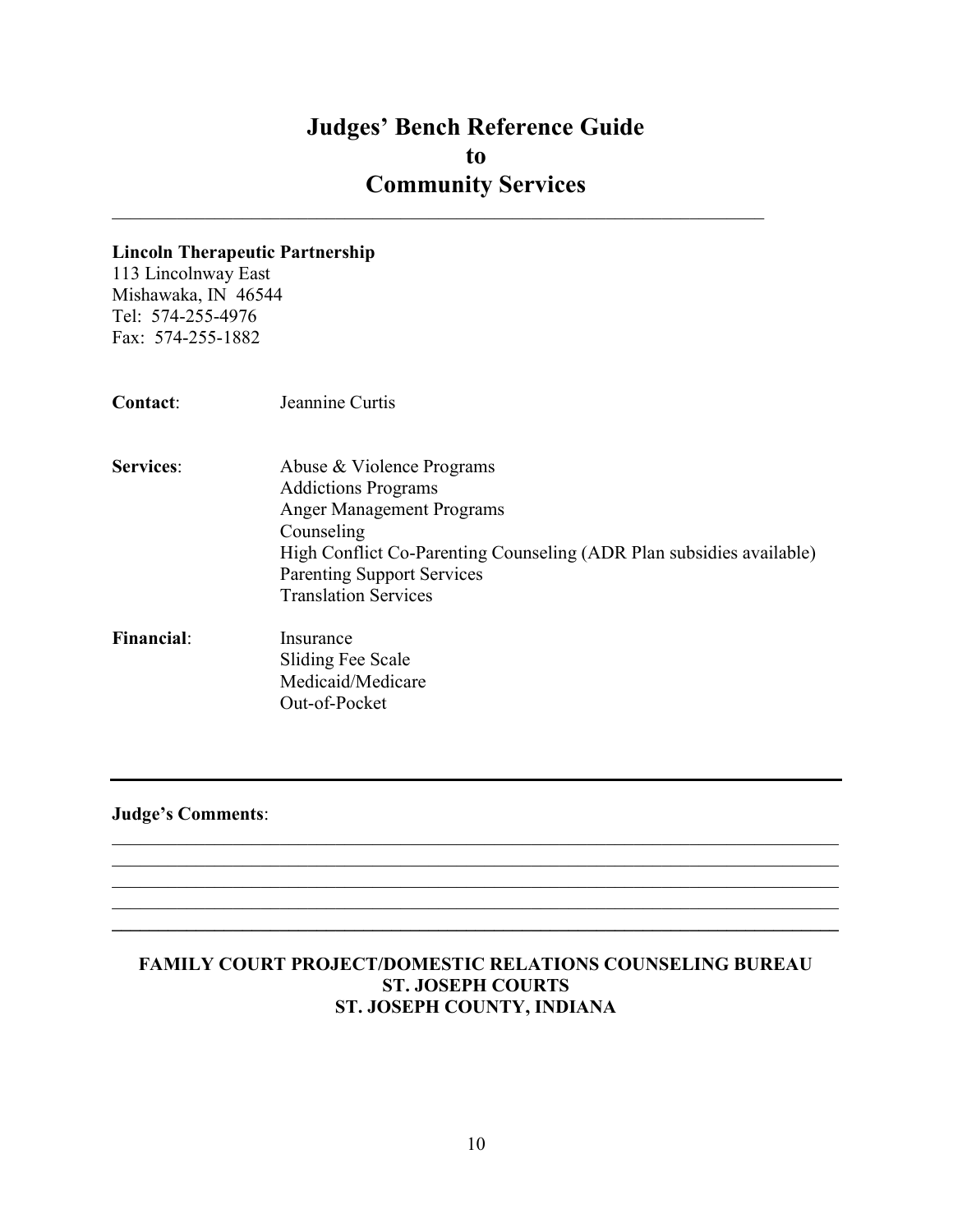# Judges' Bench Reference Guide
# to
# Community Services

**Lincoln Therapeutic Partnership**
113 Lincolnway East
Mishawaka, IN 46544
Tel: 574-255-4976
Fax: 574-255-1882

**Contact**: Jeannine Curtis

**Services**:
- Abuse & Violence Programs
- Addictions Programs
- Anger Management Programs
- Counseling
- High Conflict Co-Parenting Counseling (ADR Plan subsidies available)
- Parenting Support Services
- Translation Services

**Financial**:
- Insurance
- Sliding Fee Scale
- Medicaid/Medicare
- Out-of-Pocket

---

**Judge's Comments**:

**FAMILY COURT PROJECT/DOMESTIC RELATIONS COUNSELING BUREAU**
**ST. JOSEPH COURTS**
**ST. JOSEPH COUNTY, INDIANA**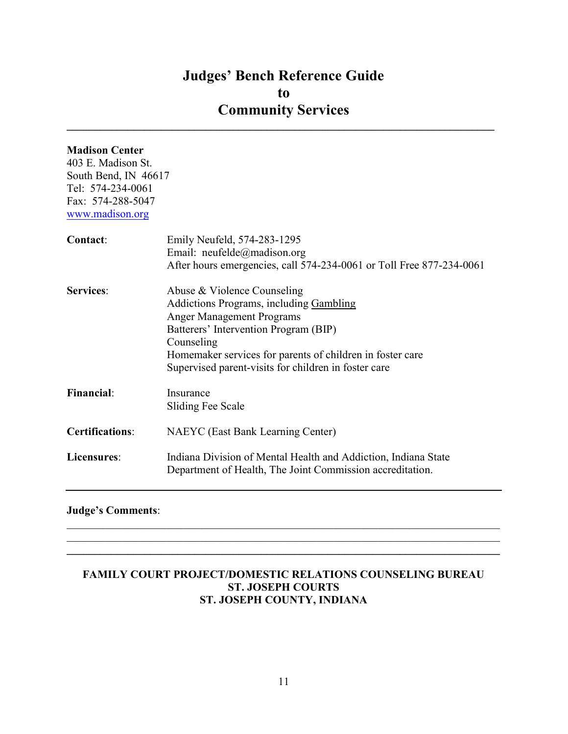# Judges' Bench Reference Guide to Community Services

---

**Madison Center**
403 E. Madison St.
South Bend, IN 46617
Tel: 574-234-0061
Fax: 574-288-5047
www.madison.org

| | |
|---|---|
| **Contact**: | Emily Neufeld, 574-283-1295<br>Email: neufelde@madison.org<br>After hours emergencies, call 574-234-0061 or Toll Free 877-234-0061 |
| **Services**: | Abuse & Violence Counseling<br>Addictions Programs, including Gambling<br>Anger Management Programs<br>Batterers' Intervention Program (BIP)<br>Counseling<br>Homemaker services for parents of children in foster care<br>Supervised parent-visits for children in foster care |
| **Financial**: | Insurance<br>Sliding Fee Scale |
| **Certifications**: | NAEYC (East Bank Learning Center) |
| **Licensures**: | Indiana Division of Mental Health and Addiction, Indiana State Department of Health, The Joint Commission accreditation. |

---

**Judge's Comments**:

______________________________________________________________________________

______________________________________________________________________________

______________________________________________________________________________

**FAMILY COURT PROJECT/DOMESTIC RELATIONS COUNSELING BUREAU**
**ST. JOSEPH COURTS**
**ST. JOSEPH COUNTY, INDIANA**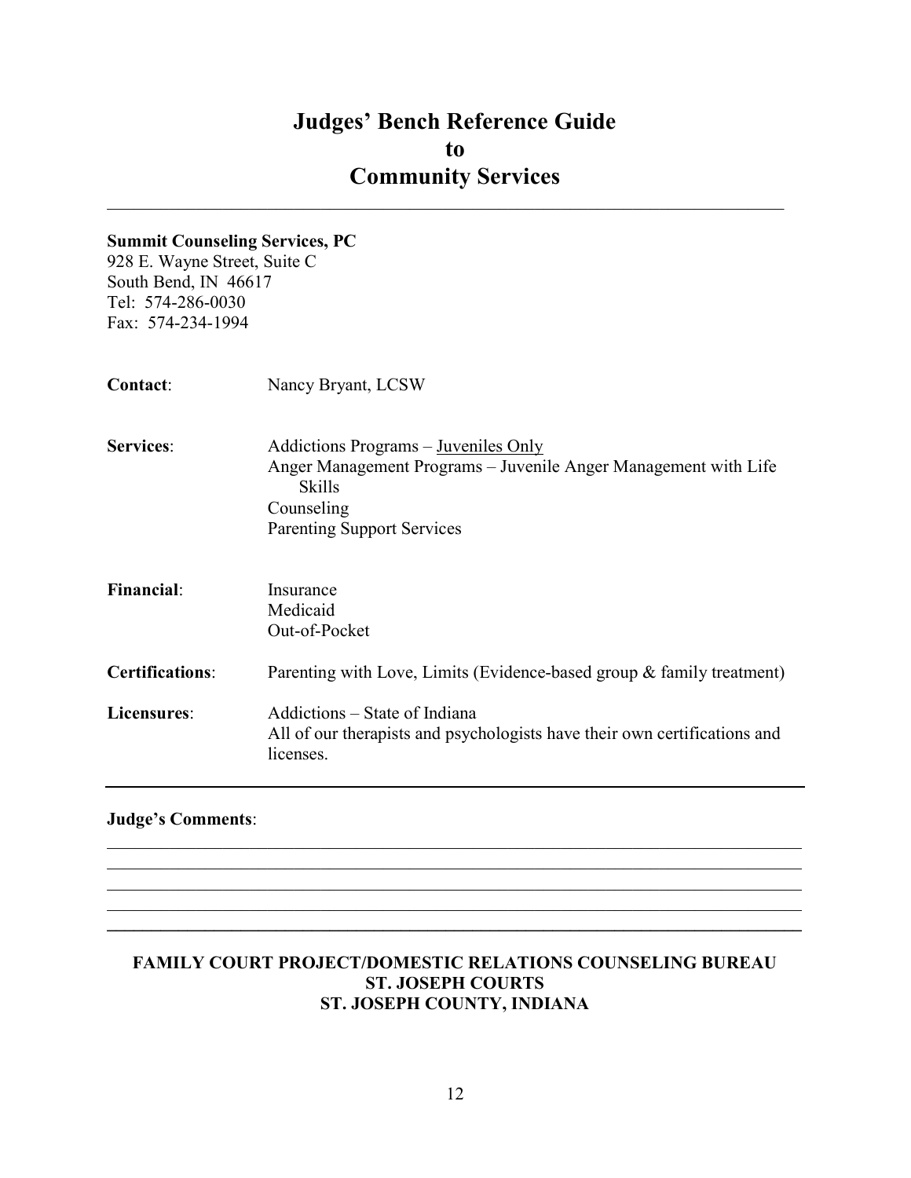# Judges' Bench Reference Guide to Community Services

---

**Summit Counseling Services, PC**
928 E. Wayne Street, Suite C
South Bend, IN 46617
Tel: 574-286-0030
Fax: 574-234-1994

**Contact**: Nancy Bryant, LCSW

**Services**:
- Addictions Programs – Juveniles Only
- Anger Management Programs – Juvenile Anger Management with Life Skills
- Counseling
- Parenting Support Services

**Financial**:
- Insurance
- Medicaid
- Out-of-Pocket

**Certifications**: Parenting with Love, Limits (Evidence-based group & family treatment)

**Licensures**:
Addictions – State of Indiana
All of our therapists and psychologists have their own certifications and licenses.

---

**Judge's Comments**:

---

**FAMILY COURT PROJECT/DOMESTIC RELATIONS COUNSELING BUREAU**
**ST. JOSEPH COURTS**
**ST. JOSEPH COUNTY, INDIANA**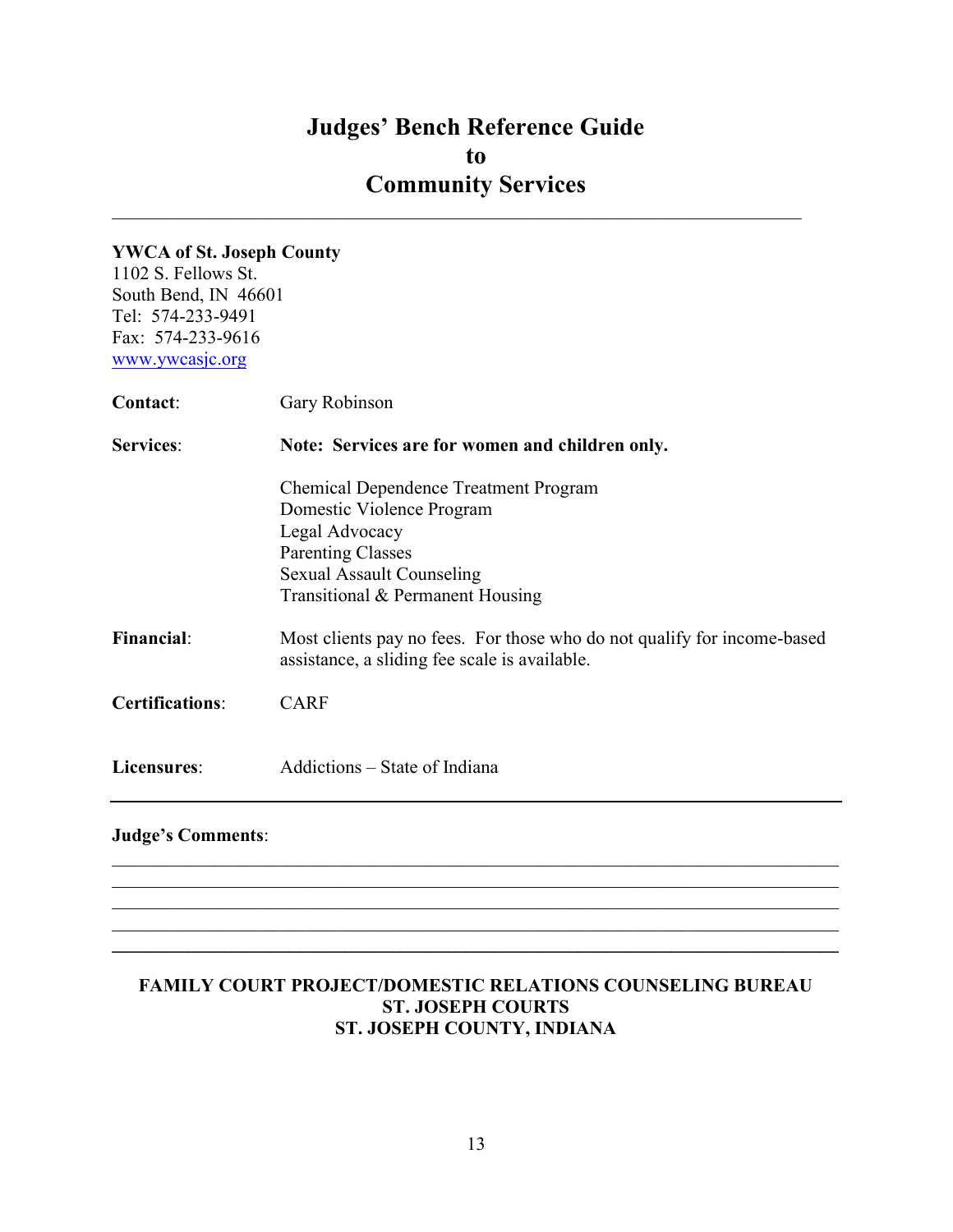# Judges' Bench Reference Guide to Community Services

---

**YWCA of St. Joseph County**
1102 S. Fellows St.
South Bend, IN 46601
Tel: 574-233-9491
Fax: 574-233-9616
www.ywcasjc.org

**Contact**: Gary Robinson

**Services**: **Note: Services are for women and children only.**

- Chemical Dependence Treatment Program
- Domestic Violence Program
- Legal Advocacy
- Parenting Classes
- Sexual Assault Counseling
- Transitional & Permanent Housing

**Financial**: Most clients pay no fees. For those who do not qualify for income-based assistance, a sliding fee scale is available.

**Certifications**: CARF

**Licensures**: Addictions – State of Indiana

---

**Judge's Comments**:

\_\_\_\_\_\_\_\_\_\_\_\_\_\_\_\_\_\_\_\_\_\_\_\_\_\_\_\_\_\_\_\_\_\_\_\_\_\_\_\_\_\_\_\_\_\_\_\_\_\_\_\_\_\_\_\_\_\_\_\_\_\_\_\_\_\_\_\_\_\_
\_\_\_\_\_\_\_\_\_\_\_\_\_\_\_\_\_\_\_\_\_\_\_\_\_\_\_\_\_\_\_\_\_\_\_\_\_\_\_\_\_\_\_\_\_\_\_\_\_\_\_\_\_\_\_\_\_\_\_\_\_\_\_\_\_\_\_\_\_\_
\_\_\_\_\_\_\_\_\_\_\_\_\_\_\_\_\_\_\_\_\_\_\_\_\_\_\_\_\_\_\_\_\_\_\_\_\_\_\_\_\_\_\_\_\_\_\_\_\_\_\_\_\_\_\_\_\_\_\_\_\_\_\_\_\_\_\_\_\_\_
\_\_\_\_\_\_\_\_\_\_\_\_\_\_\_\_\_\_\_\_\_\_\_\_\_\_\_\_\_\_\_\_\_\_\_\_\_\_\_\_\_\_\_\_\_\_\_\_\_\_\_\_\_\_\_\_\_\_\_\_\_\_\_\_\_\_\_\_\_\_

---

**FAMILY COURT PROJECT/DOMESTIC RELATIONS COUNSELING BUREAU**
**ST. JOSEPH COURTS**
**ST. JOSEPH COUNTY, INDIANA**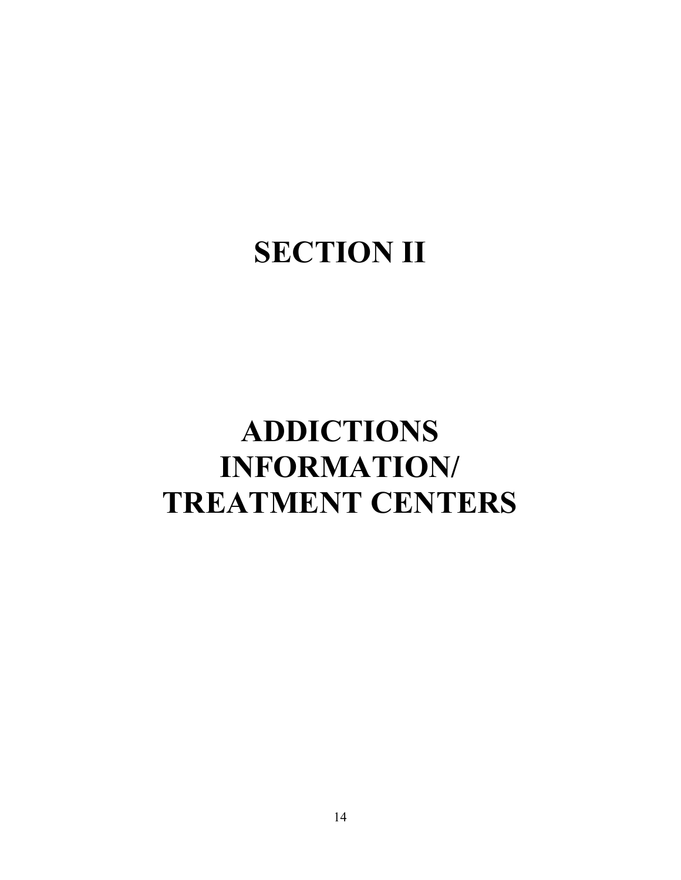# SECTION II

# ADDICTIONS INFORMATION/ TREATMENT CENTERS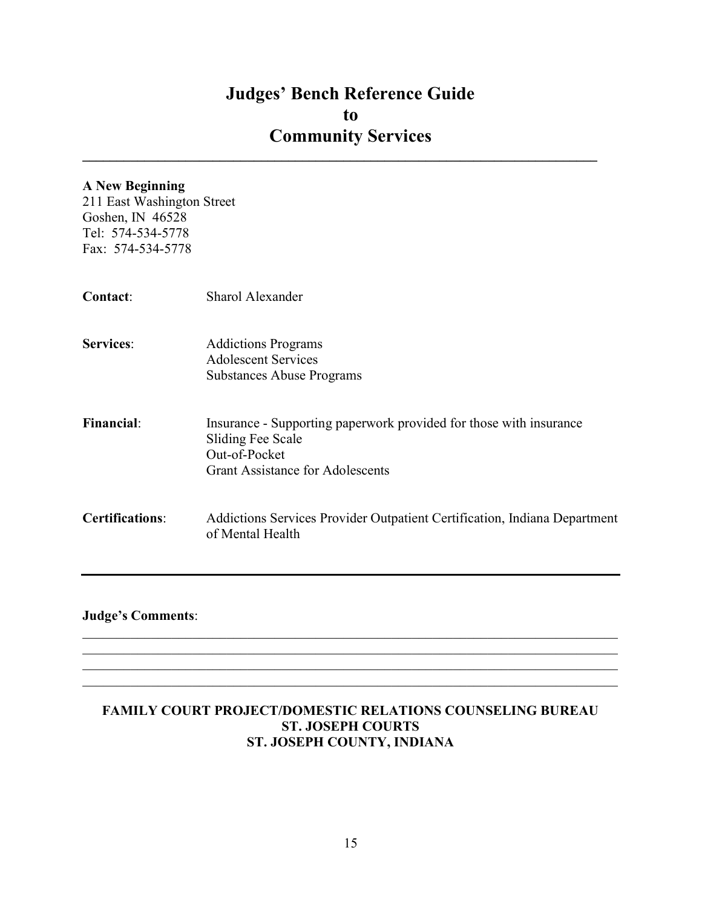# Judges' Bench Reference Guide to Community Services

---

**A New Beginning**
211 East Washington Street
Goshen, IN 46528
Tel: 574-534-5778
Fax: 574-534-5778

**Contact**: Sharol Alexander

**Services**:
- Addictions Programs
- Adolescent Services
- Substances Abuse Programs

**Financial**:
- Insurance - Supporting paperwork provided for those with insurance
- Sliding Fee Scale
- Out-of-Pocket
- Grant Assistance for Adolescents

**Certifications**: Addictions Services Provider Outpatient Certification, Indiana Department of Mental Health

---

**Judge's Comments**:

______________________________________________________________________________
______________________________________________________________________________
______________________________________________________________________________
______________________________________________________________________________

**FAMILY COURT PROJECT/DOMESTIC RELATIONS COUNSELING BUREAU**
**ST. JOSEPH COURTS**
**ST. JOSEPH COUNTY, INDIANA**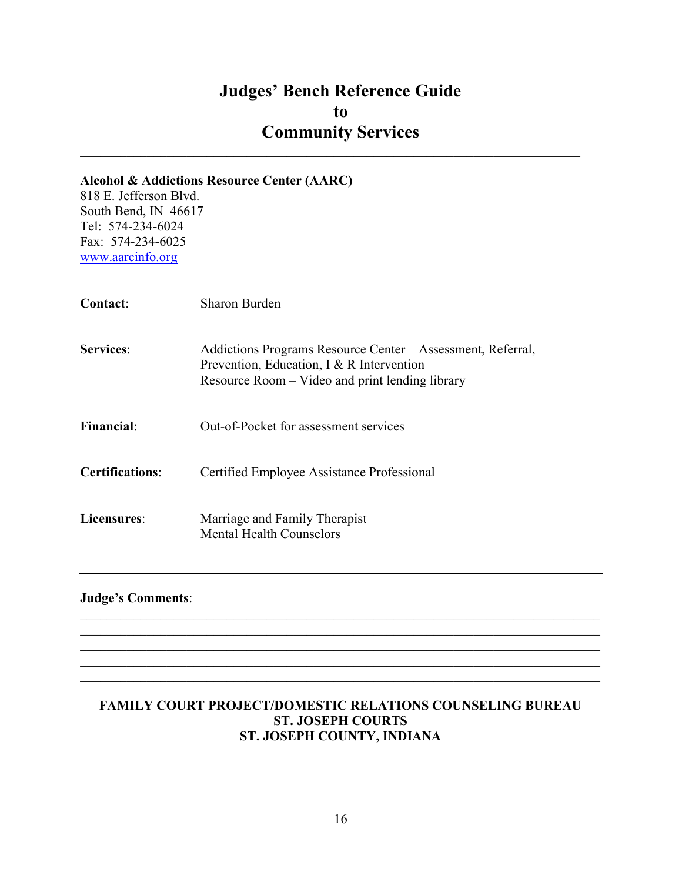# Judges' Bench Reference Guide to Community Services

---

**Alcohol & Addictions Resource Center (AARC)**
818 E. Jefferson Blvd.
South Bend, IN 46617
Tel: 574-234-6024
Fax: 574-234-6025
www.aarcinfo.org

| | |
|---|---|
| **Contact**: | Sharon Burden |
| **Services**: | Addictions Programs Resource Center – Assessment, Referral, Prevention, Education, I & R Intervention<br>Resource Room – Video and print lending library |
| **Financial**: | Out-of-Pocket for assessment services |
| **Certifications**: | Certified Employee Assistance Professional |
| **Licensures**: | Marriage and Family Therapist<br>Mental Health Counselors |

---

**Judge's Comments**:

______________________________________________________________________________
______________________________________________________________________________
______________________________________________________________________________
______________________________________________________________________________
______________________________________________________________________________

**FAMILY COURT PROJECT/DOMESTIC RELATIONS COUNSELING BUREAU**
**ST. JOSEPH COURTS**
**ST. JOSEPH COUNTY, INDIANA**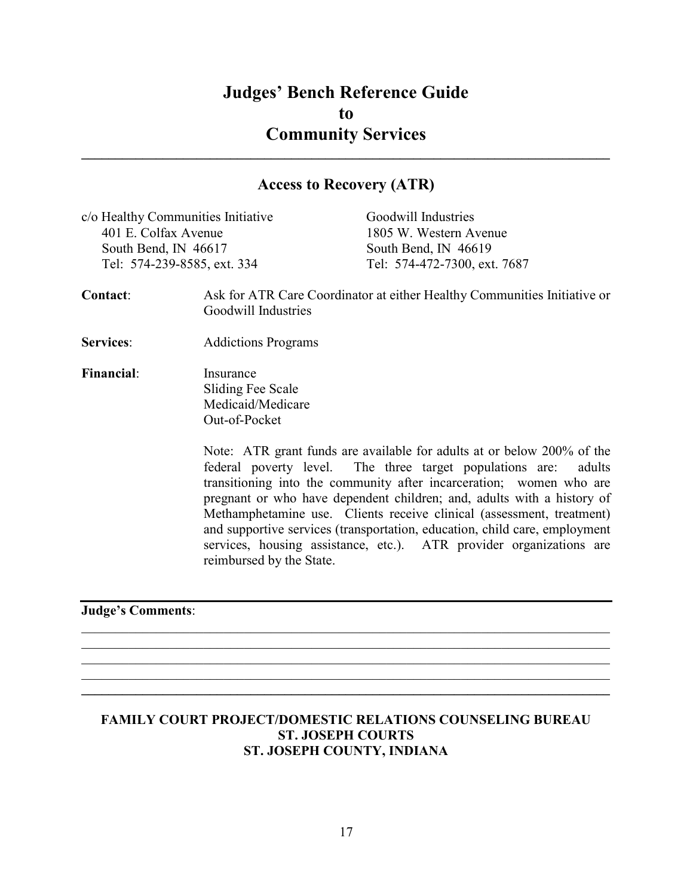# Judges' Bench Reference Guide to Community Services

## Access to Recovery (ATR)

c/o Healthy Communities Initiative
401 E. Colfax Avenue
South Bend, IN 46617
Tel: 574-239-8585, ext. 334

Goodwill Industries
1805 W. Western Avenue
South Bend, IN 46619
Tel: 574-472-7300, ext. 7687

**Contact**: Ask for ATR Care Coordinator at either Healthy Communities Initiative or Goodwill Industries

**Services**: Addictions Programs

**Financial**: Insurance
Sliding Fee Scale
Medicaid/Medicare
Out-of-Pocket

Note: ATR grant funds are available for adults at or below 200% of the federal poverty level. The three target populations are: adults transitioning into the community after incarceration; women who are pregnant or who have dependent children; and, adults with a history of Methamphetamine use. Clients receive clinical (assessment, treatment) and supportive services (transportation, education, child care, employment services, housing assistance, etc.). ATR provider organizations are reimbursed by the State.

**Judge's Comments**:

______________________________________________________________________
______________________________________________________________________
______________________________________________________________________
______________________________________________________________________
______________________________________________________________________

**FAMILY COURT PROJECT/DOMESTIC RELATIONS COUNSELING BUREAU**
**ST. JOSEPH COURTS**
**ST. JOSEPH COUNTY, INDIANA**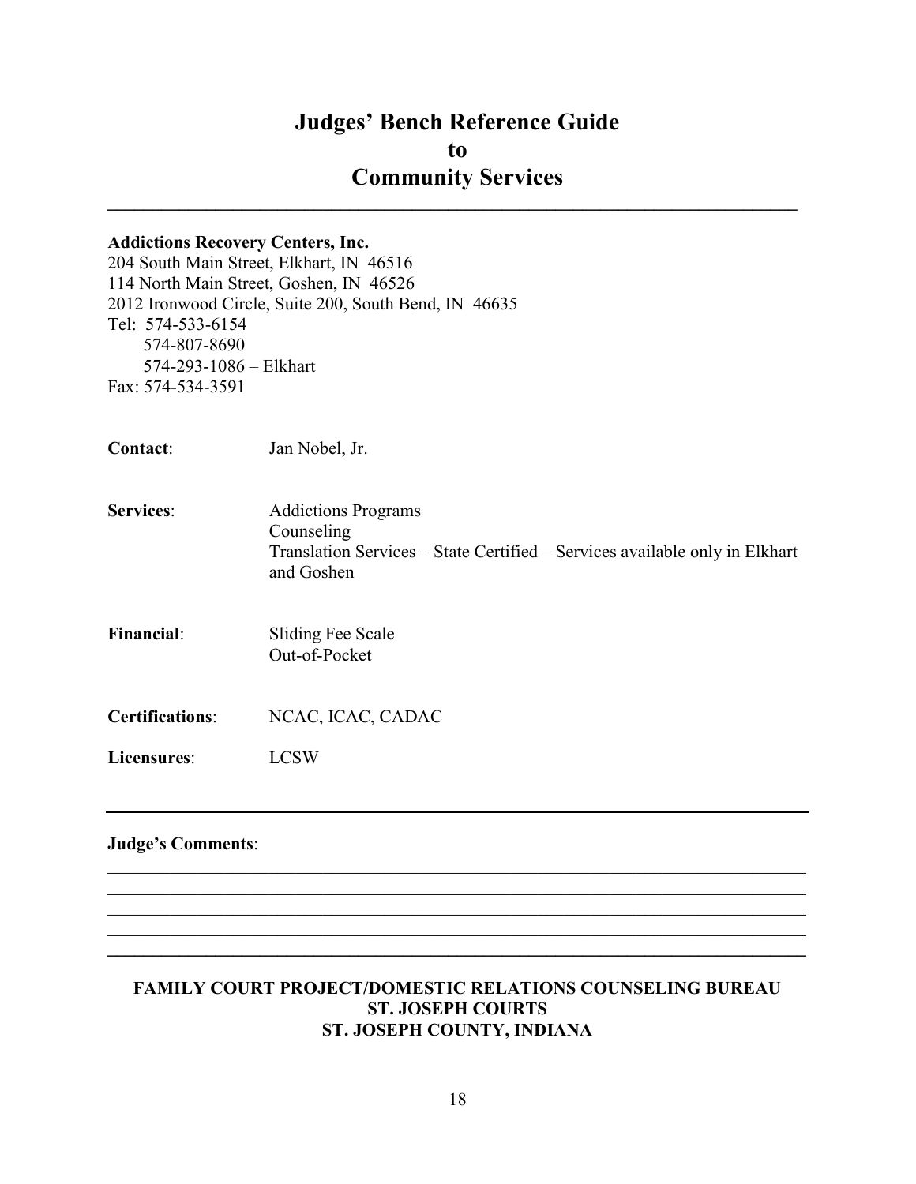# Judges' Bench Reference Guide
# to
# Community Services

**Addictions Recovery Centers, Inc.**
204 South Main Street, Elkhart, IN 46516
114 North Main Street, Goshen, IN 46526
2012 Ironwood Circle, Suite 200, South Bend, IN 46635
Tel: 574-533-6154
574-807-8690
574-293-1086 – Elkhart
Fax: 574-534-3591

**Contact**: Jan Nobel, Jr.

**Services**:
Addictions Programs
Counseling
Translation Services – State Certified – Services available only in Elkhart and Goshen

**Financial**:
Sliding Fee Scale
Out-of-Pocket

**Certifications**: NCAC, ICAC, CADAC

**Licensures**: LCSW

**Judge's Comments**:

**FAMILY COURT PROJECT/DOMESTIC RELATIONS COUNSELING BUREAU**
**ST. JOSEPH COURTS**
**ST. JOSEPH COUNTY, INDIANA**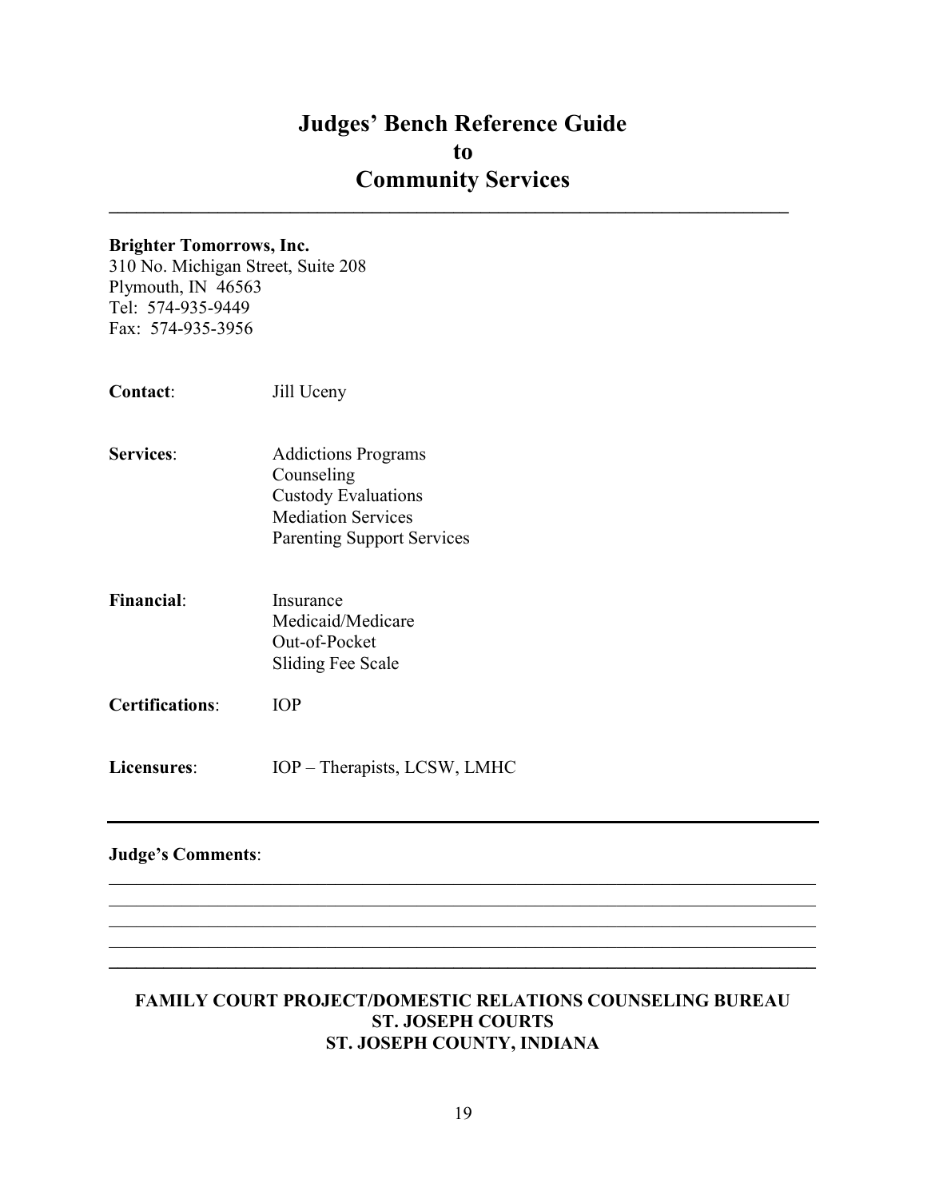# Judges' Bench Reference Guide to Community Services

---

**Brighter Tomorrows, Inc.**
310 No. Michigan Street, Suite 208
Plymouth, IN 46563
Tel: 574-935-9449
Fax: 574-935-3956

**Contact**: Jill Uceny

**Services**:
- Addictions Programs
- Counseling
- Custody Evaluations
- Mediation Services
- Parenting Support Services

**Financial**:
- Insurance
- Medicaid/Medicare
- Out-of-Pocket
- Sliding Fee Scale

**Certifications**: IOP

**Licensures**: IOP – Therapists, LCSW, LMHC

---

**Judge's Comments**:

\_\_\_\_\_\_\_\_\_\_\_\_\_\_\_\_\_\_\_\_\_\_\_\_\_\_\_\_\_\_\_\_\_\_\_\_\_\_\_\_\_\_\_\_\_\_\_\_\_\_\_\_\_\_\_\_\_\_\_\_\_\_\_\_\_\_\_\_\_\_\_\_
\_\_\_\_\_\_\_\_\_\_\_\_\_\_\_\_\_\_\_\_\_\_\_\_\_\_\_\_\_\_\_\_\_\_\_\_\_\_\_\_\_\_\_\_\_\_\_\_\_\_\_\_\_\_\_\_\_\_\_\_\_\_\_\_\_\_\_\_\_\_\_\_
\_\_\_\_\_\_\_\_\_\_\_\_\_\_\_\_\_\_\_\_\_\_\_\_\_\_\_\_\_\_\_\_\_\_\_\_\_\_\_\_\_\_\_\_\_\_\_\_\_\_\_\_\_\_\_\_\_\_\_\_\_\_\_\_\_\_\_\_\_\_\_\_
\_\_\_\_\_\_\_\_\_\_\_\_\_\_\_\_\_\_\_\_\_\_\_\_\_\_\_\_\_\_\_\_\_\_\_\_\_\_\_\_\_\_\_\_\_\_\_\_\_\_\_\_\_\_\_\_\_\_\_\_\_\_\_\_\_\_\_\_\_\_\_\_

---

**FAMILY COURT PROJECT/DOMESTIC RELATIONS COUNSELING BUREAU**
**ST. JOSEPH COURTS**
**ST. JOSEPH COUNTY, INDIANA**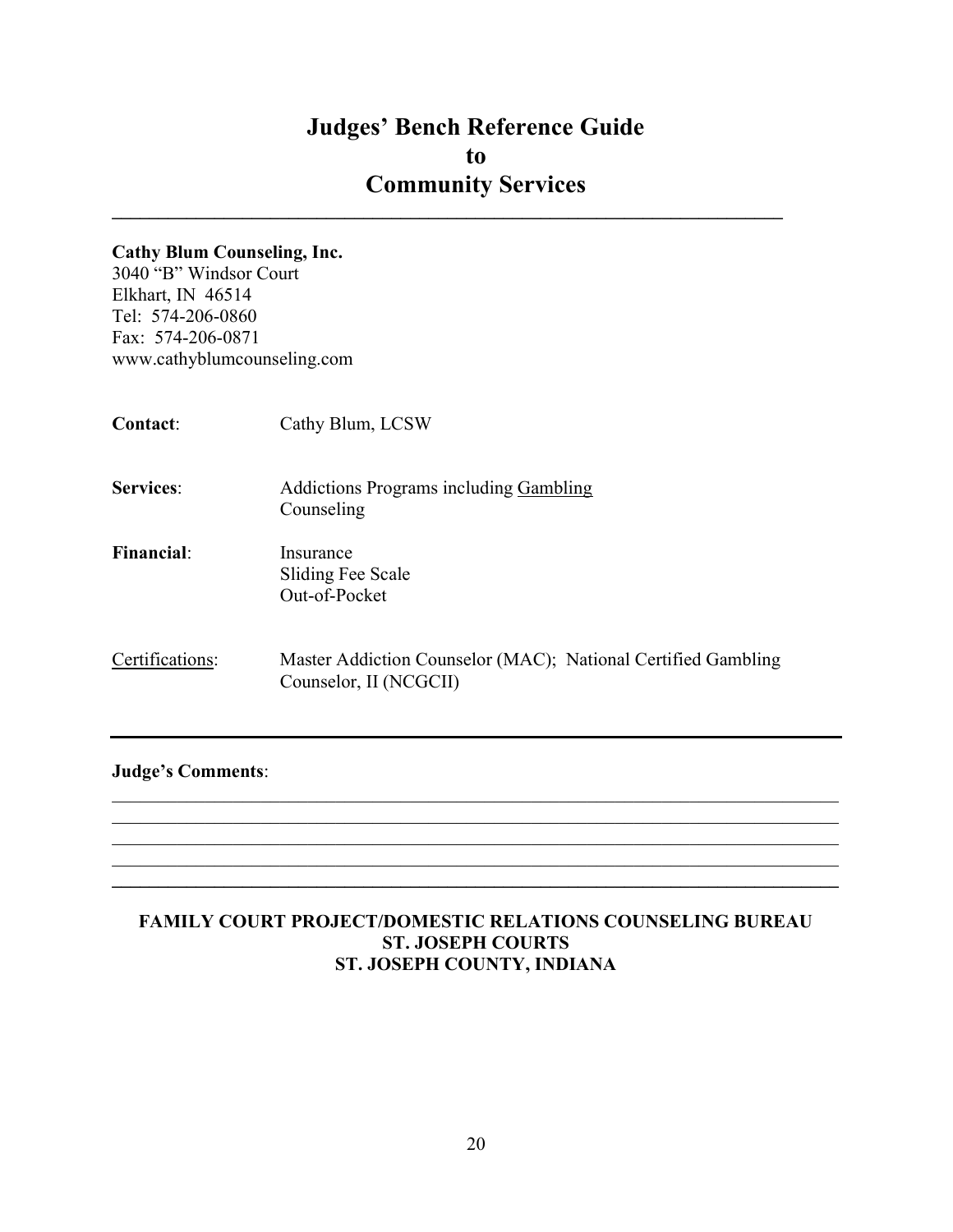# Judges' Bench Reference Guide to Community Services

---

**Cathy Blum Counseling, Inc.**
3040 "B" Windsor Court
Elkhart, IN 46514
Tel: 574-206-0860
Fax: 574-206-0871
www.cathyblumcounseling.com

**Contact**: Cathy Blum, LCSW

**Services**: Addictions Programs including <u>Gambling</u> Counseling

**Financial**: Insurance
Sliding Fee Scale
Out-of-Pocket

<u>Certifications</u>: Master Addiction Counselor (MAC); National Certified Gambling Counselor, II (NCGCII)

---

**Judge's Comments**:

_______________________________________________________________________________
_______________________________________________________________________________
_______________________________________________________________________________
_______________________________________________________________________________
_______________________________________________________________________________

**FAMILY COURT PROJECT/DOMESTIC RELATIONS COUNSELING BUREAU**
**ST. JOSEPH COURTS**
**ST. JOSEPH COUNTY, INDIANA**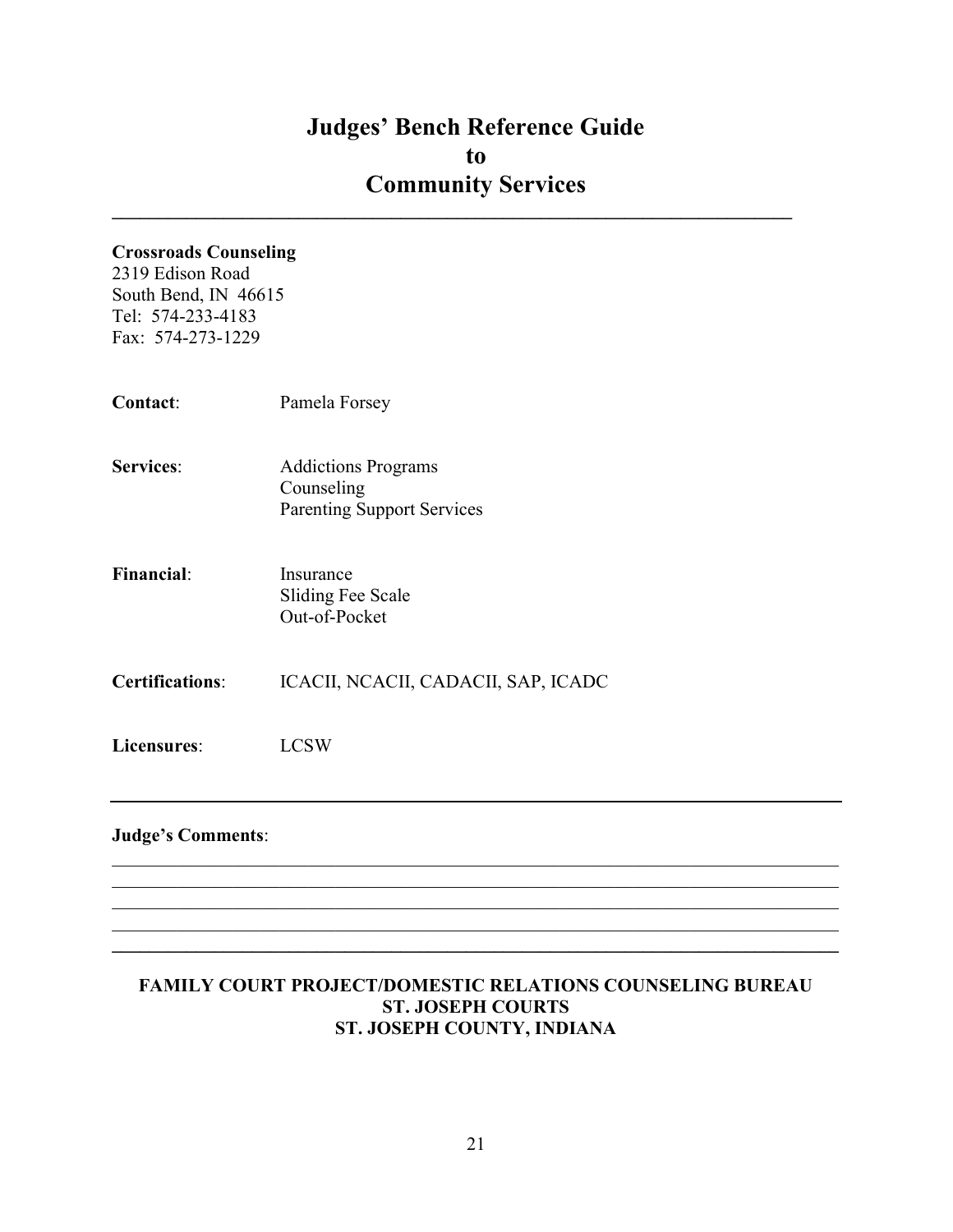# Judges' Bench Reference Guide to Community Services

---

**Crossroads Counseling**
2319 Edison Road
South Bend, IN 46615
Tel: 574-233-4183
Fax: 574-273-1229

**Contact**: Pamela Forsey

**Services**:
- Addictions Programs
- Counseling
- Parenting Support Services

**Financial**:
- Insurance
- Sliding Fee Scale
- Out-of-Pocket

**Certifications**: ICACII, NCACII, CADACII, SAP, ICADC

**Licensures**: LCSW

---

**Judge's Comments**:

\_\_\_\_\_\_\_\_\_\_\_\_\_\_\_\_\_\_\_\_\_\_\_\_\_\_\_\_\_\_\_\_\_\_\_\_\_\_\_\_\_\_\_\_\_\_\_\_\_\_\_\_\_\_\_\_\_\_\_\_\_\_\_\_\_\_\_\_\_\_
\_\_\_\_\_\_\_\_\_\_\_\_\_\_\_\_\_\_\_\_\_\_\_\_\_\_\_\_\_\_\_\_\_\_\_\_\_\_\_\_\_\_\_\_\_\_\_\_\_\_\_\_\_\_\_\_\_\_\_\_\_\_\_\_\_\_\_\_\_\_
\_\_\_\_\_\_\_\_\_\_\_\_\_\_\_\_\_\_\_\_\_\_\_\_\_\_\_\_\_\_\_\_\_\_\_\_\_\_\_\_\_\_\_\_\_\_\_\_\_\_\_\_\_\_\_\_\_\_\_\_\_\_\_\_\_\_\_\_\_\_
\_\_\_\_\_\_\_\_\_\_\_\_\_\_\_\_\_\_\_\_\_\_\_\_\_\_\_\_\_\_\_\_\_\_\_\_\_\_\_\_\_\_\_\_\_\_\_\_\_\_\_\_\_\_\_\_\_\_\_\_\_\_\_\_\_\_\_\_\_\_

**FAMILY COURT PROJECT/DOMESTIC RELATIONS COUNSELING BUREAU**
**ST. JOSEPH COURTS**
**ST. JOSEPH COUNTY, INDIANA**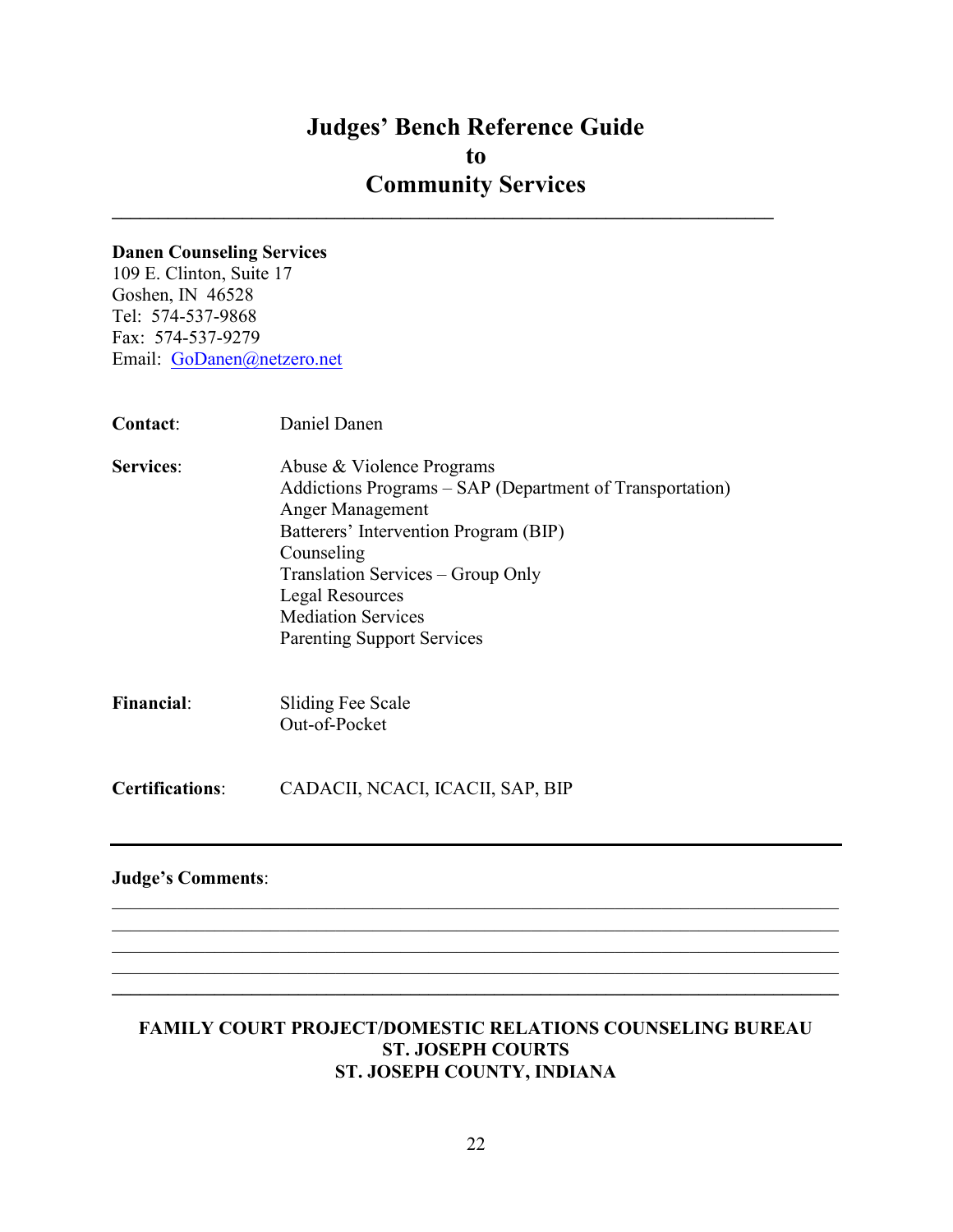# Judges' Bench Reference Guide to Community Services

---

**Danen Counseling Services**
109 E. Clinton, Suite 17
Goshen, IN 46528
Tel: 574-537-9868
Fax: 574-537-9279
Email: GoDanen@netzero.net

**Contact**: Daniel Danen

**Services**:
- Abuse & Violence Programs
- Addictions Programs – SAP (Department of Transportation)
- Anger Management
- Batterers' Intervention Program (BIP)
- Counseling
- Translation Services – Group Only
- Legal Resources
- Mediation Services
- Parenting Support Services

**Financial**:
- Sliding Fee Scale
- Out-of-Pocket

**Certifications**: CADACII, NCACI, ICACII, SAP, BIP

---

**Judge's Comments**:

______________________________________________________________________
______________________________________________________________________
______________________________________________________________________
______________________________________________________________________
______________________________________________________________________

**FAMILY COURT PROJECT/DOMESTIC RELATIONS COUNSELING BUREAU**
**ST. JOSEPH COURTS**
**ST. JOSEPH COUNTY, INDIANA**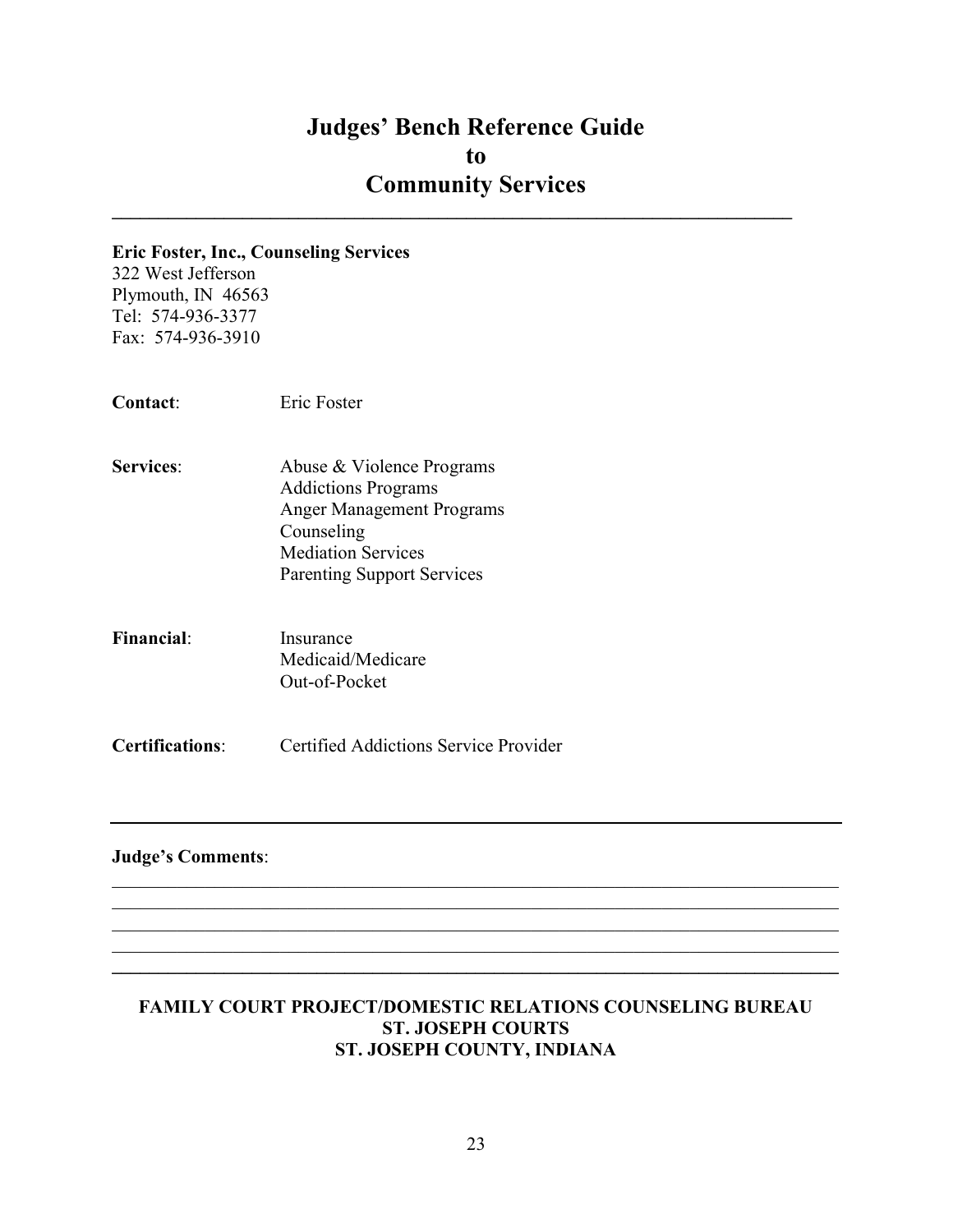# Judges' Bench Reference Guide to Community Services

**Eric Foster, Inc., Counseling Services**
322 West Jefferson
Plymouth, IN 46563
Tel: 574-936-3377
Fax: 574-936-3910

**Contact**: Eric Foster

**Services**:
- Abuse & Violence Programs
- Addictions Programs
- Anger Management Programs
- Counseling
- Mediation Services
- Parenting Support Services

**Financial**:
- Insurance
- Medicaid/Medicare
- Out-of-Pocket

**Certifications**: Certified Addictions Service Provider

---

**Judge's Comments**:

______________________________________________________________________________
______________________________________________________________________________
______________________________________________________________________________
______________________________________________________________________________
______________________________________________________________________________

**FAMILY COURT PROJECT/DOMESTIC RELATIONS COUNSELING BUREAU**
**ST. JOSEPH COURTS**
**ST. JOSEPH COUNTY, INDIANA**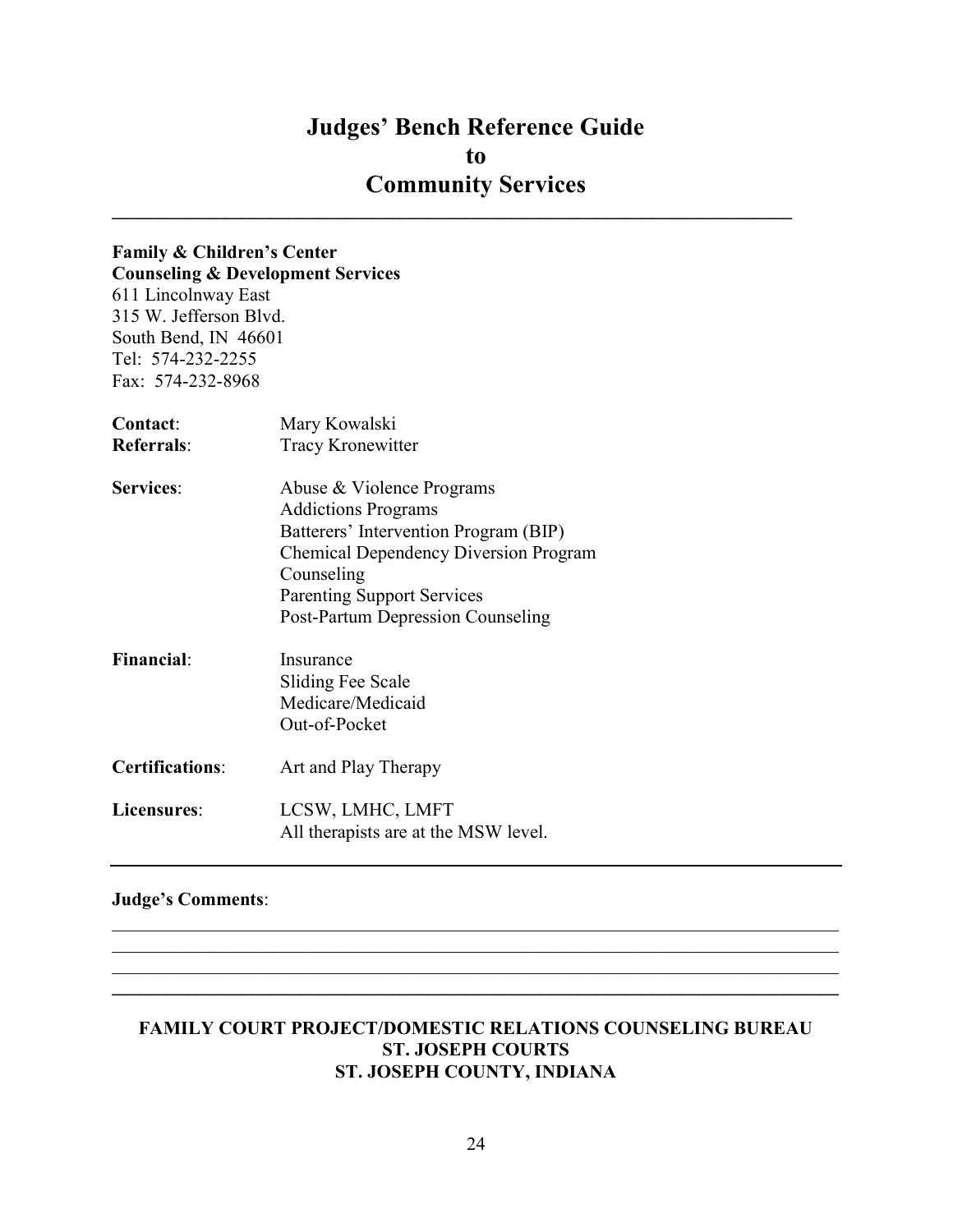# Judges' Bench Reference Guide to Community Services

---

**Family & Children's Center**
**Counseling & Development Services**
611 Lincolnway East
315 W. Jefferson Blvd.
South Bend, IN 46601
Tel: 574-232-2255
Fax: 574-232-8968

**Contact**: Mary Kowalski
**Referrals**: Tracy Kronewitter

**Services**:
- Abuse & Violence Programs
- Addictions Programs
- Batterers' Intervention Program (BIP)
- Chemical Dependency Diversion Program
- Counseling
- Parenting Support Services
- Post-Partum Depression Counseling

**Financial**:
- Insurance
- Sliding Fee Scale
- Medicare/Medicaid
- Out-of-Pocket

**Certifications**: Art and Play Therapy

**Licensures**: LCSW, LMHC, LMFT
All therapists are at the MSW level.

---

**Judge's Comments**:

---

**FAMILY COURT PROJECT/DOMESTIC RELATIONS COUNSELING BUREAU**
**ST. JOSEPH COURTS**
**ST. JOSEPH COUNTY, INDIANA**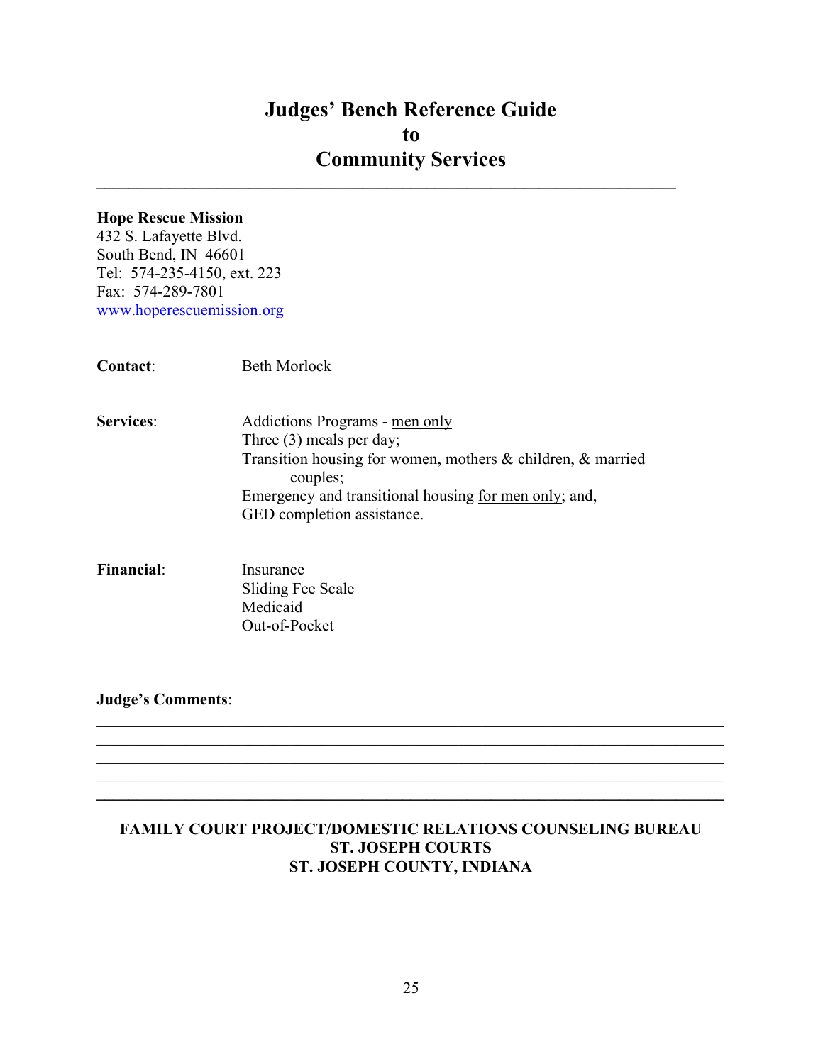# Judges' Bench Reference Guide
# to
# Community Services

---

**Hope Rescue Mission**
432 S. Lafayette Blvd.
South Bend, IN 46601
Tel: 574-235-4150, ext. 223
Fax: 574-289-7801
www.hoperescuemission.org

**Contact**: Beth Morlock

**Services**:
Addictions Programs - men only
Three (3) meals per day;
Transition housing for women, mothers & children, & married couples;
Emergency and transitional housing for men only; and,
GED completion assistance.

**Financial**:
Insurance
Sliding Fee Scale
Medicaid
Out-of-Pocket

**Judge's Comments**:

---

**FAMILY COURT PROJECT/DOMESTIC RELATIONS COUNSELING BUREAU**
**ST. JOSEPH COURTS**
**ST. JOSEPH COUNTY, INDIANA**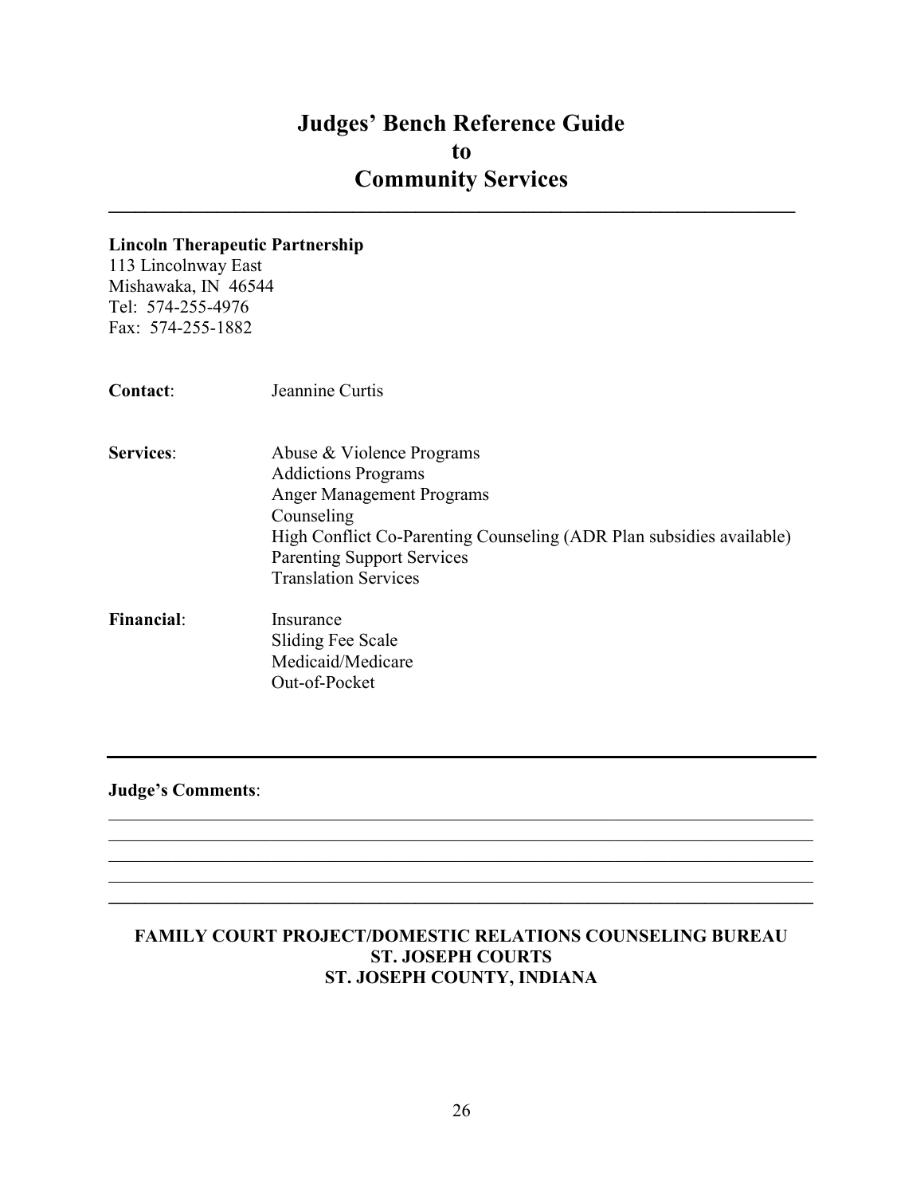# Judges' Bench Reference Guide to Community Services

---

**Lincoln Therapeutic Partnership**
113 Lincolnway East
Mishawaka, IN 46544
Tel: 574-255-4976
Fax: 574-255-1882

**Contact**: Jeannine Curtis

**Services**:
- Abuse & Violence Programs
- Addictions Programs
- Anger Management Programs
- Counseling
- High Conflict Co-Parenting Counseling (ADR Plan subsidies available)
- Parenting Support Services
- Translation Services

**Financial**:
- Insurance
- Sliding Fee Scale
- Medicaid/Medicare
- Out-of-Pocket

---

**Judge's Comments**:

______________________________________________________________________________
______________________________________________________________________________
______________________________________________________________________________
______________________________________________________________________________
______________________________________________________________________________

**FAMILY COURT PROJECT/DOMESTIC RELATIONS COUNSELING BUREAU**
**ST. JOSEPH COURTS**
**ST. JOSEPH COUNTY, INDIANA**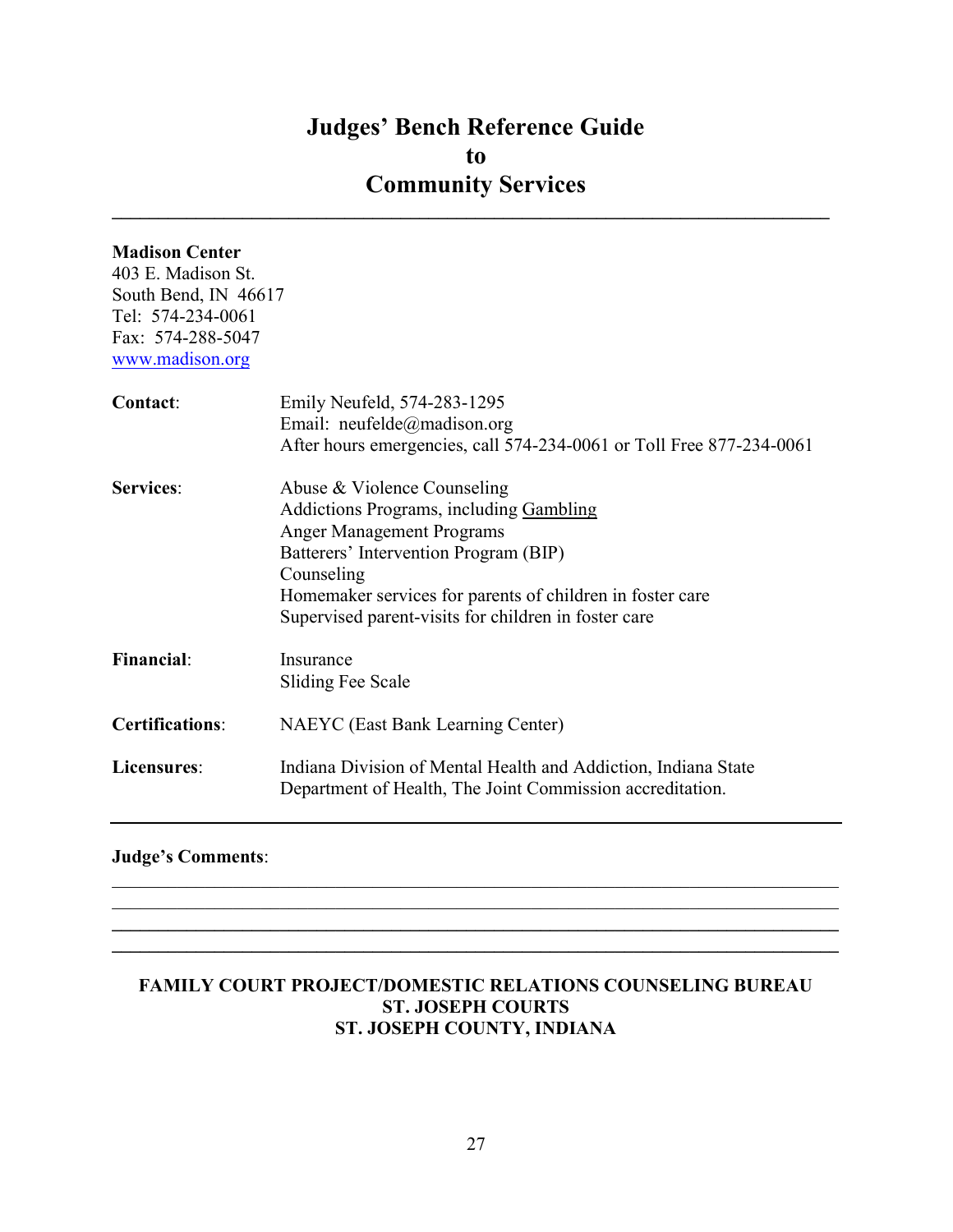# Judges' Bench Reference Guide to Community Services

**Madison Center**
403 E. Madison St.
South Bend, IN 46617
Tel: 574-234-0061
Fax: 574-288-5047
www.madison.org

**Contact**: Emily Neufeld, 574-283-1295
Email: neufelde@madison.org
After hours emergencies, call 574-234-0061 or Toll Free 877-234-0061

**Services**:
Abuse & Violence Counseling
Addictions Programs, including Gambling
Anger Management Programs
Batterers' Intervention Program (BIP)
Counseling
Homemaker services for parents of children in foster care
Supervised parent-visits for children in foster care

**Financial**:
Insurance
Sliding Fee Scale

**Certifications**: NAEYC (East Bank Learning Center)

**Licensures**: Indiana Division of Mental Health and Addiction, Indiana State Department of Health, The Joint Commission accreditation.

---

**Judge's Comments**:

______________________________________________________________________
______________________________________________________________________
______________________________________________________________________
______________________________________________________________________

**FAMILY COURT PROJECT/DOMESTIC RELATIONS COUNSELING BUREAU**
**ST. JOSEPH COURTS**
**ST. JOSEPH COUNTY, INDIANA**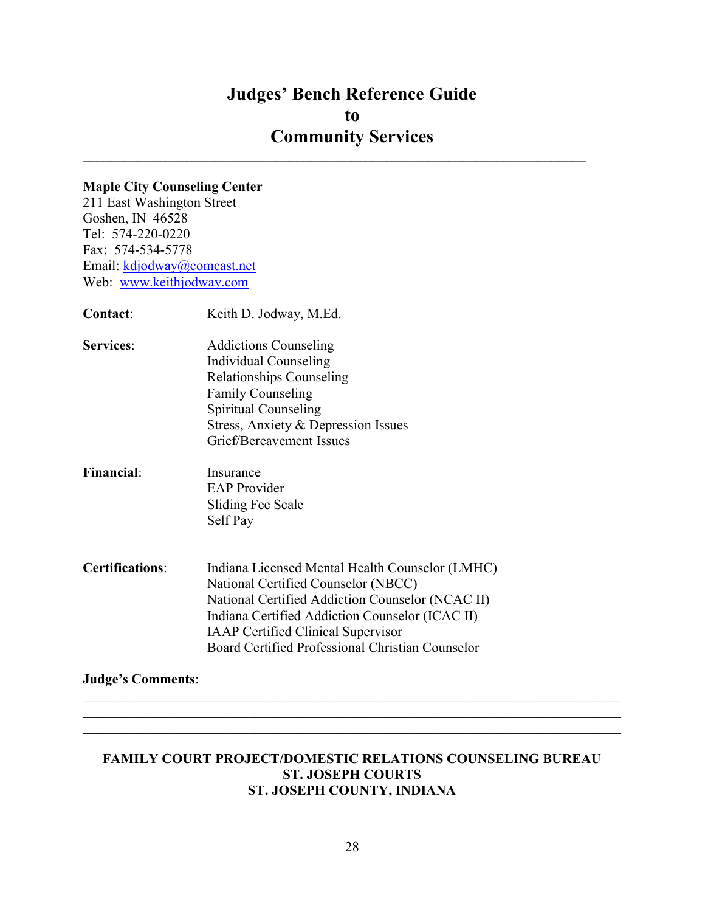# Judges' Bench Reference Guide to Community Services

---

**Maple City Counseling Center**
211 East Washington Street
Goshen, IN 46528
Tel: 574-220-0220
Fax: 574-534-5778
Email: kdjodway@comcast.net
Web: www.keithjodway.com

**Contact**: Keith D. Jodway, M.Ed.

**Services**:
- Addictions Counseling
- Individual Counseling
- Relationships Counseling
- Family Counseling
- Spiritual Counseling
- Stress, Anxiety & Depression Issues
- Grief/Bereavement Issues

**Financial**:
- Insurance
- EAP Provider
- Sliding Fee Scale
- Self Pay

**Certifications**:
- Indiana Licensed Mental Health Counselor (LMHC)
- National Certified Counselor (NBCC)
- National Certified Addiction Counselor (NCAC II)
- Indiana Certified Addiction Counselor (ICAC II)
- IAAP Certified Clinical Supervisor
- Board Certified Professional Christian Counselor

**Judge's Comments**:

\_\_\_\_\_\_\_\_\_\_\_\_\_\_\_\_\_\_\_\_\_\_\_\_\_\_\_\_\_\_\_\_\_\_\_\_\_\_\_\_\_\_\_\_\_\_\_\_\_\_\_\_\_\_\_\_\_\_\_\_\_\_\_\_\_\_\_\_\_\_

\_\_\_\_\_\_\_\_\_\_\_\_\_\_\_\_\_\_\_\_\_\_\_\_\_\_\_\_\_\_\_\_\_\_\_\_\_\_\_\_\_\_\_\_\_\_\_\_\_\_\_\_\_\_\_\_\_\_\_\_\_\_\_\_\_\_\_\_\_\_

\_\_\_\_\_\_\_\_\_\_\_\_\_\_\_\_\_\_\_\_\_\_\_\_\_\_\_\_\_\_\_\_\_\_\_\_\_\_\_\_\_\_\_\_\_\_\_\_\_\_\_\_\_\_\_\_\_\_\_\_\_\_\_\_\_\_\_\_\_\_

**FAMILY COURT PROJECT/DOMESTIC RELATIONS COUNSELING BUREAU**
**ST. JOSEPH COURTS**
**ST. JOSEPH COUNTY, INDIANA**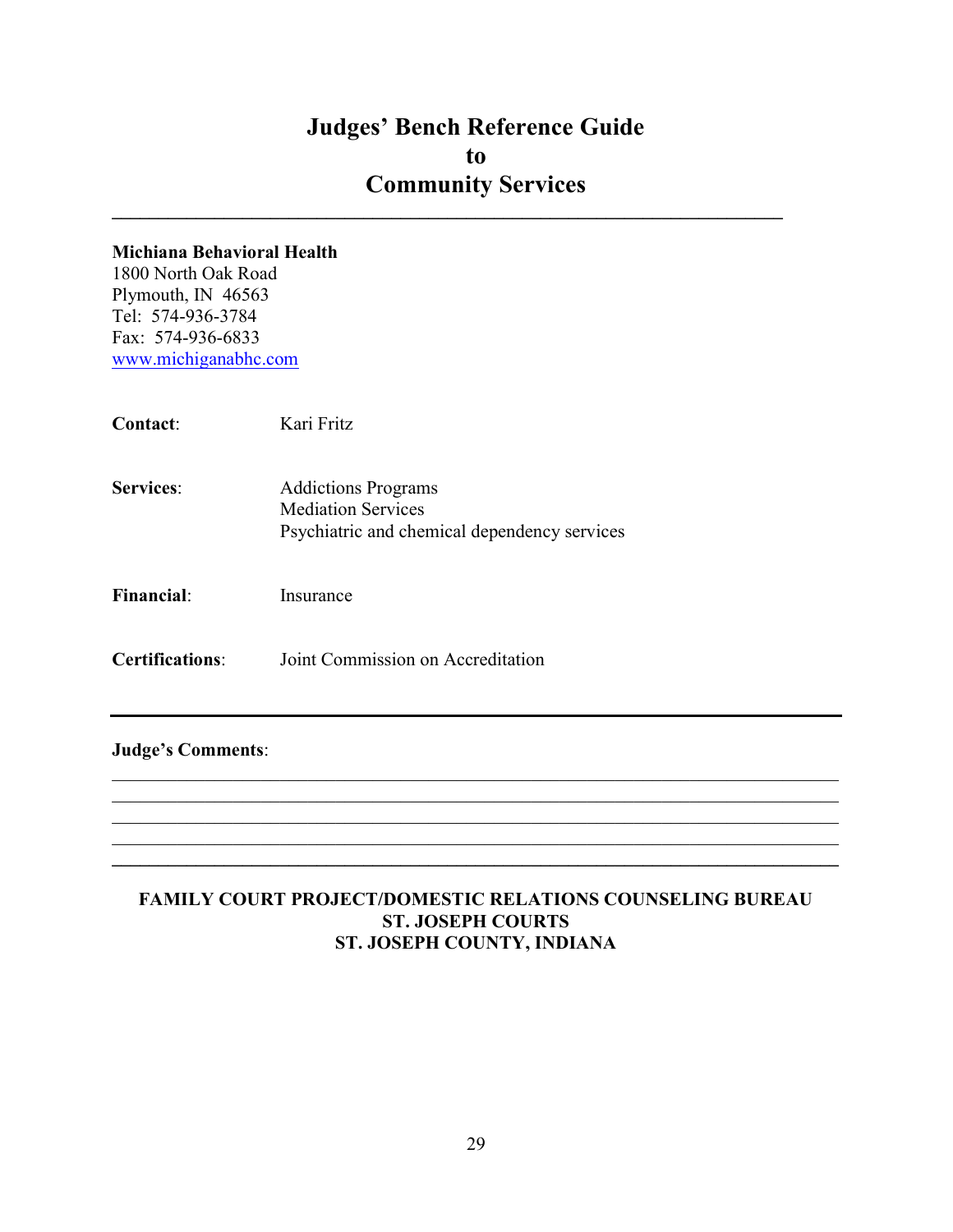# Judges' Bench Reference Guide to Community Services

---

**Michiana Behavioral Health**
1800 North Oak Road
Plymouth, IN 46563
Tel: 574-936-3784
Fax: 574-936-6833
www.michiganabhc.com

**Contact**: Kari Fritz

**Services**: Addictions Programs
Mediation Services
Psychiatric and chemical dependency services

**Financial**: Insurance

**Certifications**: Joint Commission on Accreditation

---

**Judge's Comments**:

\_\_\_\_\_\_\_\_\_\_\_\_\_\_\_\_\_\_\_\_\_\_\_\_\_\_\_\_\_\_\_\_\_\_\_\_\_\_\_\_\_\_\_\_\_\_\_\_\_\_\_\_\_\_\_\_\_\_\_\_\_\_\_\_\_\_
\_\_\_\_\_\_\_\_\_\_\_\_\_\_\_\_\_\_\_\_\_\_\_\_\_\_\_\_\_\_\_\_\_\_\_\_\_\_\_\_\_\_\_\_\_\_\_\_\_\_\_\_\_\_\_\_\_\_\_\_\_\_\_\_\_\_
\_\_\_\_\_\_\_\_\_\_\_\_\_\_\_\_\_\_\_\_\_\_\_\_\_\_\_\_\_\_\_\_\_\_\_\_\_\_\_\_\_\_\_\_\_\_\_\_\_\_\_\_\_\_\_\_\_\_\_\_\_\_\_\_\_\_
\_\_\_\_\_\_\_\_\_\_\_\_\_\_\_\_\_\_\_\_\_\_\_\_\_\_\_\_\_\_\_\_\_\_\_\_\_\_\_\_\_\_\_\_\_\_\_\_\_\_\_\_\_\_\_\_\_\_\_\_\_\_\_\_\_\_
\_\_\_\_\_\_\_\_\_\_\_\_\_\_\_\_\_\_\_\_\_\_\_\_\_\_\_\_\_\_\_\_\_\_\_\_\_\_\_\_\_\_\_\_\_\_\_\_\_\_\_\_\_\_\_\_\_\_\_\_\_\_\_\_\_\_

**FAMILY COURT PROJECT/DOMESTIC RELATIONS COUNSELING BUREAU**
**ST. JOSEPH COURTS**
**ST. JOSEPH COUNTY, INDIANA**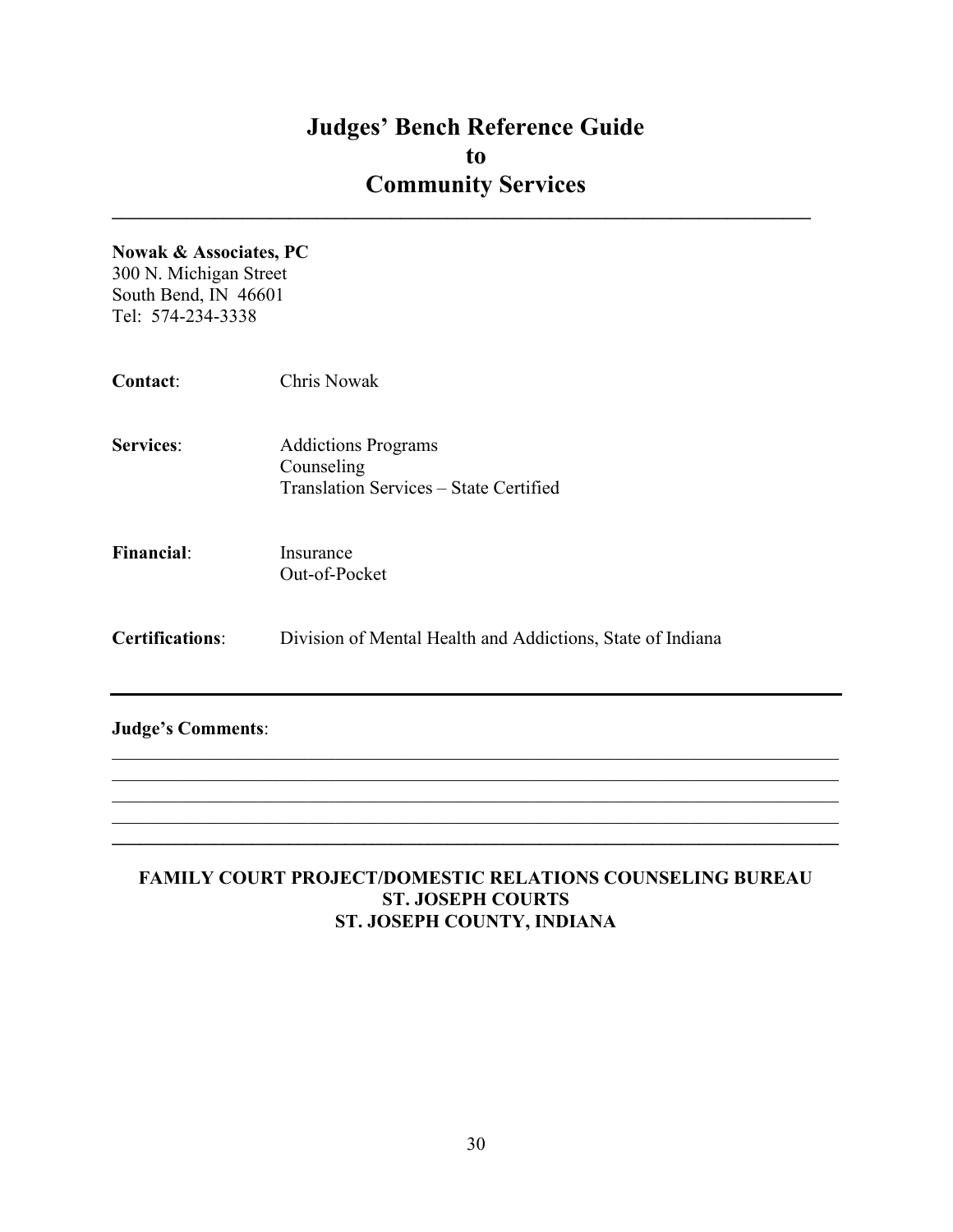# Judges' Bench Reference Guide to Community Services

---

**Nowak & Associates, PC**
300 N. Michigan Street
South Bend, IN 46601
Tel: 574-234-3338

**Contact**: Chris Nowak

**Services**: Addictions Programs
Counseling
Translation Services – State Certified

**Financial**: Insurance
Out-of-Pocket

**Certifications**: Division of Mental Health and Addictions, State of Indiana

---

**Judge's Comments**:

\_\_\_\_\_\_\_\_\_\_\_\_\_\_\_\_\_\_\_\_\_\_\_\_\_\_\_\_\_\_\_\_\_\_\_\_\_\_\_\_\_\_\_\_\_\_\_\_\_\_\_\_\_\_\_\_\_\_\_\_\_\_\_\_\_\_\_\_\_\_\_\_
\_\_\_\_\_\_\_\_\_\_\_\_\_\_\_\_\_\_\_\_\_\_\_\_\_\_\_\_\_\_\_\_\_\_\_\_\_\_\_\_\_\_\_\_\_\_\_\_\_\_\_\_\_\_\_\_\_\_\_\_\_\_\_\_\_\_\_\_\_\_\_\_
\_\_\_\_\_\_\_\_\_\_\_\_\_\_\_\_\_\_\_\_\_\_\_\_\_\_\_\_\_\_\_\_\_\_\_\_\_\_\_\_\_\_\_\_\_\_\_\_\_\_\_\_\_\_\_\_\_\_\_\_\_\_\_\_\_\_\_\_\_\_\_\_
\_\_\_\_\_\_\_\_\_\_\_\_\_\_\_\_\_\_\_\_\_\_\_\_\_\_\_\_\_\_\_\_\_\_\_\_\_\_\_\_\_\_\_\_\_\_\_\_\_\_\_\_\_\_\_\_\_\_\_\_\_\_\_\_\_\_\_\_\_\_\_\_

---

**FAMILY COURT PROJECT/DOMESTIC RELATIONS COUNSELING BUREAU**
**ST. JOSEPH COURTS**
**ST. JOSEPH COUNTY, INDIANA**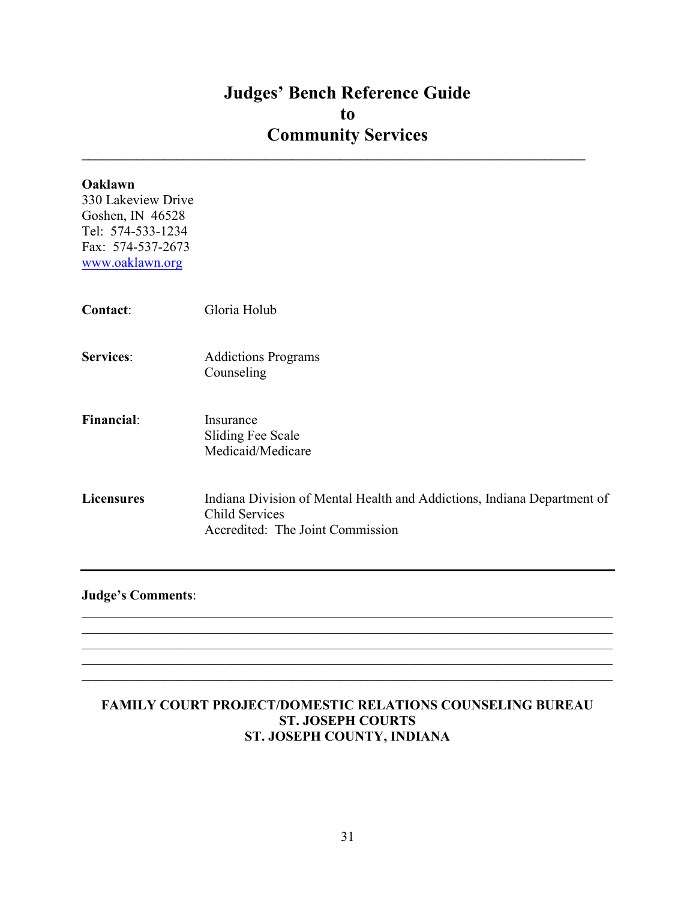# Judges' Bench Reference Guide to Community Services

**Oaklawn**
330 Lakeview Drive
Goshen, IN 46528
Tel: 574-533-1234
Fax: 574-537-2673
www.oaklawn.org

**Contact**: Gloria Holub

**Services**: Addictions Programs
Counseling

**Financial**: Insurance
Sliding Fee Scale
Medicaid/Medicare

**Licensures** Indiana Division of Mental Health and Addictions, Indiana Department of Child Services
Accredited: The Joint Commission

---

**Judge's Comments**:

\_\_\_\_\_\_\_\_\_\_\_\_\_\_\_\_\_\_\_\_\_\_\_\_\_\_\_\_\_\_\_\_\_\_\_\_\_\_\_\_\_\_\_\_\_\_\_\_\_\_\_\_\_\_\_\_\_\_\_\_
\_\_\_\_\_\_\_\_\_\_\_\_\_\_\_\_\_\_\_\_\_\_\_\_\_\_\_\_\_\_\_\_\_\_\_\_\_\_\_\_\_\_\_\_\_\_\_\_\_\_\_\_\_\_\_\_\_\_\_\_
\_\_\_\_\_\_\_\_\_\_\_\_\_\_\_\_\_\_\_\_\_\_\_\_\_\_\_\_\_\_\_\_\_\_\_\_\_\_\_\_\_\_\_\_\_\_\_\_\_\_\_\_\_\_\_\_\_\_\_\_
\_\_\_\_\_\_\_\_\_\_\_\_\_\_\_\_\_\_\_\_\_\_\_\_\_\_\_\_\_\_\_\_\_\_\_\_\_\_\_\_\_\_\_\_\_\_\_\_\_\_\_\_\_\_\_\_\_\_\_\_

**FAMILY COURT PROJECT/DOMESTIC RELATIONS COUNSELING BUREAU**
**ST. JOSEPH COURTS**
**ST. JOSEPH COUNTY, INDIANA**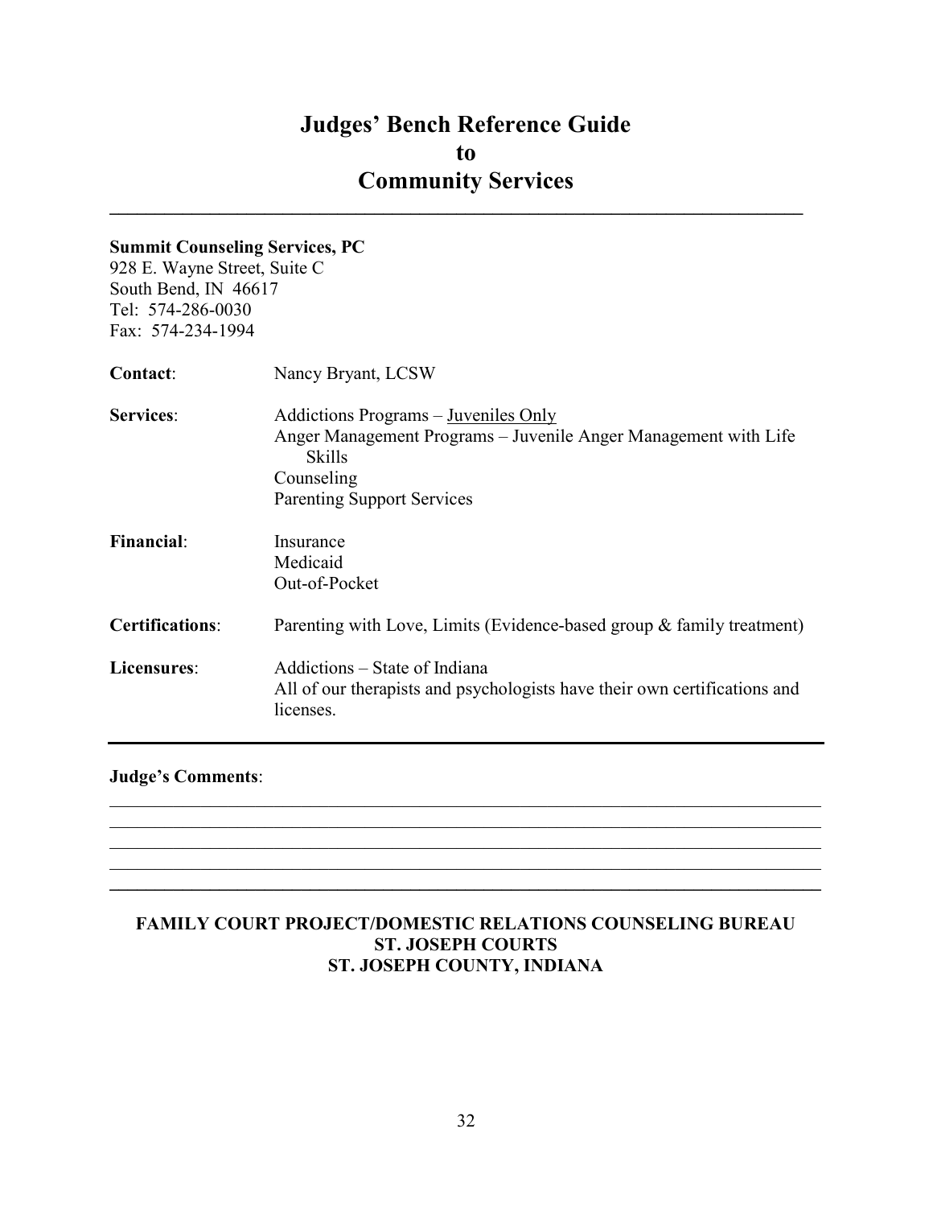# Judges' Bench Reference Guide to Community Services

---

**Summit Counseling Services, PC**
928 E. Wayne Street, Suite C
South Bend, IN 46617
Tel: 574-286-0030
Fax: 574-234-1994

| | |
|---|---|
| **Contact**: | Nancy Bryant, LCSW |
| **Services**: | Addictions Programs – <u>Juveniles Only</u><br>Anger Management Programs – Juvenile Anger Management with Life Skills<br>Counseling<br>Parenting Support Services |
| **Financial**: | Insurance<br>Medicaid<br>Out-of-Pocket |
| **Certifications**: | Parenting with Love, Limits (Evidence-based group & family treatment) |
| **Licensures**: | Addictions – State of Indiana<br>All of our therapists and psychologists have their own certifications and licenses. |

---

**Judge's Comments**:

\_\_\_\_\_\_\_\_\_\_\_\_\_\_\_\_\_\_\_\_\_\_\_\_\_\_\_\_\_\_\_\_\_\_\_\_\_\_\_\_\_\_\_\_\_\_\_\_\_\_\_\_\_\_\_\_\_\_\_\_\_\_\_\_\_\_\_\_\_\_\_\_

\_\_\_\_\_\_\_\_\_\_\_\_\_\_\_\_\_\_\_\_\_\_\_\_\_\_\_\_\_\_\_\_\_\_\_\_\_\_\_\_\_\_\_\_\_\_\_\_\_\_\_\_\_\_\_\_\_\_\_\_\_\_\_\_\_\_\_\_\_\_\_\_

\_\_\_\_\_\_\_\_\_\_\_\_\_\_\_\_\_\_\_\_\_\_\_\_\_\_\_\_\_\_\_\_\_\_\_\_\_\_\_\_\_\_\_\_\_\_\_\_\_\_\_\_\_\_\_\_\_\_\_\_\_\_\_\_\_\_\_\_\_\_\_\_

\_\_\_\_\_\_\_\_\_\_\_\_\_\_\_\_\_\_\_\_\_\_\_\_\_\_\_\_\_\_\_\_\_\_\_\_\_\_\_\_\_\_\_\_\_\_\_\_\_\_\_\_\_\_\_\_\_\_\_\_\_\_\_\_\_\_\_\_\_\_\_\_

**FAMILY COURT PROJECT/DOMESTIC RELATIONS COUNSELING BUREAU**
**ST. JOSEPH COURTS**
**ST. JOSEPH COUNTY, INDIANA**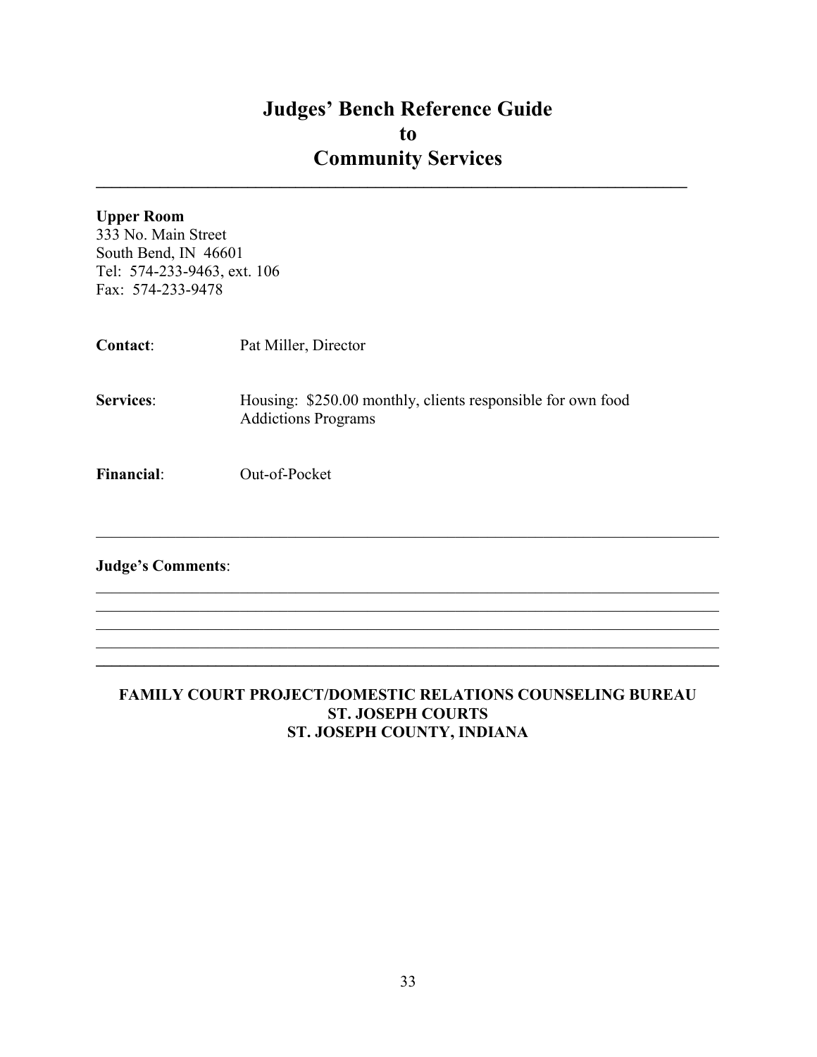# Judges' Bench Reference Guide
# to
# Community Services

---

**Upper Room**
333 No. Main Street
South Bend, IN 46601
Tel: 574-233-9463, ext. 106
Fax: 574-233-9478

**Contact**: Pat Miller, Director

**Services**: Housing: $250.00 monthly, clients responsible for own food
Addictions Programs

**Financial**: Out-of-Pocket

---

**Judge's Comments**:

---

**FAMILY COURT PROJECT/DOMESTIC RELATIONS COUNSELING BUREAU**
**ST. JOSEPH COURTS**
**ST. JOSEPH COUNTY, INDIANA**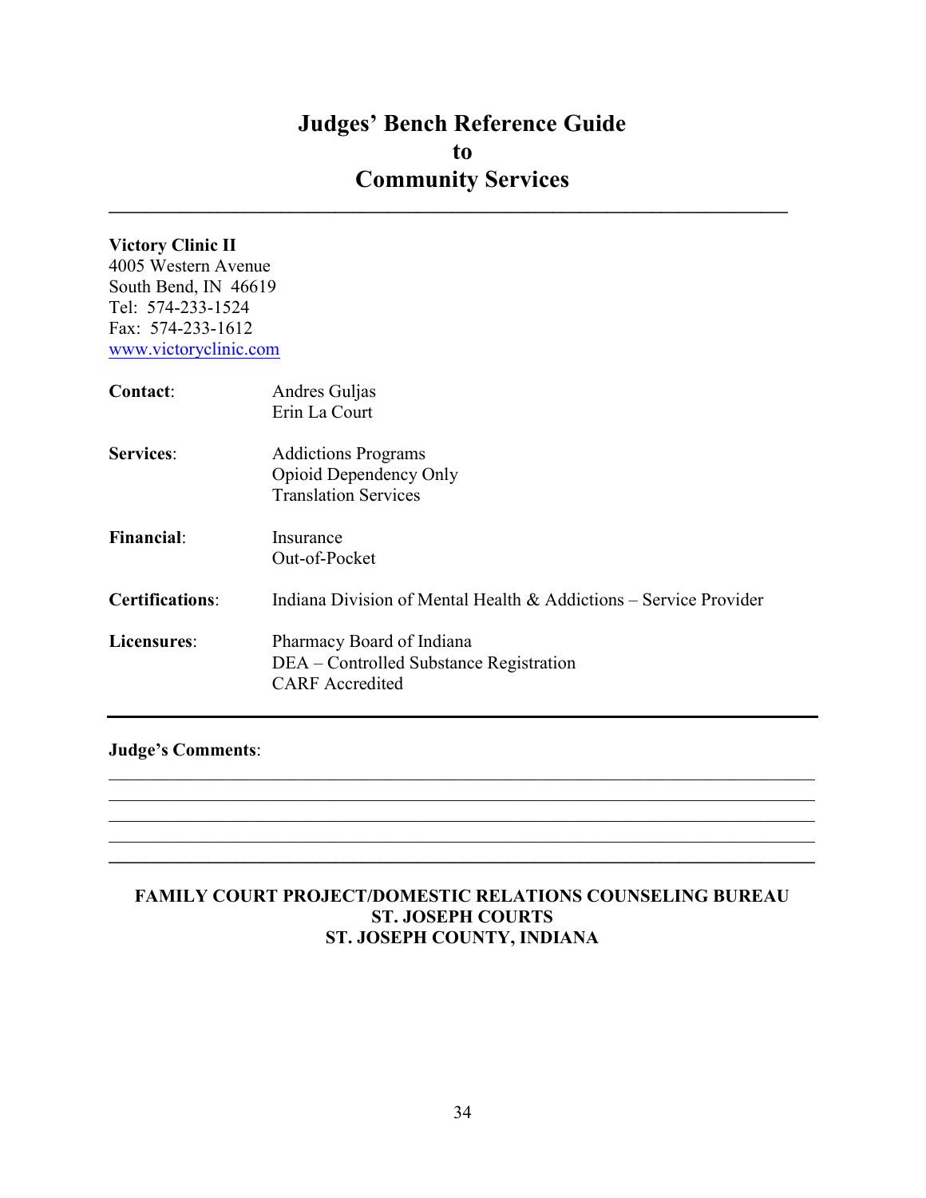# Judges' Bench Reference Guide to Community Services

---

**Victory Clinic II**
4005 Western Avenue
South Bend, IN 46619
Tel: 574-233-1524
Fax: 574-233-1612
www.victoryclinic.com

| | |
|---|---|
| **Contact**: | Andres Guljas<br>Erin La Court |
| **Services**: | Addictions Programs<br>Opioid Dependency Only<br>Translation Services |
| **Financial**: | Insurance<br>Out-of-Pocket |
| **Certifications**: | Indiana Division of Mental Health & Addictions – Service Provider |
| **Licensures**: | Pharmacy Board of Indiana<br>DEA – Controlled Substance Registration<br>CARF Accredited |

---

**Judge's Comments**:

______________________________________________________________________________
______________________________________________________________________________
______________________________________________________________________________
______________________________________________________________________________
______________________________________________________________________________

**FAMILY COURT PROJECT/DOMESTIC RELATIONS COUNSELING BUREAU**
**ST. JOSEPH COURTS**
**ST. JOSEPH COUNTY, INDIANA**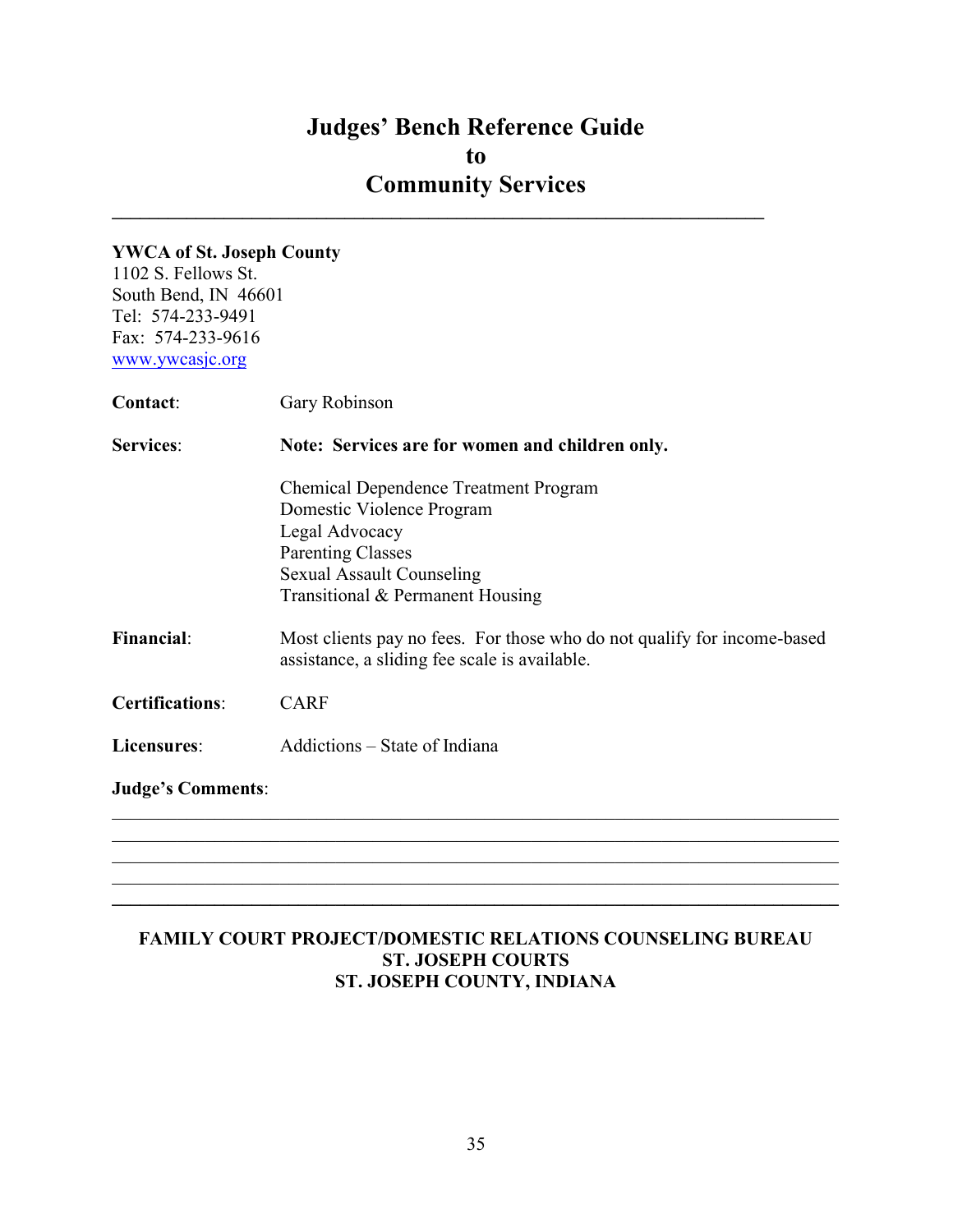# Judges' Bench Reference Guide to Community Services

---

**YWCA of St. Joseph County**
1102 S. Fellows St.
South Bend, IN 46601
Tel: 574-233-9491
Fax: 574-233-9616
[www.ywcasjc.org](www.ywcasjc.org)

**Contact**: Gary Robinson

**Services**: **Note: Services are for women and children only.**

Chemical Dependence Treatment Program
Domestic Violence Program
Legal Advocacy
Parenting Classes
Sexual Assault Counseling
Transitional & Permanent Housing

**Financial**: Most clients pay no fees. For those who do not qualify for income-based assistance, a sliding fee scale is available.

**Certifications**: CARF

**Licensures**: Addictions – State of Indiana

**Judge's Comments**:

_______________________________________________________________________________
_______________________________________________________________________________
_______________________________________________________________________________
_______________________________________________________________________________

---

**FAMILY COURT PROJECT/DOMESTIC RELATIONS COUNSELING BUREAU**
**ST. JOSEPH COURTS**
**ST. JOSEPH COUNTY, INDIANA**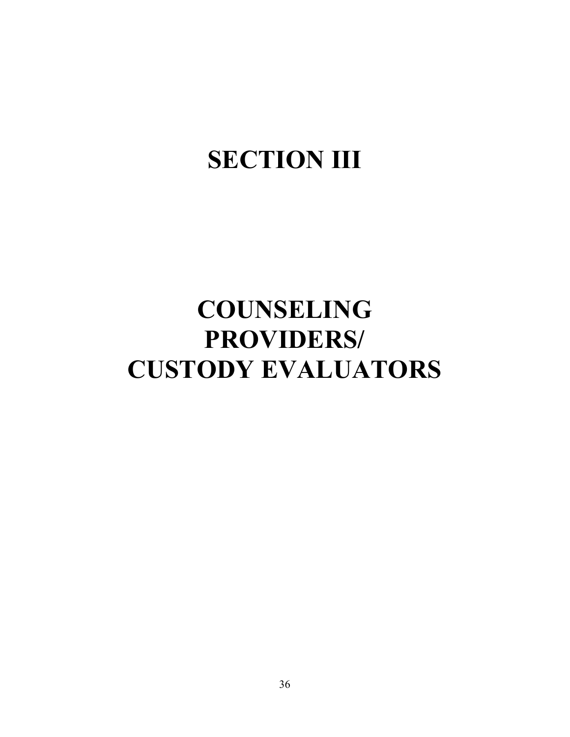# SECTION III

# COUNSELING PROVIDERS/ CUSTODY EVALUATORS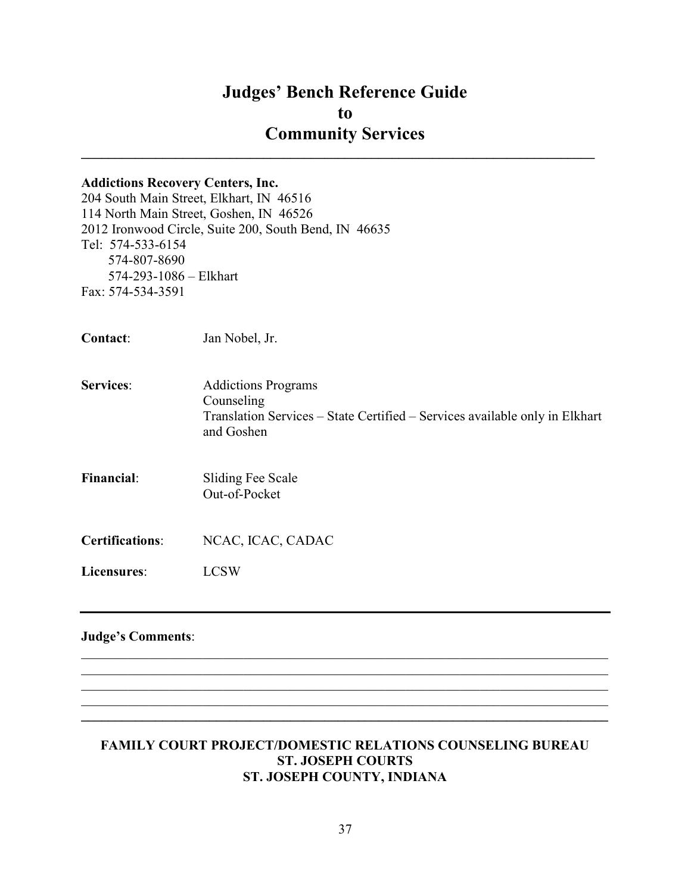# Judges' Bench Reference Guide
# to
# Community Services

---

**Addictions Recovery Centers, Inc.**
204 South Main Street, Elkhart, IN 46516
114 North Main Street, Goshen, IN 46526
2012 Ironwood Circle, Suite 200, South Bend, IN 46635
Tel: 574-533-6154
574-807-8690
574-293-1086 – Elkhart
Fax: 574-534-3591

**Contact**: Jan Nobel, Jr.

**Services**:
Addictions Programs
Counseling
Translation Services – State Certified – Services available only in Elkhart and Goshen

**Financial**:
Sliding Fee Scale
Out-of-Pocket

**Certifications**: NCAC, ICAC, CADAC

**Licensures**: LCSW

---

**Judge's Comments**:

______________________________________________________________________________
______________________________________________________________________________
______________________________________________________________________________
______________________________________________________________________________

**FAMILY COURT PROJECT/DOMESTIC RELATIONS COUNSELING BUREAU**
**ST. JOSEPH COURTS**
**ST. JOSEPH COUNTY, INDIANA**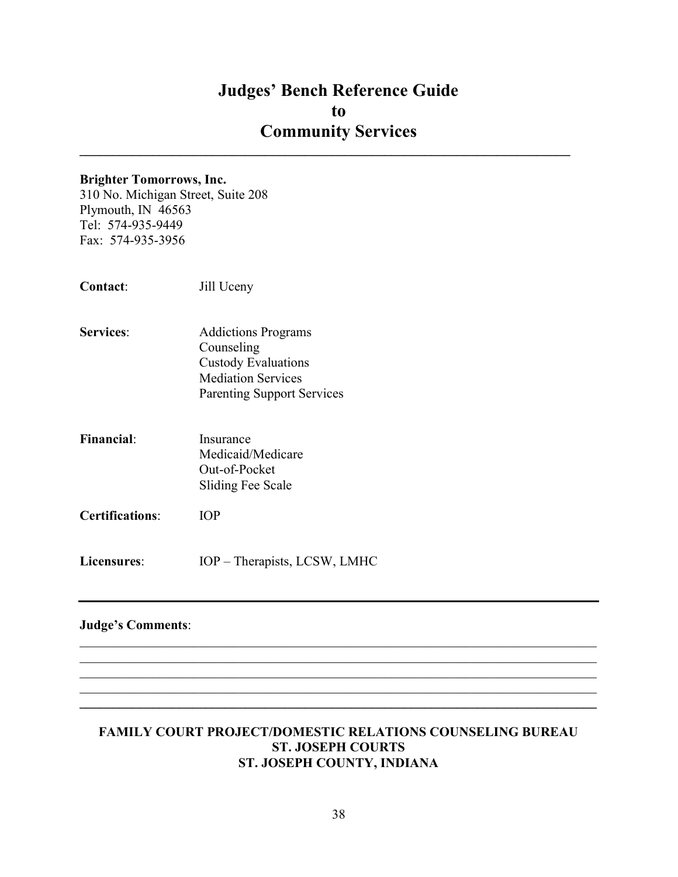# Judges' Bench Reference Guide to Community Services

**Brighter Tomorrows, Inc.**
310 No. Michigan Street, Suite 208
Plymouth, IN 46563
Tel: 574-935-9449
Fax: 574-935-3956

**Contact**: Jill Uceny

**Services**:
- Addictions Programs
- Counseling
- Custody Evaluations
- Mediation Services
- Parenting Support Services

**Financial**:
- Insurance
- Medicaid/Medicare
- Out-of-Pocket
- Sliding Fee Scale

**Certifications**: IOP

**Licensures**: IOP – Therapists, LCSW, LMHC

---

**Judge's Comments**:

______________________________________________________________________________
______________________________________________________________________________
______________________________________________________________________________
______________________________________________________________________________

**FAMILY COURT PROJECT/DOMESTIC RELATIONS COUNSELING BUREAU**
**ST. JOSEPH COURTS**
**ST. JOSEPH COUNTY, INDIANA**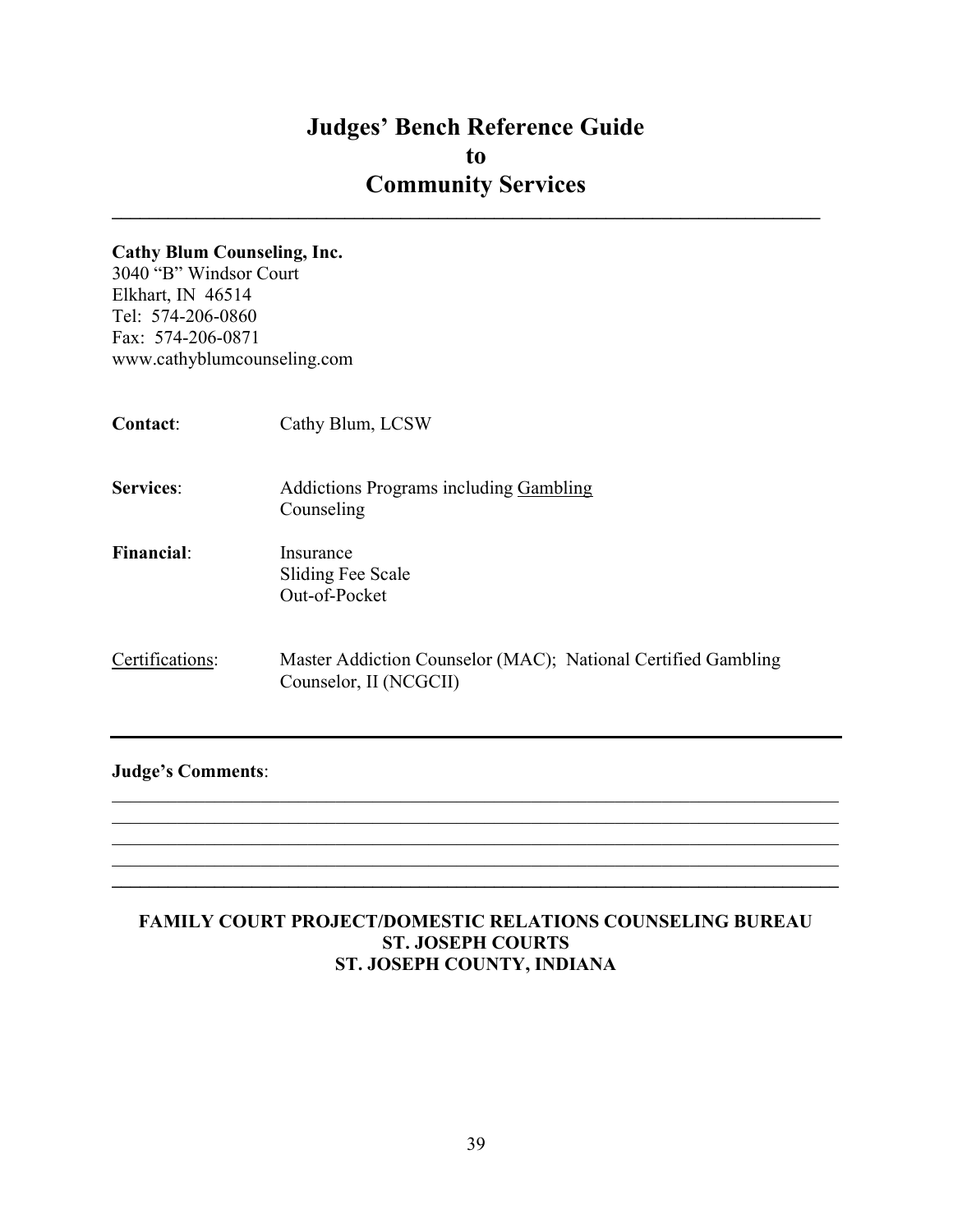# Judges' Bench Reference Guide to Community Services

---

**Cathy Blum Counseling, Inc.**
3040 "B" Windsor Court
Elkhart, IN 46514
Tel: 574-206-0860
Fax: 574-206-0871
www.cathyblumcounseling.com

**Contact**: Cathy Blum, LCSW

**Services**: Addictions Programs including <u>Gambling</u> Counseling

**Financial**:
Insurance
Sliding Fee Scale
Out-of-Pocket

<u>Certifications</u>: Master Addiction Counselor (MAC); National Certified Gambling Counselor, II (NCGCII)

---

**Judge's Comments**:

\_\_\_\_\_\_\_\_\_\_\_\_\_\_\_\_\_\_\_\_\_\_\_\_\_\_\_\_\_\_\_\_\_\_\_\_\_\_\_\_\_\_\_\_\_\_\_\_\_\_\_\_\_\_\_\_\_\_\_\_\_\_\_\_\_\_\_\_\_\_
\_\_\_\_\_\_\_\_\_\_\_\_\_\_\_\_\_\_\_\_\_\_\_\_\_\_\_\_\_\_\_\_\_\_\_\_\_\_\_\_\_\_\_\_\_\_\_\_\_\_\_\_\_\_\_\_\_\_\_\_\_\_\_\_\_\_\_\_\_\_
\_\_\_\_\_\_\_\_\_\_\_\_\_\_\_\_\_\_\_\_\_\_\_\_\_\_\_\_\_\_\_\_\_\_\_\_\_\_\_\_\_\_\_\_\_\_\_\_\_\_\_\_\_\_\_\_\_\_\_\_\_\_\_\_\_\_\_\_\_\_
\_\_\_\_\_\_\_\_\_\_\_\_\_\_\_\_\_\_\_\_\_\_\_\_\_\_\_\_\_\_\_\_\_\_\_\_\_\_\_\_\_\_\_\_\_\_\_\_\_\_\_\_\_\_\_\_\_\_\_\_\_\_\_\_\_\_\_\_\_\_

---

**FAMILY COURT PROJECT/DOMESTIC RELATIONS COUNSELING BUREAU**
**ST. JOSEPH COURTS**
**ST. JOSEPH COUNTY, INDIANA**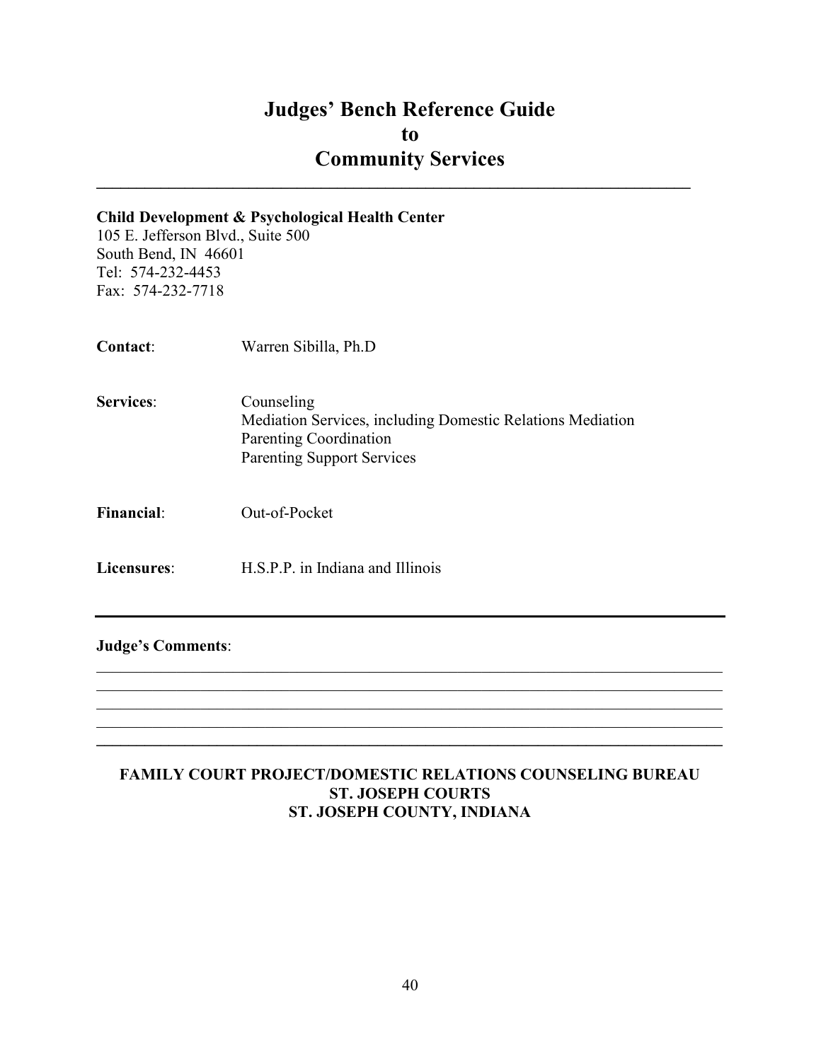# Judges' Bench Reference Guide to Community Services

---

**Child Development & Psychological Health Center**
105 E. Jefferson Blvd., Suite 500
South Bend, IN 46601
Tel: 574-232-4453
Fax: 574-232-7718

**Contact**: Warren Sibilla, Ph.D

**Services**:
Counseling
Mediation Services, including Domestic Relations Mediation
Parenting Coordination
Parenting Support Services

**Financial**: Out-of-Pocket

**Licensures**: H.S.P.P. in Indiana and Illinois

---

**Judge's Comments**:

---

**FAMILY COURT PROJECT/DOMESTIC RELATIONS COUNSELING BUREAU**
**ST. JOSEPH COURTS**
**ST. JOSEPH COUNTY, INDIANA**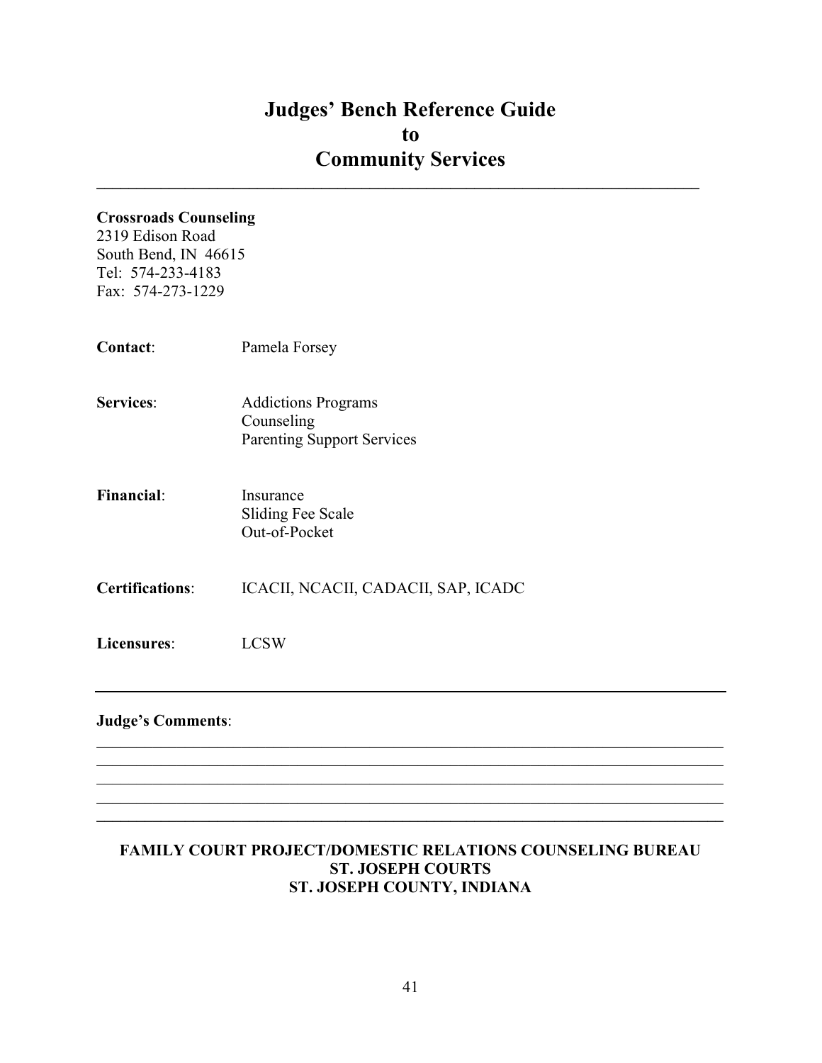# Judges' Bench Reference Guide
# to
# Community Services

**Crossroads Counseling**
2319 Edison Road
South Bend, IN 46615
Tel: 574-233-4183
Fax: 574-273-1229

**Contact**: Pamela Forsey

**Services**:
- Addictions Programs
- Counseling
- Parenting Support Services

**Financial**:
- Insurance
- Sliding Fee Scale
- Out-of-Pocket

**Certifications**: ICACII, NCACII, CADACII, SAP, ICADC

**Licensures**: LCSW

---

**Judge's Comments**:

______________________________________________________________________________
______________________________________________________________________________
______________________________________________________________________________
______________________________________________________________________________
______________________________________________________________________________

**FAMILY COURT PROJECT/DOMESTIC RELATIONS COUNSELING BUREAU**
**ST. JOSEPH COURTS**
**ST. JOSEPH COUNTY, INDIANA**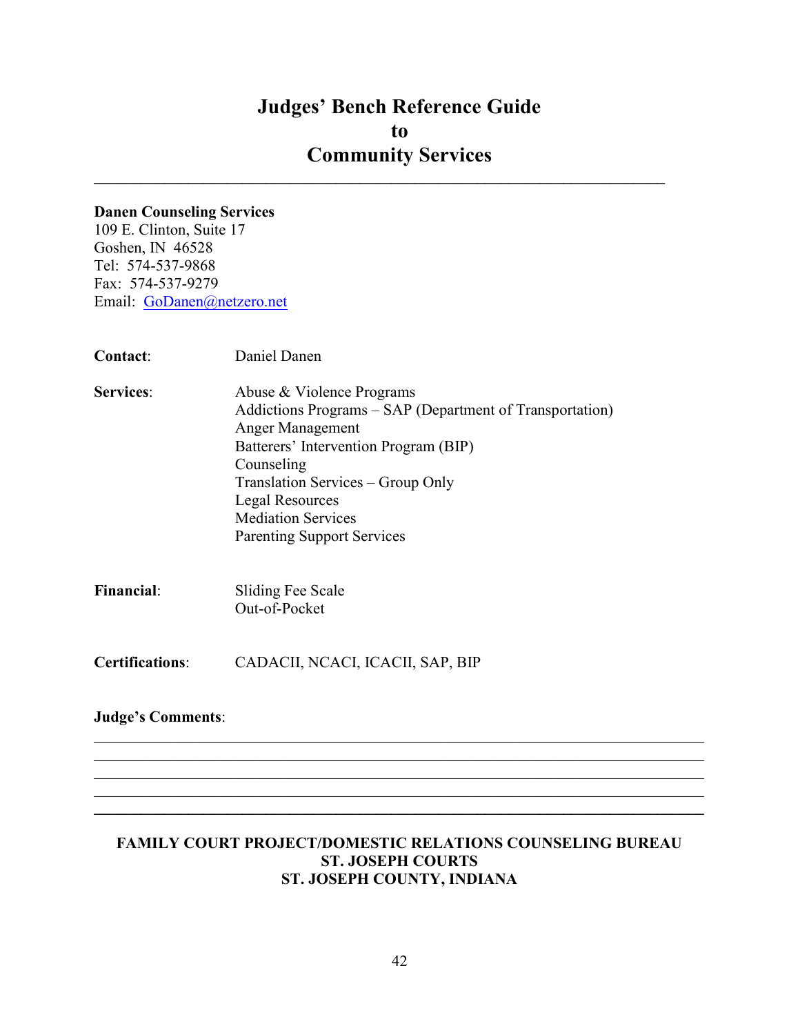# Judges' Bench Reference Guide to Community Services

---

**Danen Counseling Services**
109 E. Clinton, Suite 17
Goshen, IN 46528
Tel: 574-537-9868
Fax: 574-537-9279
Email: GoDanen@netzero.net

**Contact**: Daniel Danen

**Services**:
- Abuse & Violence Programs
- Addictions Programs – SAP (Department of Transportation)
- Anger Management
- Batterers' Intervention Program (BIP)
- Counseling
- Translation Services – Group Only
- Legal Resources
- Mediation Services
- Parenting Support Services

**Financial**:
- Sliding Fee Scale
- Out-of-Pocket

**Certifications**: CADACII, NCACI, ICACII, SAP, BIP

**Judge's Comments**:

______________________________________________________________________
______________________________________________________________________
______________________________________________________________________
______________________________________________________________________
______________________________________________________________________

**FAMILY COURT PROJECT/DOMESTIC RELATIONS COUNSELING BUREAU**
**ST. JOSEPH COURTS**
**ST. JOSEPH COUNTY, INDIANA**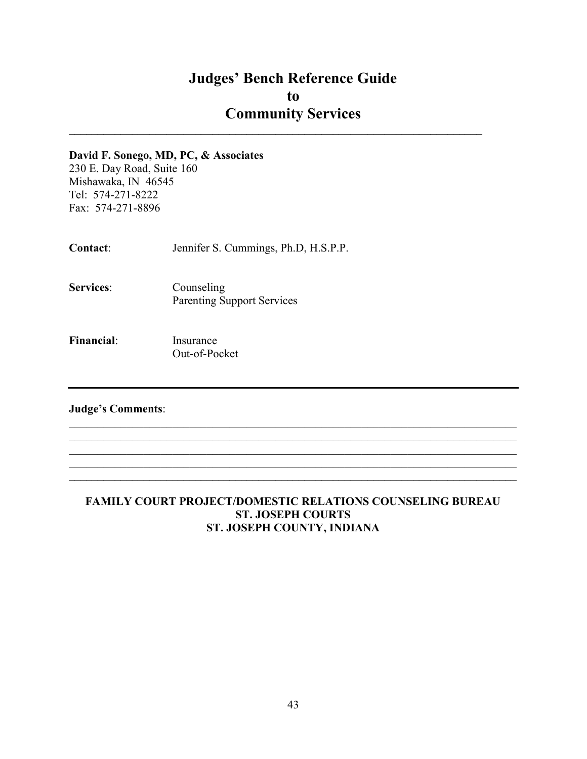# Judges' Bench Reference Guide to Community Services

---

**David F. Sonego, MD, PC, & Associates**
230 E. Day Road, Suite 160
Mishawaka, IN 46545
Tel: 574-271-8222
Fax: 574-271-8896

**Contact**: Jennifer S. Cummings, Ph.D, H.S.P.P.

**Services**: Counseling
Parenting Support Services

**Financial**: Insurance
Out-of-Pocket

---

**Judge's Comments**:

\_\_\_\_\_\_\_\_\_\_\_\_\_\_\_\_\_\_\_\_\_\_\_\_\_\_\_\_\_\_\_\_\_\_\_\_\_\_\_\_\_\_\_\_\_\_\_\_\_\_\_\_\_\_\_\_\_\_\_\_\_\_\_\_\_\_\_\_\_\_\_\_
\_\_\_\_\_\_\_\_\_\_\_\_\_\_\_\_\_\_\_\_\_\_\_\_\_\_\_\_\_\_\_\_\_\_\_\_\_\_\_\_\_\_\_\_\_\_\_\_\_\_\_\_\_\_\_\_\_\_\_\_\_\_\_\_\_\_\_\_\_\_\_\_
\_\_\_\_\_\_\_\_\_\_\_\_\_\_\_\_\_\_\_\_\_\_\_\_\_\_\_\_\_\_\_\_\_\_\_\_\_\_\_\_\_\_\_\_\_\_\_\_\_\_\_\_\_\_\_\_\_\_\_\_\_\_\_\_\_\_\_\_\_\_\_\_
\_\_\_\_\_\_\_\_\_\_\_\_\_\_\_\_\_\_\_\_\_\_\_\_\_\_\_\_\_\_\_\_\_\_\_\_\_\_\_\_\_\_\_\_\_\_\_\_\_\_\_\_\_\_\_\_\_\_\_\_\_\_\_\_\_\_\_\_\_\_\_\_

---

**FAMILY COURT PROJECT/DOMESTIC RELATIONS COUNSELING BUREAU**
**ST. JOSEPH COURTS**
**ST. JOSEPH COUNTY, INDIANA**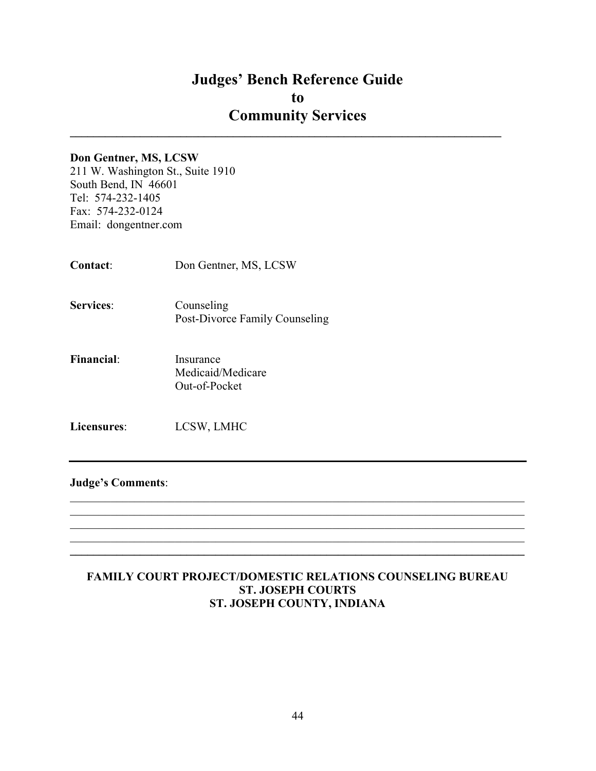# Judges' Bench Reference Guide
# to
# Community Services

---

**Don Gentner, MS, LCSW**
211 W. Washington St., Suite 1910
South Bend, IN 46601
Tel: 574-232-1405
Fax: 574-232-0124
Email: dongentner.com

**Contact**: Don Gentner, MS, LCSW

**Services**: Counseling
Post-Divorce Family Counseling

**Financial**: Insurance
Medicaid/Medicare
Out-of-Pocket

**Licensures**: LCSW, LMHC

---

**Judge's Comments**:

---

**FAMILY COURT PROJECT/DOMESTIC RELATIONS COUNSELING BUREAU**
**ST. JOSEPH COURTS**
**ST. JOSEPH COUNTY, INDIANA**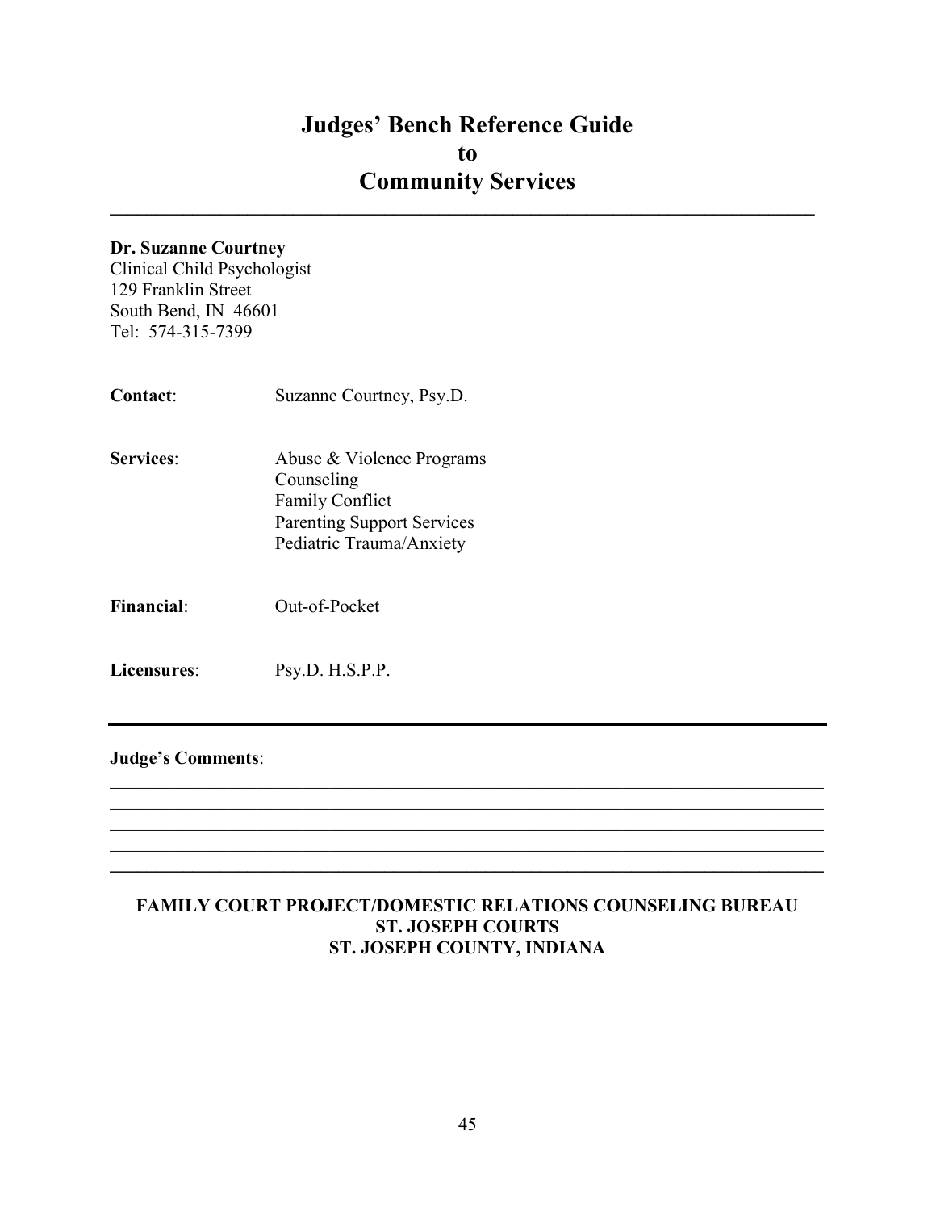# Judges' Bench Reference Guide to Community Services

**Dr. Suzanne Courtney**
Clinical Child Psychologist
129 Franklin Street
South Bend, IN 46601
Tel: 574-315-7399

**Contact**: Suzanne Courtney, Psy.D.

**Services**:
- Abuse & Violence Programs
- Counseling
- Family Conflict
- Parenting Support Services
- Pediatric Trauma/Anxiety

**Financial**: Out-of-Pocket

**Licensures**: Psy.D. H.S.P.P.

---

**Judge's Comments**:

____________________________________________________________________________
____________________________________________________________________________
____________________________________________________________________________
____________________________________________________________________________
____________________________________________________________________________

**FAMILY COURT PROJECT/DOMESTIC RELATIONS COUNSELING BUREAU**
**ST. JOSEPH COURTS**
**ST. JOSEPH COUNTY, INDIANA**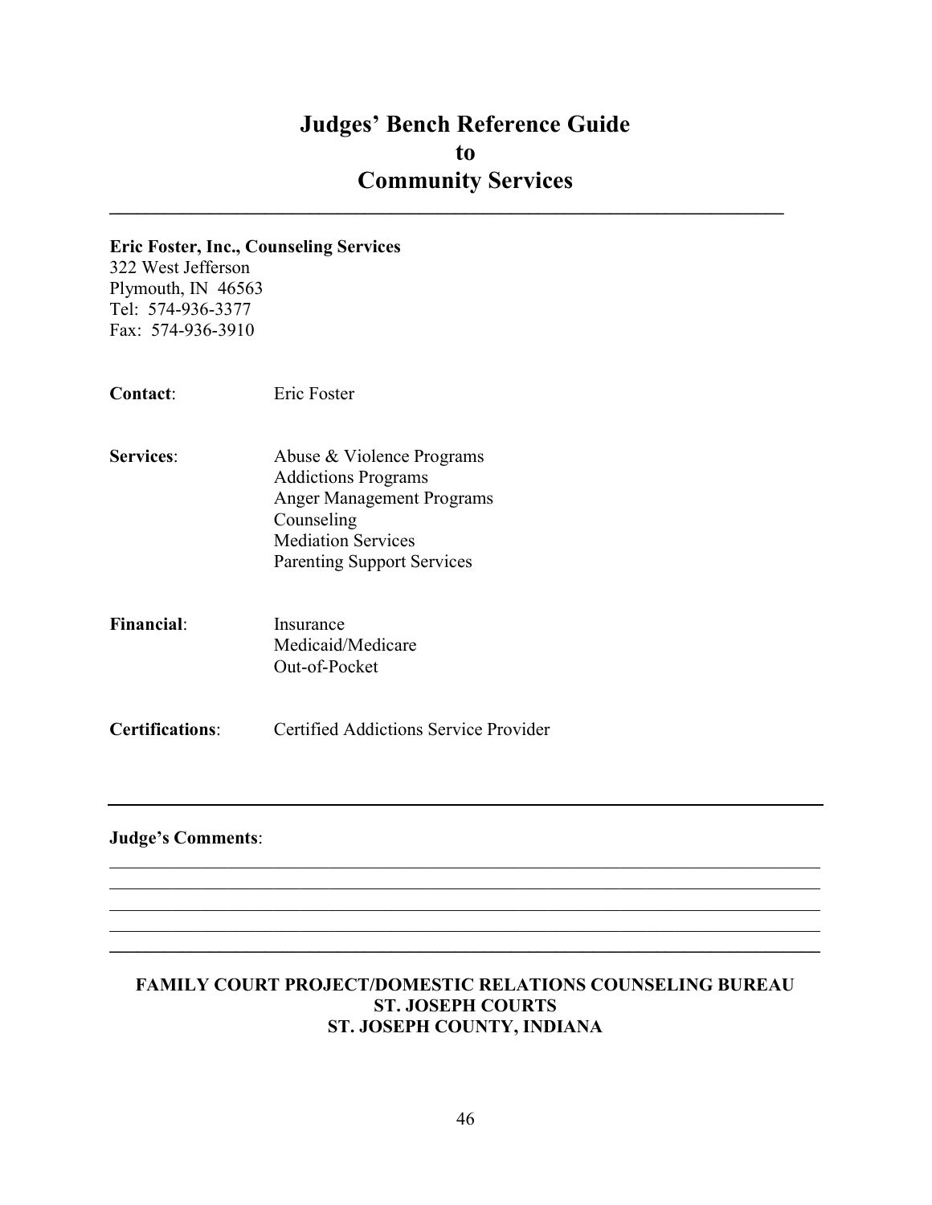# Judges' Bench Reference Guide to Community Services

---

**Eric Foster, Inc., Counseling Services**
322 West Jefferson
Plymouth, IN 46563
Tel: 574-936-3377
Fax: 574-936-3910

**Contact**: Eric Foster

**Services**:
- Abuse & Violence Programs
- Addictions Programs
- Anger Management Programs
- Counseling
- Mediation Services
- Parenting Support Services

**Financial**:
- Insurance
- Medicaid/Medicare
- Out-of-Pocket

**Certifications**: Certified Addictions Service Provider

---

**Judge's Comments**:

\_\_\_\_\_\_\_\_\_\_\_\_\_\_\_\_\_\_\_\_\_\_\_\_\_\_\_\_\_\_\_\_\_\_\_\_\_\_\_\_\_\_\_\_\_\_\_\_\_\_\_\_\_\_\_\_\_\_\_\_\_\_\_\_\_\_\_\_\_\_\_\_\_\_

\_\_\_\_\_\_\_\_\_\_\_\_\_\_\_\_\_\_\_\_\_\_\_\_\_\_\_\_\_\_\_\_\_\_\_\_\_\_\_\_\_\_\_\_\_\_\_\_\_\_\_\_\_\_\_\_\_\_\_\_\_\_\_\_\_\_\_\_\_\_\_\_\_\_

\_\_\_\_\_\_\_\_\_\_\_\_\_\_\_\_\_\_\_\_\_\_\_\_\_\_\_\_\_\_\_\_\_\_\_\_\_\_\_\_\_\_\_\_\_\_\_\_\_\_\_\_\_\_\_\_\_\_\_\_\_\_\_\_\_\_\_\_\_\_\_\_\_\_

\_\_\_\_\_\_\_\_\_\_\_\_\_\_\_\_\_\_\_\_\_\_\_\_\_\_\_\_\_\_\_\_\_\_\_\_\_\_\_\_\_\_\_\_\_\_\_\_\_\_\_\_\_\_\_\_\_\_\_\_\_\_\_\_\_\_\_\_\_\_\_\_\_\_

---

**FAMILY COURT PROJECT/DOMESTIC RELATIONS COUNSELING BUREAU**
**ST. JOSEPH COURTS**
**ST. JOSEPH COUNTY, INDIANA**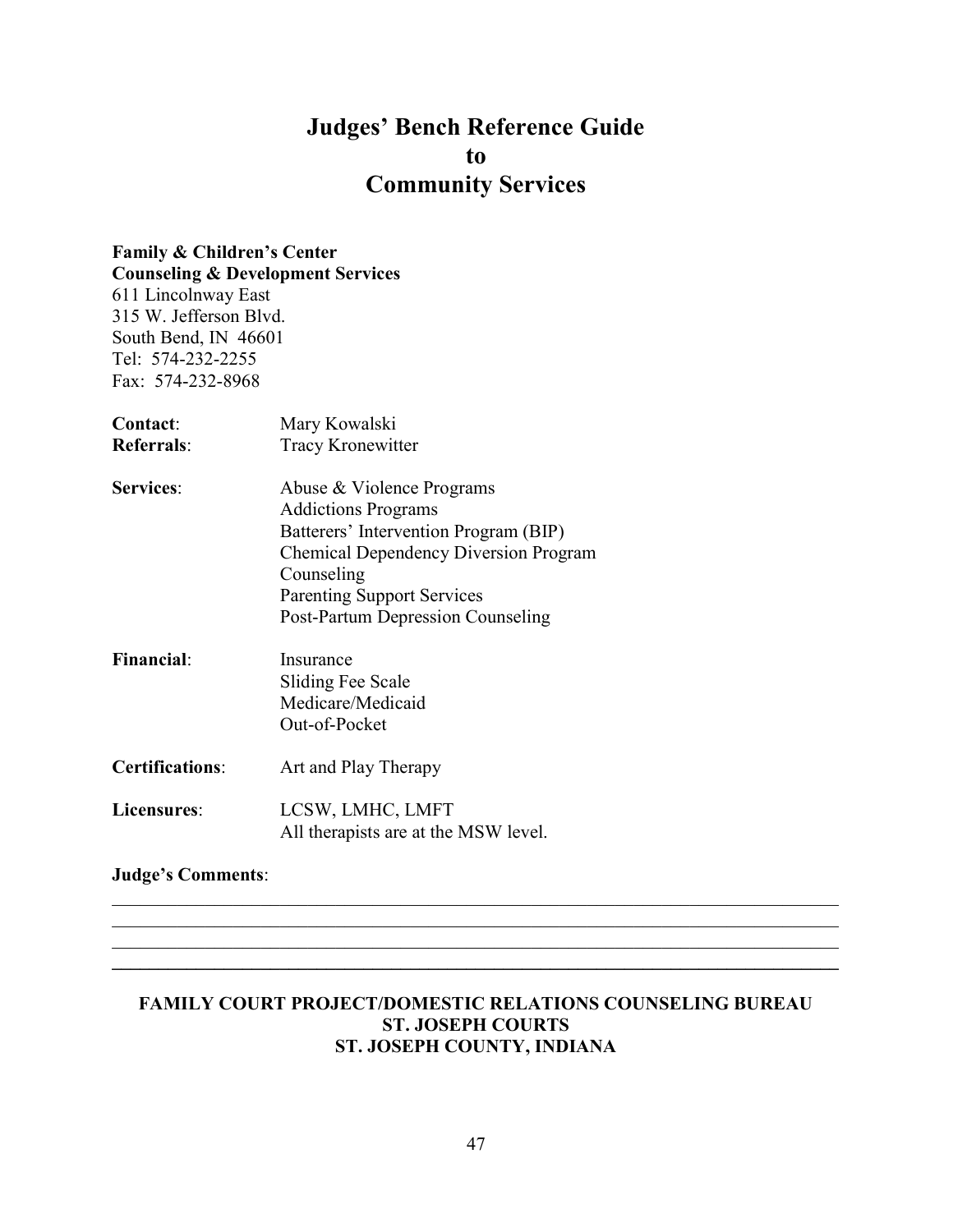# Judges' Bench Reference Guide to Community Services

**Family & Children's Center**
**Counseling & Development Services**
611 Lincolnway East
315 W. Jefferson Blvd.
South Bend, IN 46601
Tel: 574-232-2255
Fax: 574-232-8968

**Contact**: Mary Kowalski
**Referrals**: Tracy Kronewitter

**Services**:
- Abuse & Violence Programs
- Addictions Programs
- Batterers' Intervention Program (BIP)
- Chemical Dependency Diversion Program
- Counseling
- Parenting Support Services
- Post-Partum Depression Counseling

**Financial**:
- Insurance
- Sliding Fee Scale
- Medicare/Medicaid
- Out-of-Pocket

**Certifications**: Art and Play Therapy

**Licensures**: LCSW, LMHC, LMFT
All therapists are at the MSW level.

**Judge's Comments**:

______________________________________________________________________________
______________________________________________________________________________
______________________________________________________________________________
______________________________________________________________________________

**FAMILY COURT PROJECT/DOMESTIC RELATIONS COUNSELING BUREAU**
**ST. JOSEPH COURTS**
**ST. JOSEPH COUNTY, INDIANA**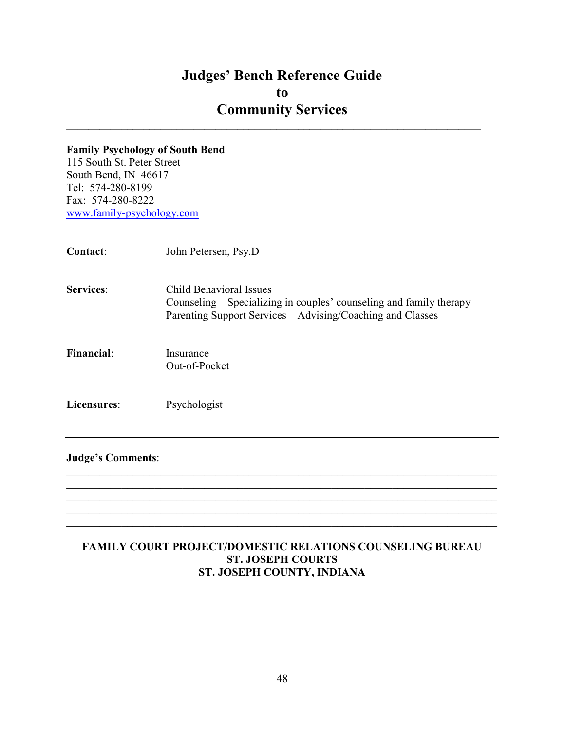# Judges' Bench Reference Guide to Community Services

**Family Psychology of South Bend**
115 South St. Peter Street
South Bend, IN 46617
Tel: 574-280-8199
Fax: 574-280-8222
www.family-psychology.com

**Contact**: John Petersen, Psy.D

**Services**: Child Behavioral Issues
Counseling – Specializing in couples' counseling and family therapy
Parenting Support Services – Advising/Coaching and Classes

**Financial**: Insurance
Out-of-Pocket

**Licensures**: Psychologist

---

**Judge's Comments**:

______________________________________________________________________________
______________________________________________________________________________
______________________________________________________________________________
______________________________________________________________________________
______________________________________________________________________________

**FAMILY COURT PROJECT/DOMESTIC RELATIONS COUNSELING BUREAU**
**ST. JOSEPH COURTS**
**ST. JOSEPH COUNTY, INDIANA**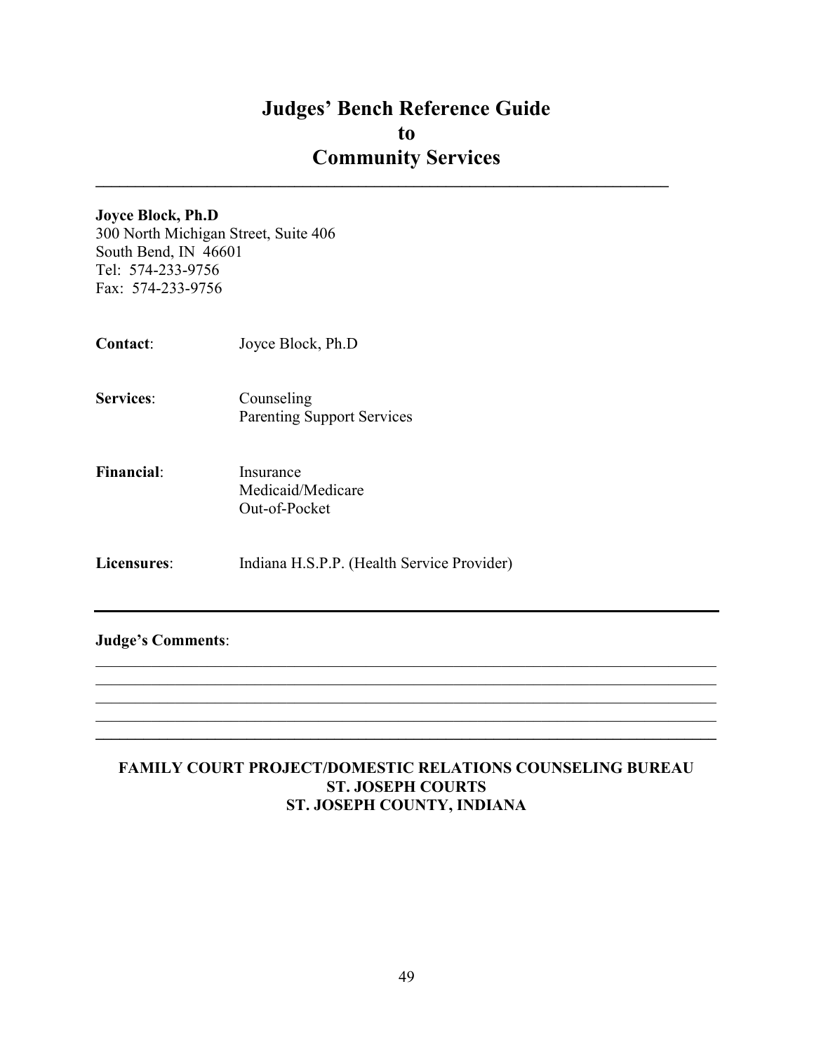# Judges' Bench Reference Guide to Community Services

---

**Joyce Block, Ph.D**
300 North Michigan Street, Suite 406
South Bend, IN 46601
Tel: 574-233-9756
Fax: 574-233-9756

**Contact**: Joyce Block, Ph.D

**Services**: Counseling
Parenting Support Services

**Financial**: Insurance
Medicaid/Medicare
Out-of-Pocket

**Licensures**: Indiana H.S.P.P. (Health Service Provider)

---

**Judge's Comments**:

_______________________________________________________________________________
_______________________________________________________________________________
_______________________________________________________________________________
_______________________________________________________________________________
_______________________________________________________________________________

**FAMILY COURT PROJECT/DOMESTIC RELATIONS COUNSELING BUREAU**
**ST. JOSEPH COURTS**
**ST. JOSEPH COUNTY, INDIANA**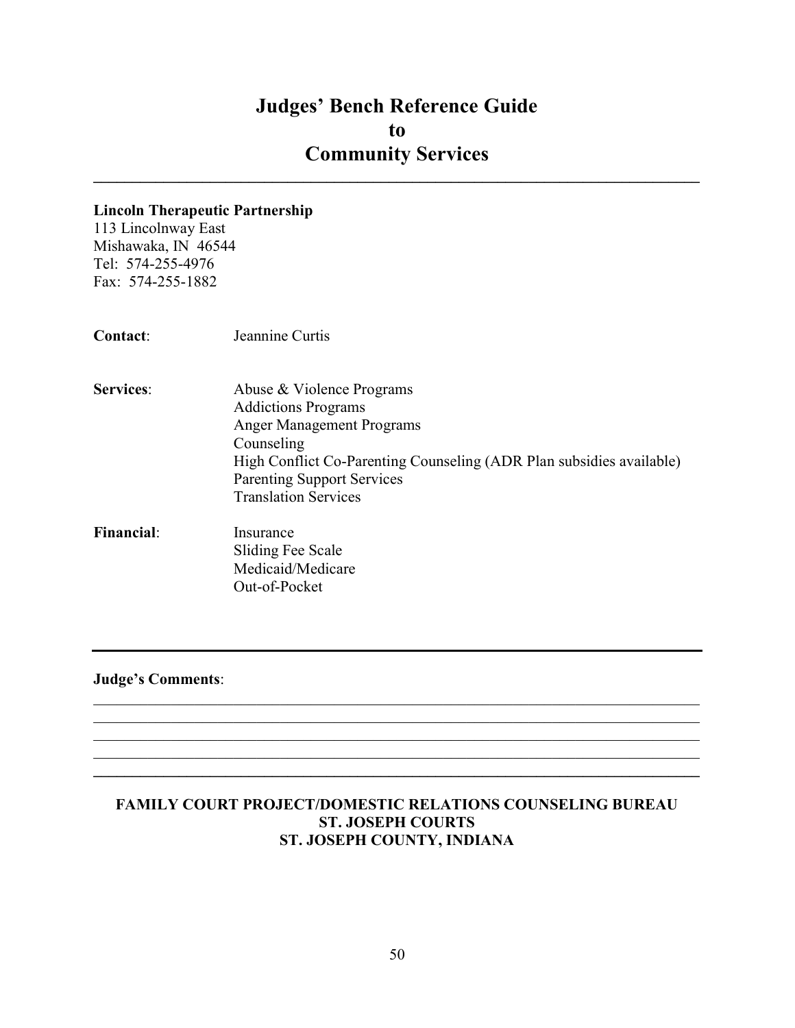# Judges' Bench Reference Guide
# to
# Community Services

---

**Lincoln Therapeutic Partnership**
113 Lincolnway East
Mishawaka, IN 46544
Tel: 574-255-4976
Fax: 574-255-1882

**Contact**: Jeannine Curtis

**Services**:
- Abuse & Violence Programs
- Addictions Programs
- Anger Management Programs
- Counseling
- High Conflict Co-Parenting Counseling (ADR Plan subsidies available)
- Parenting Support Services
- Translation Services

**Financial**:
- Insurance
- Sliding Fee Scale
- Medicaid/Medicare
- Out-of-Pocket

---

**Judge's Comments**:

______________________________________________________________________________
______________________________________________________________________________
______________________________________________________________________________
______________________________________________________________________________

---

**FAMILY COURT PROJECT/DOMESTIC RELATIONS COUNSELING BUREAU**
**ST. JOSEPH COURTS**
**ST. JOSEPH COUNTY, INDIANA**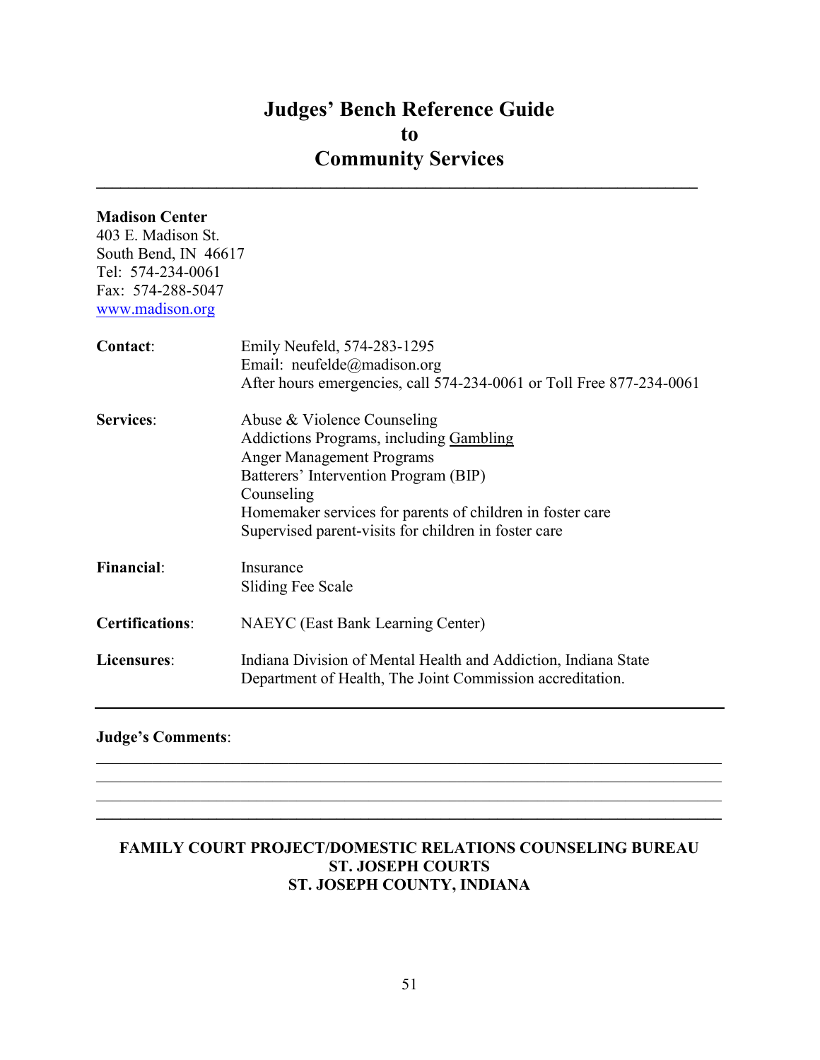# Judges' Bench Reference Guide to Community Services

---

**Madison Center**
403 E. Madison St.
South Bend, IN 46617
Tel: 574-234-0061
Fax: 574-288-5047
www.madison.org

**Contact**: Emily Neufeld, 574-283-1295
Email: neufelde@madison.org
After hours emergencies, call 574-234-0061 or Toll Free 877-234-0061

**Services**:
- Abuse & Violence Counseling
- Addictions Programs, including Gambling
- Anger Management Programs
- Batterers' Intervention Program (BIP)
- Counseling
- Homemaker services for parents of children in foster care
- Supervised parent-visits for children in foster care

**Financial**:
- Insurance
- Sliding Fee Scale

**Certifications**: NAEYC (East Bank Learning Center)

**Licensures**: Indiana Division of Mental Health and Addiction, Indiana State Department of Health, The Joint Commission accreditation.

---

**Judge's Comments**:

\_\_\_\_\_\_\_\_\_\_\_\_\_\_\_\_\_\_\_\_\_\_\_\_\_\_\_\_\_\_\_\_\_\_\_\_\_\_\_\_\_\_\_\_\_\_\_\_\_\_\_\_\_\_\_\_\_\_\_\_\_\_\_\_\_\_\_\_\_\_\_\_
\_\_\_\_\_\_\_\_\_\_\_\_\_\_\_\_\_\_\_\_\_\_\_\_\_\_\_\_\_\_\_\_\_\_\_\_\_\_\_\_\_\_\_\_\_\_\_\_\_\_\_\_\_\_\_\_\_\_\_\_\_\_\_\_\_\_\_\_\_\_\_\_
\_\_\_\_\_\_\_\_\_\_\_\_\_\_\_\_\_\_\_\_\_\_\_\_\_\_\_\_\_\_\_\_\_\_\_\_\_\_\_\_\_\_\_\_\_\_\_\_\_\_\_\_\_\_\_\_\_\_\_\_\_\_\_\_\_\_\_\_\_\_\_\_

---

**FAMILY COURT PROJECT/DOMESTIC RELATIONS COUNSELING BUREAU**
**ST. JOSEPH COURTS**
**ST. JOSEPH COUNTY, INDIANA**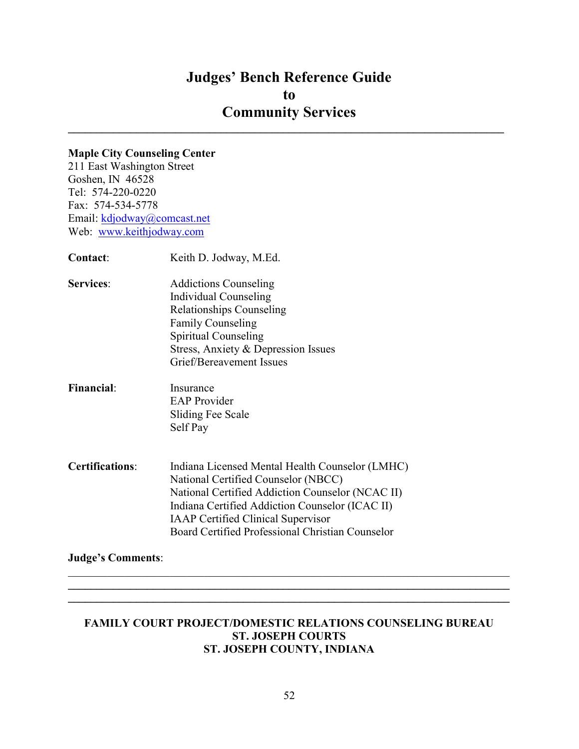# Judges' Bench Reference Guide to Community Services

**Maple City Counseling Center**
211 East Washington Street
Goshen, IN 46528
Tel: 574-220-0220
Fax: 574-534-5778
Email: kdjodway@comcast.net
Web: www.keithjodway.com

**Contact**: Keith D. Jodway, M.Ed.

**Services**:
- Addictions Counseling
- Individual Counseling
- Relationships Counseling
- Family Counseling
- Spiritual Counseling
- Stress, Anxiety & Depression Issues
- Grief/Bereavement Issues

**Financial**:
- Insurance
- EAP Provider
- Sliding Fee Scale
- Self Pay

**Certifications**:
- Indiana Licensed Mental Health Counselor (LMHC)
- National Certified Counselor (NBCC)
- National Certified Addiction Counselor (NCAC II)
- Indiana Certified Addiction Counselor (ICAC II)
- IAAP Certified Clinical Supervisor
- Board Certified Professional Christian Counselor

**Judge's Comments**:

______________________________________________________________________________
______________________________________________________________________________
______________________________________________________________________________

**FAMILY COURT PROJECT/DOMESTIC RELATIONS COUNSELING BUREAU**
**ST. JOSEPH COURTS**
**ST. JOSEPH COUNTY, INDIANA**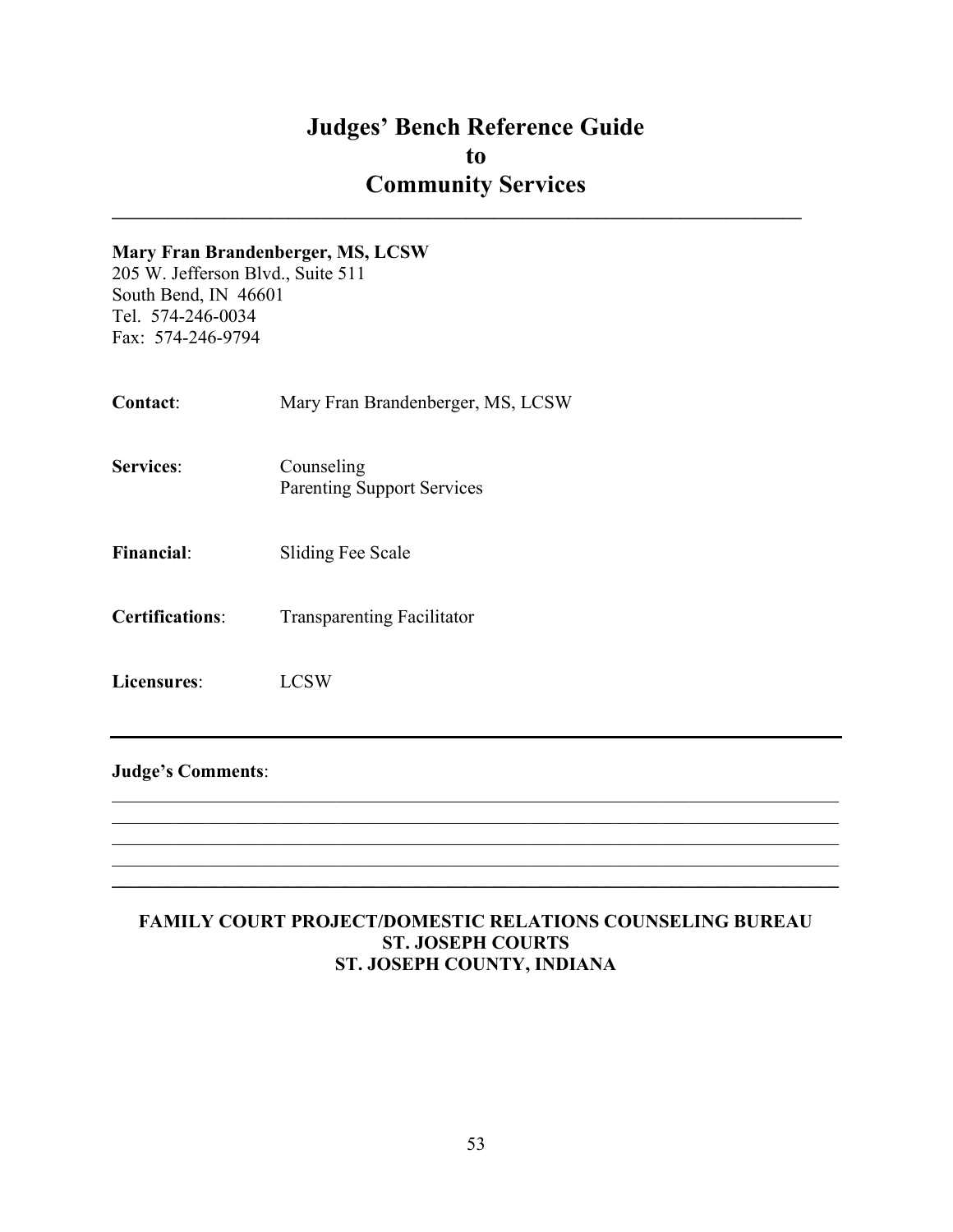# Judges' Bench Reference Guide
# to
# Community Services

---

**Mary Fran Brandenberger, MS, LCSW**
205 W. Jefferson Blvd., Suite 511
South Bend, IN 46601
Tel. 574-246-0034
Fax: 574-246-9794

**Contact**: Mary Fran Brandenberger, MS, LCSW

**Services**: Counseling
Parenting Support Services

**Financial**: Sliding Fee Scale

**Certifications**: Transparenting Facilitator

**Licensures**: LCSW

---

**Judge's Comments**:

---

**FAMILY COURT PROJECT/DOMESTIC RELATIONS COUNSELING BUREAU**
**ST. JOSEPH COURTS**
**ST. JOSEPH COUNTY, INDIANA**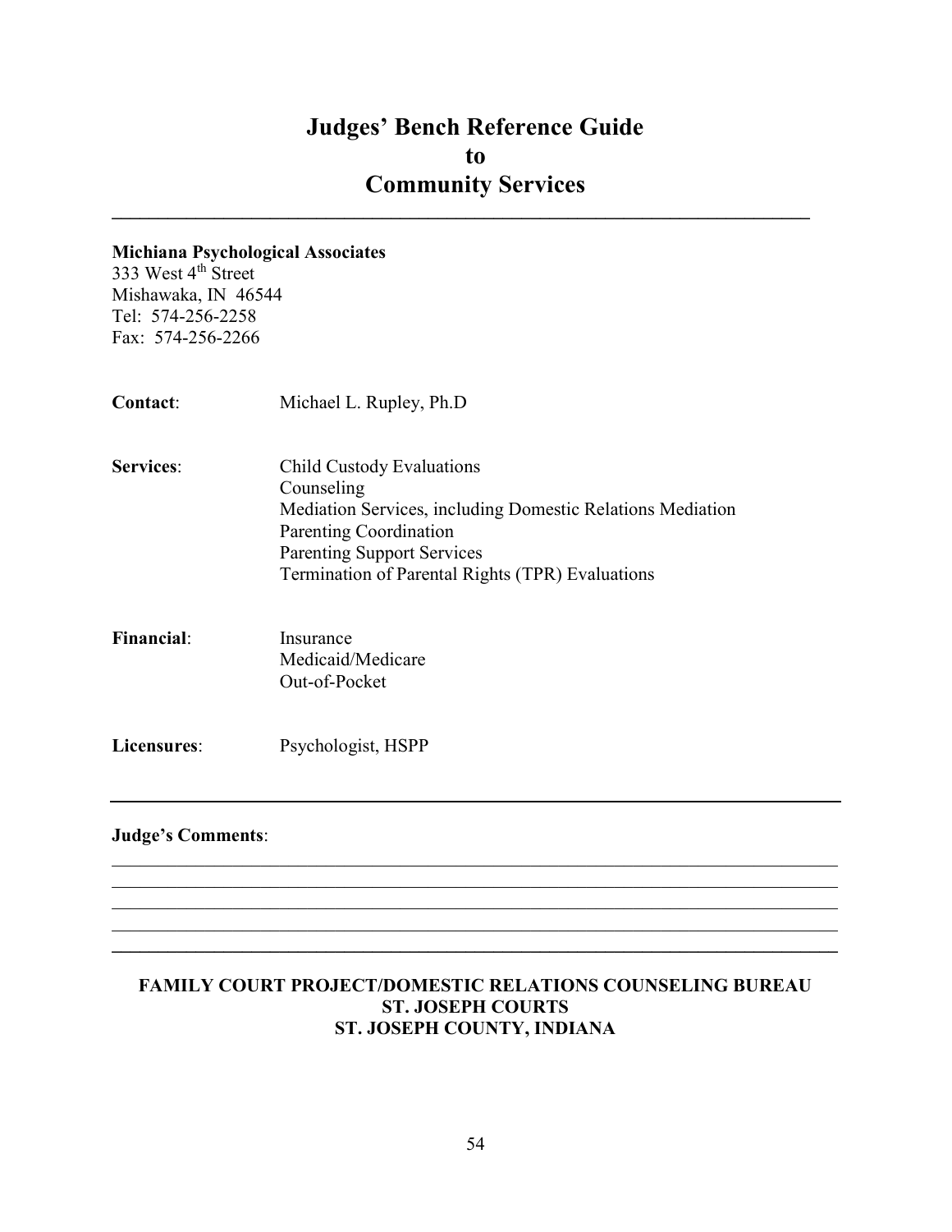# Judges' Bench Reference Guide to Community Services

---

**Michiana Psychological Associates**
333 West 4th Street
Mishawaka, IN 46544
Tel: 574-256-2258
Fax: 574-256-2266

**Contact**: Michael L. Rupley, Ph.D

**Services**:
- Child Custody Evaluations
- Counseling
- Mediation Services, including Domestic Relations Mediation
- Parenting Coordination
- Parenting Support Services
- Termination of Parental Rights (TPR) Evaluations

**Financial**:
- Insurance
- Medicaid/Medicare
- Out-of-Pocket

**Licensures**: Psychologist, HSPP

---

**Judge's Comments**:

_______________________________________________________________________________
_______________________________________________________________________________
_______________________________________________________________________________
_______________________________________________________________________________
_______________________________________________________________________________

**FAMILY COURT PROJECT/DOMESTIC RELATIONS COUNSELING BUREAU**
**ST. JOSEPH COURTS**
**ST. JOSEPH COUNTY, INDIANA**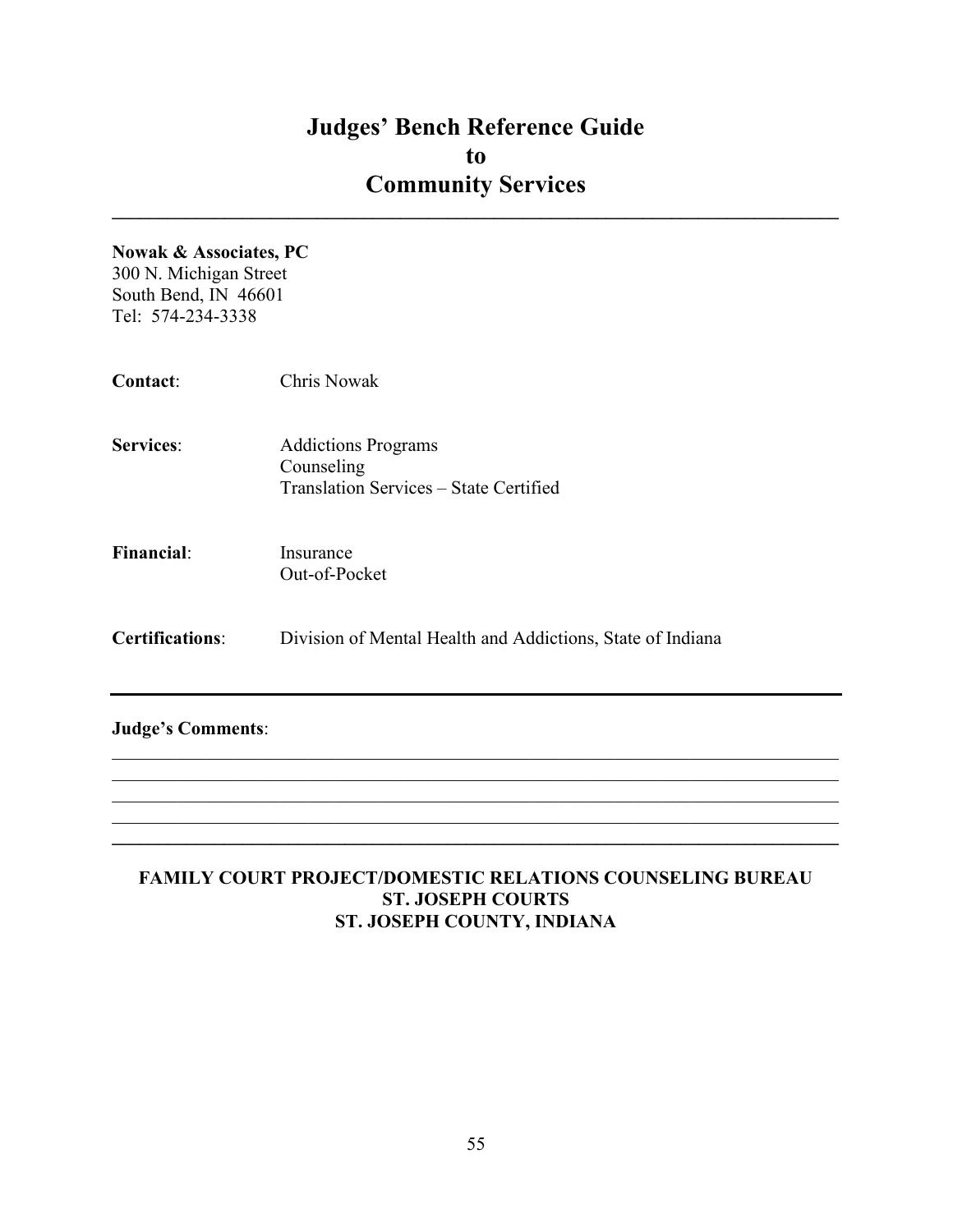# Judges' Bench Reference Guide
# to
# Community Services

---

**Nowak & Associates, PC**
300 N. Michigan Street
South Bend, IN 46601
Tel: 574-234-3338

**Contact**: Chris Nowak

**Services**: Addictions Programs
Counseling
Translation Services – State Certified

**Financial**: Insurance
Out-of-Pocket

**Certifications**: Division of Mental Health and Addictions, State of Indiana

---

**Judge's Comments**:

---

**FAMILY COURT PROJECT/DOMESTIC RELATIONS COUNSELING BUREAU**
**ST. JOSEPH COURTS**
**ST. JOSEPH COUNTY, INDIANA**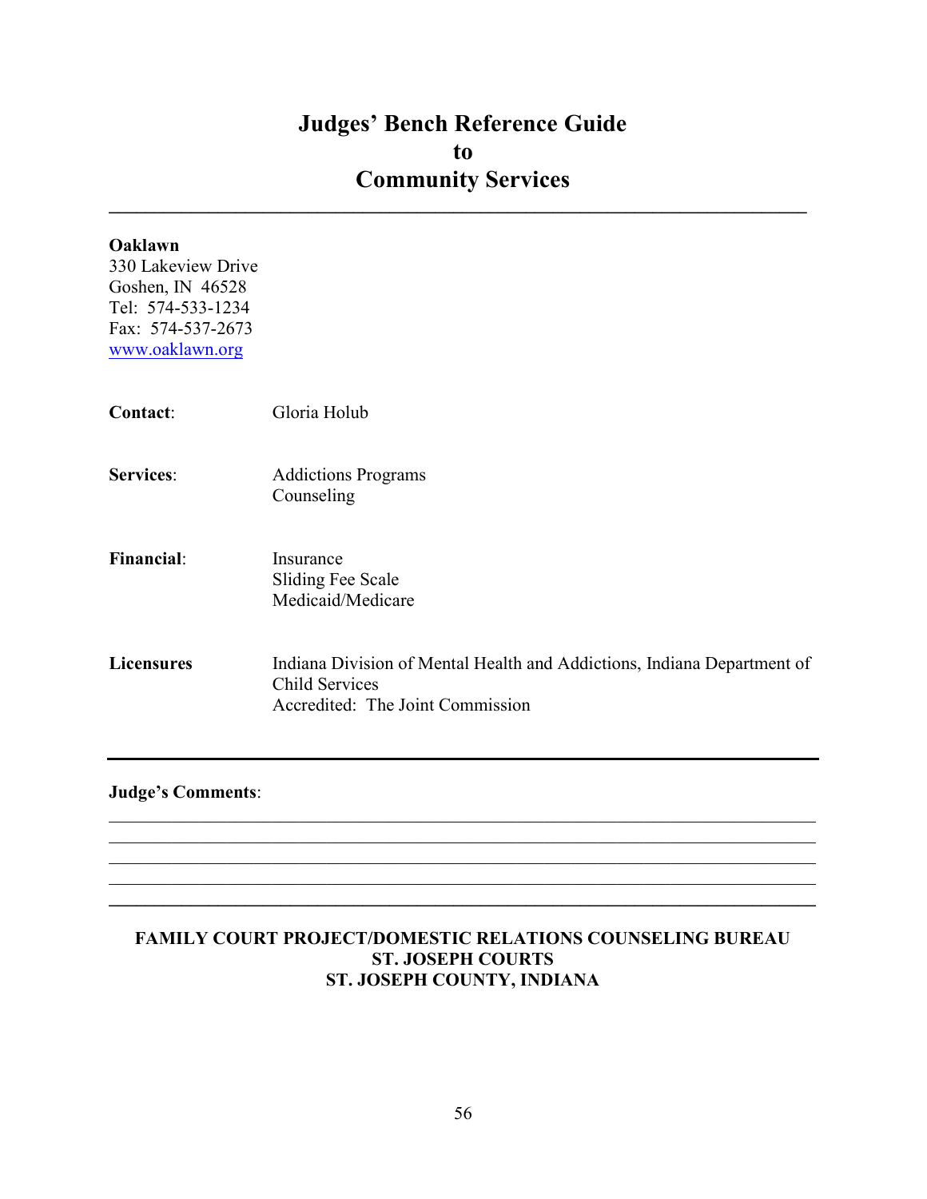# Judges' Bench Reference Guide to Community Services

---

**Oaklawn**
330 Lakeview Drive
Goshen, IN 46528
Tel: 574-533-1234
Fax: 574-537-2673
www.oaklawn.org

**Contact**: Gloria Holub

**Services**:
Addictions Programs
Counseling

**Financial**:
Insurance
Sliding Fee Scale
Medicaid/Medicare

**Licensures**
Indiana Division of Mental Health and Addictions, Indiana Department of Child Services
Accredited: The Joint Commission

---

**Judge's Comments**:

\_\_\_\_\_\_\_\_\_\_\_\_\_\_\_\_\_\_\_\_\_\_\_\_\_\_\_\_\_\_\_\_\_\_\_\_\_\_\_\_\_\_\_\_\_\_\_\_\_\_\_\_\_\_\_\_\_\_\_\_\_\_\_\_\_\_\_\_\_\_
\_\_\_\_\_\_\_\_\_\_\_\_\_\_\_\_\_\_\_\_\_\_\_\_\_\_\_\_\_\_\_\_\_\_\_\_\_\_\_\_\_\_\_\_\_\_\_\_\_\_\_\_\_\_\_\_\_\_\_\_\_\_\_\_\_\_\_\_\_\_
\_\_\_\_\_\_\_\_\_\_\_\_\_\_\_\_\_\_\_\_\_\_\_\_\_\_\_\_\_\_\_\_\_\_\_\_\_\_\_\_\_\_\_\_\_\_\_\_\_\_\_\_\_\_\_\_\_\_\_\_\_\_\_\_\_\_\_\_\_\_
\_\_\_\_\_\_\_\_\_\_\_\_\_\_\_\_\_\_\_\_\_\_\_\_\_\_\_\_\_\_\_\_\_\_\_\_\_\_\_\_\_\_\_\_\_\_\_\_\_\_\_\_\_\_\_\_\_\_\_\_\_\_\_\_\_\_\_\_\_\_

---

**FAMILY COURT PROJECT/DOMESTIC RELATIONS COUNSELING BUREAU**
**ST. JOSEPH COURTS**
**ST. JOSEPH COUNTY, INDIANA**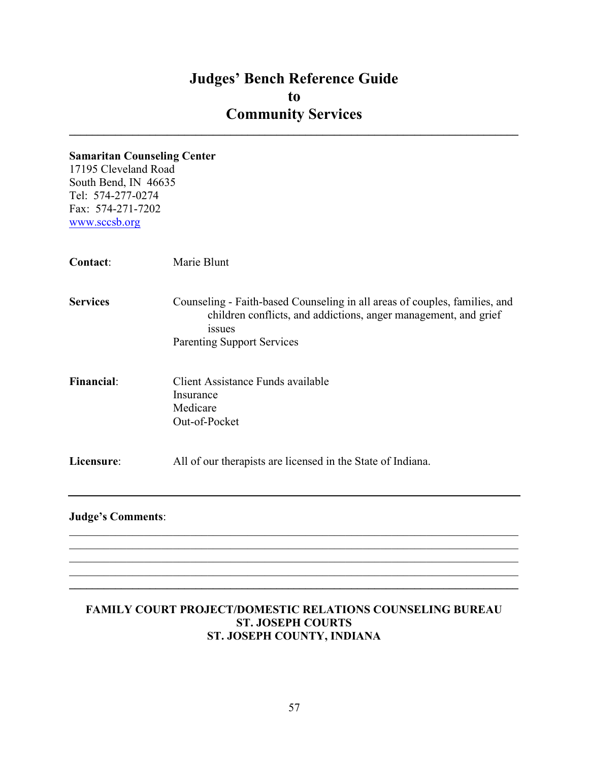# Judges' Bench Reference Guide to Community Services

**Samaritan Counseling Center**
17195 Cleveland Road
South Bend, IN 46635
Tel: 574-277-0274
Fax: 574-271-7202
www.sccsb.org

**Contact**: Marie Blunt

**Services**
Counseling - Faith-based Counseling in all areas of couples, families, and children conflicts, and addictions, anger management, and grief issues
Parenting Support Services

**Financial**:
Client Assistance Funds available
Insurance
Medicare
Out-of-Pocket

**Licensure**: All of our therapists are licensed in the State of Indiana.

---

**Judge's Comments**:

\_\_\_\_\_\_\_\_\_\_\_\_\_\_\_\_\_\_\_\_\_\_\_\_\_\_\_\_\_\_\_\_\_\_\_\_\_\_\_\_\_\_\_\_\_\_\_\_\_\_\_\_\_\_\_\_\_\_\_\_\_\_\_\_\_\_\_\_\_\_\_\_

\_\_\_\_\_\_\_\_\_\_\_\_\_\_\_\_\_\_\_\_\_\_\_\_\_\_\_\_\_\_\_\_\_\_\_\_\_\_\_\_\_\_\_\_\_\_\_\_\_\_\_\_\_\_\_\_\_\_\_\_\_\_\_\_\_\_\_\_\_\_\_\_

\_\_\_\_\_\_\_\_\_\_\_\_\_\_\_\_\_\_\_\_\_\_\_\_\_\_\_\_\_\_\_\_\_\_\_\_\_\_\_\_\_\_\_\_\_\_\_\_\_\_\_\_\_\_\_\_\_\_\_\_\_\_\_\_\_\_\_\_\_\_\_\_

\_\_\_\_\_\_\_\_\_\_\_\_\_\_\_\_\_\_\_\_\_\_\_\_\_\_\_\_\_\_\_\_\_\_\_\_\_\_\_\_\_\_\_\_\_\_\_\_\_\_\_\_\_\_\_\_\_\_\_\_\_\_\_\_\_\_\_\_\_\_\_\_

**FAMILY COURT PROJECT/DOMESTIC RELATIONS COUNSELING BUREAU**
**ST. JOSEPH COURTS**
**ST. JOSEPH COUNTY, INDIANA**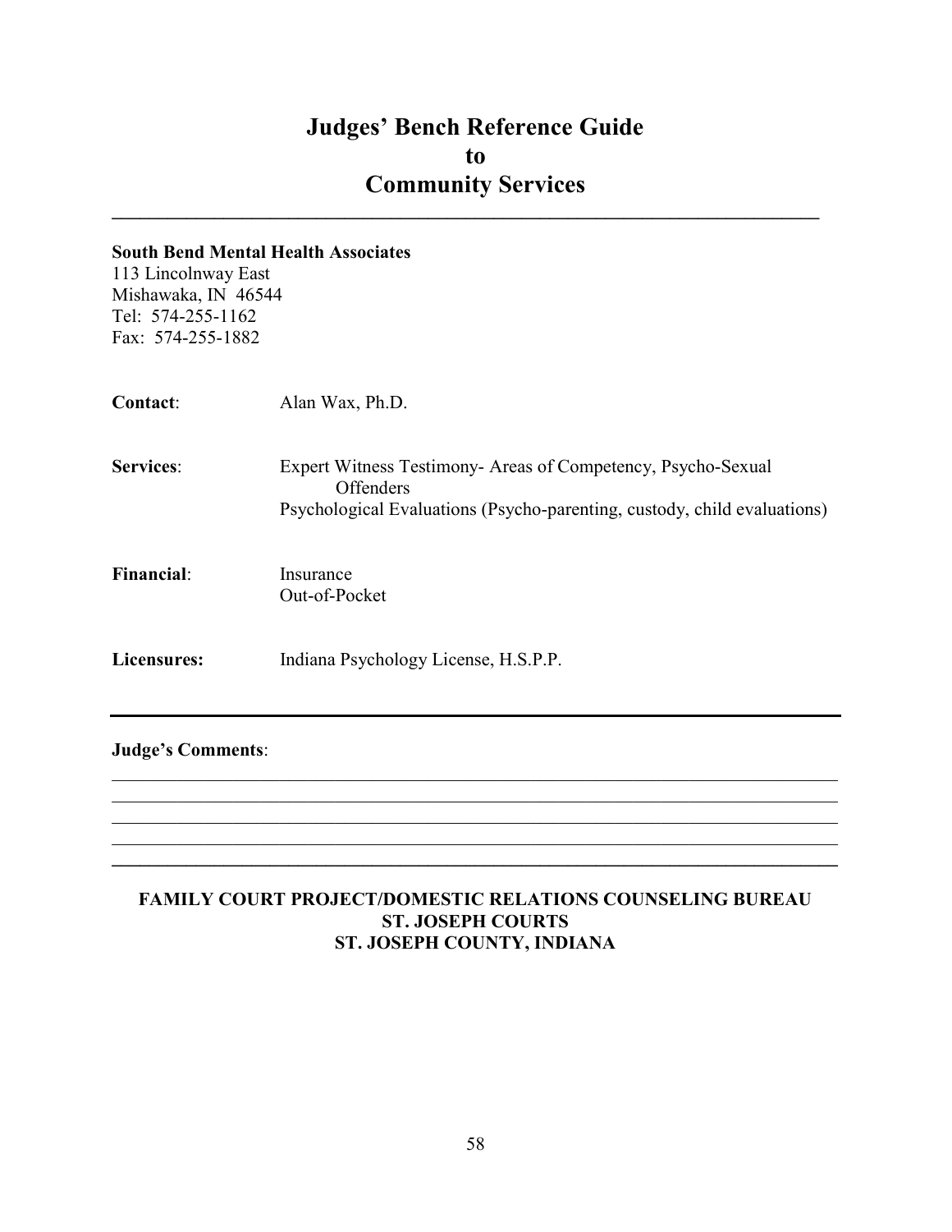# Judges' Bench Reference Guide to Community Services

---

**South Bend Mental Health Associates**
113 Lincolnway East
Mishawaka, IN 46544
Tel: 574-255-1162
Fax: 574-255-1882

**Contact**: Alan Wax, Ph.D.

**Services**: Expert Witness Testimony- Areas of Competency, Psycho-Sexual Offenders
Psychological Evaluations (Psycho-parenting, custody, child evaluations)

**Financial**: Insurance
Out-of-Pocket

**Licensures:** Indiana Psychology License, H.S.P.P.

---

**Judge's Comments**:

_______________________________________________________________________________
_______________________________________________________________________________
_______________________________________________________________________________
_______________________________________________________________________________
_______________________________________________________________________________

**FAMILY COURT PROJECT/DOMESTIC RELATIONS COUNSELING BUREAU**
**ST. JOSEPH COURTS**
**ST. JOSEPH COUNTY, INDIANA**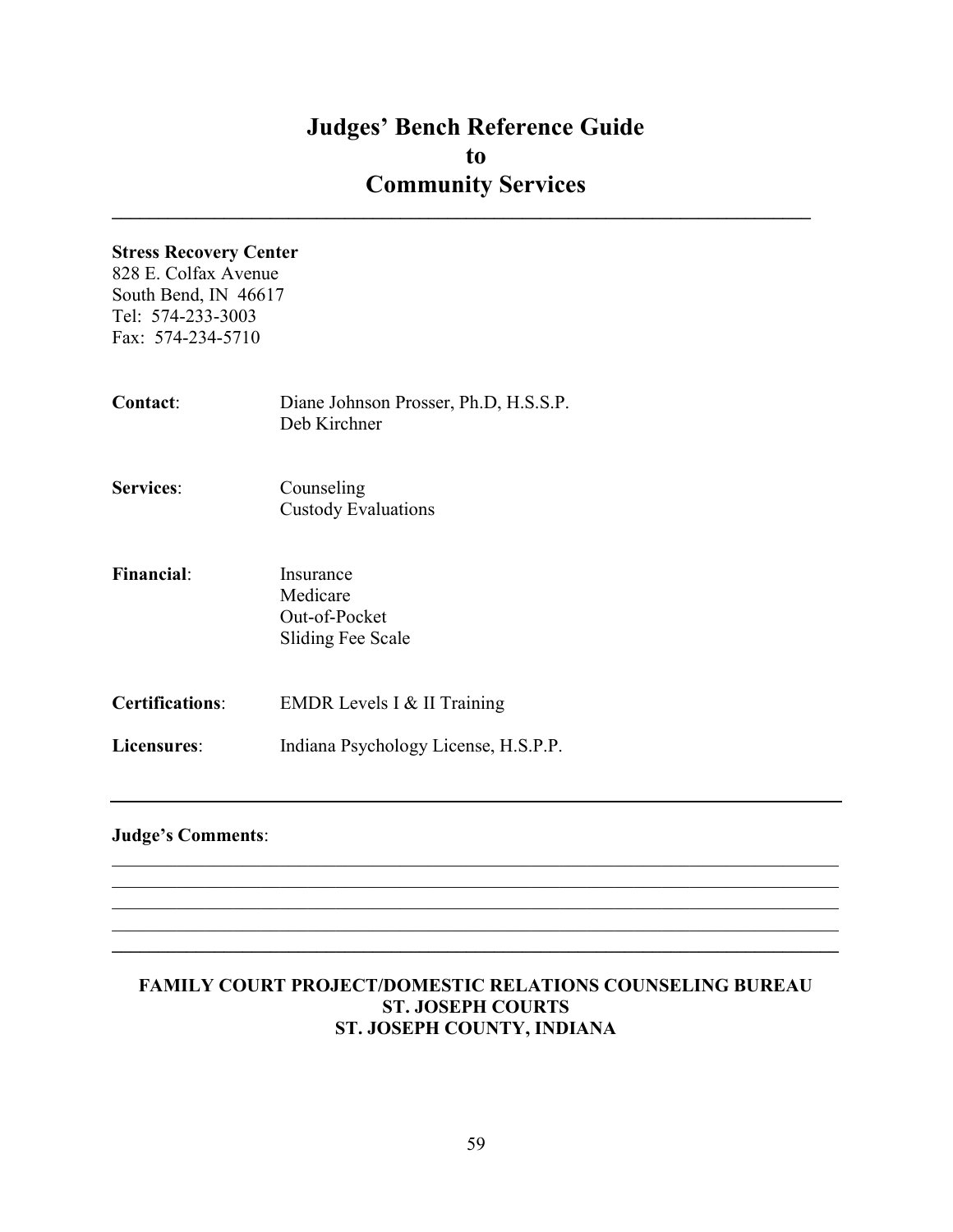# Judges' Bench Reference Guide to Community Services

---

**Stress Recovery Center**
828 E. Colfax Avenue
South Bend, IN 46617
Tel: 574-233-3003
Fax: 574-234-5710

**Contact**: Diane Johnson Prosser, Ph.D, H.S.S.P.
Deb Kirchner

**Services**: Counseling
Custody Evaluations

**Financial**: Insurance
Medicare
Out-of-Pocket
Sliding Fee Scale

**Certifications**: EMDR Levels I & II Training

**Licensures**: Indiana Psychology License, H.S.P.P.

---

**Judge's Comments**:

______________________________________________________________________________
______________________________________________________________________________
______________________________________________________________________________
______________________________________________________________________________
______________________________________________________________________________

**FAMILY COURT PROJECT/DOMESTIC RELATIONS COUNSELING BUREAU**
**ST. JOSEPH COURTS**
**ST. JOSEPH COUNTY, INDIANA**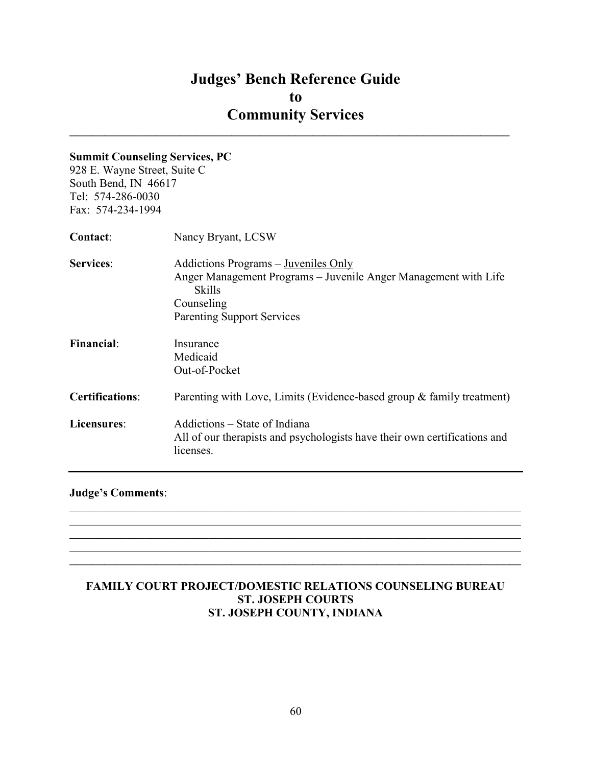# Judges' Bench Reference Guide to Community Services

---

**Summit Counseling Services, PC**
928 E. Wayne Street, Suite C
South Bend, IN 46617
Tel: 574-286-0030
Fax: 574-234-1994

**Contact**: Nancy Bryant, LCSW

**Services**:
- Addictions Programs – Juveniles Only
- Anger Management Programs – Juvenile Anger Management with Life Skills
- Counseling
- Parenting Support Services

**Financial**:
- Insurance
- Medicaid
- Out-of-Pocket

**Certifications**: Parenting with Love, Limits (Evidence-based group & family treatment)

**Licensures**:
Addictions – State of Indiana
All of our therapists and psychologists have their own certifications and licenses.

---

**Judge's Comments**:

_______________________________________________________________________
_______________________________________________________________________
_______________________________________________________________________
_______________________________________________________________________
_______________________________________________________________________

**FAMILY COURT PROJECT/DOMESTIC RELATIONS COUNSELING BUREAU**
**ST. JOSEPH COURTS**
**ST. JOSEPH COUNTY, INDIANA**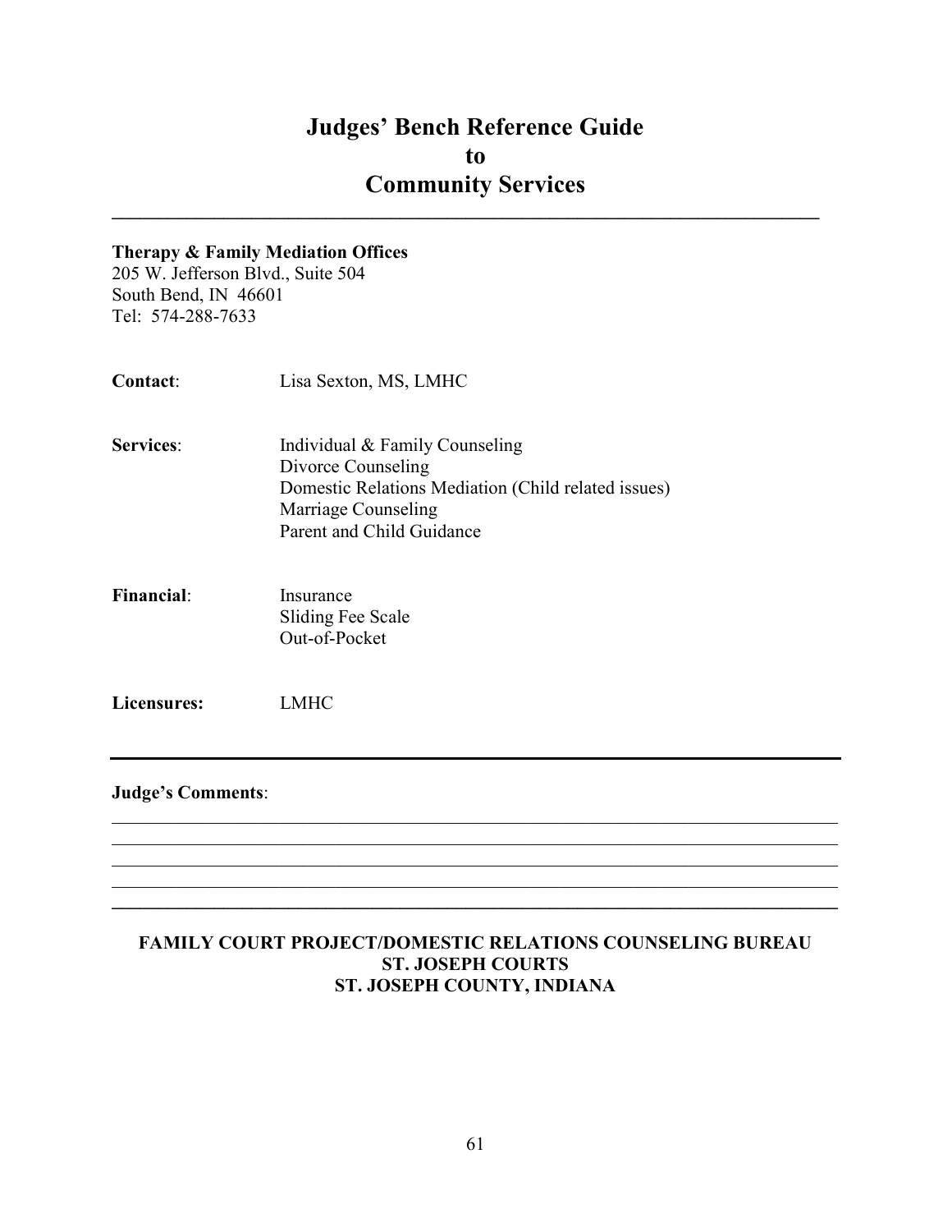# Judges' Bench Reference Guide to Community Services

**Therapy & Family Mediation Offices**
205 W. Jefferson Blvd., Suite 504
South Bend, IN 46601
Tel: 574-288-7633

**Contact**: Lisa Sexton, MS, LMHC

**Services**:
- Individual & Family Counseling
- Divorce Counseling
- Domestic Relations Mediation (Child related issues)
- Marriage Counseling
- Parent and Child Guidance

**Financial**:
- Insurance
- Sliding Fee Scale
- Out-of-Pocket

**Licensures:** LMHC

---

**Judge's Comments**:

______________________________________________________________________________
______________________________________________________________________________
______________________________________________________________________________
______________________________________________________________________________
______________________________________________________________________________

**FAMILY COURT PROJECT/DOMESTIC RELATIONS COUNSELING BUREAU**
**ST. JOSEPH COURTS**
**ST. JOSEPH COUNTY, INDIANA**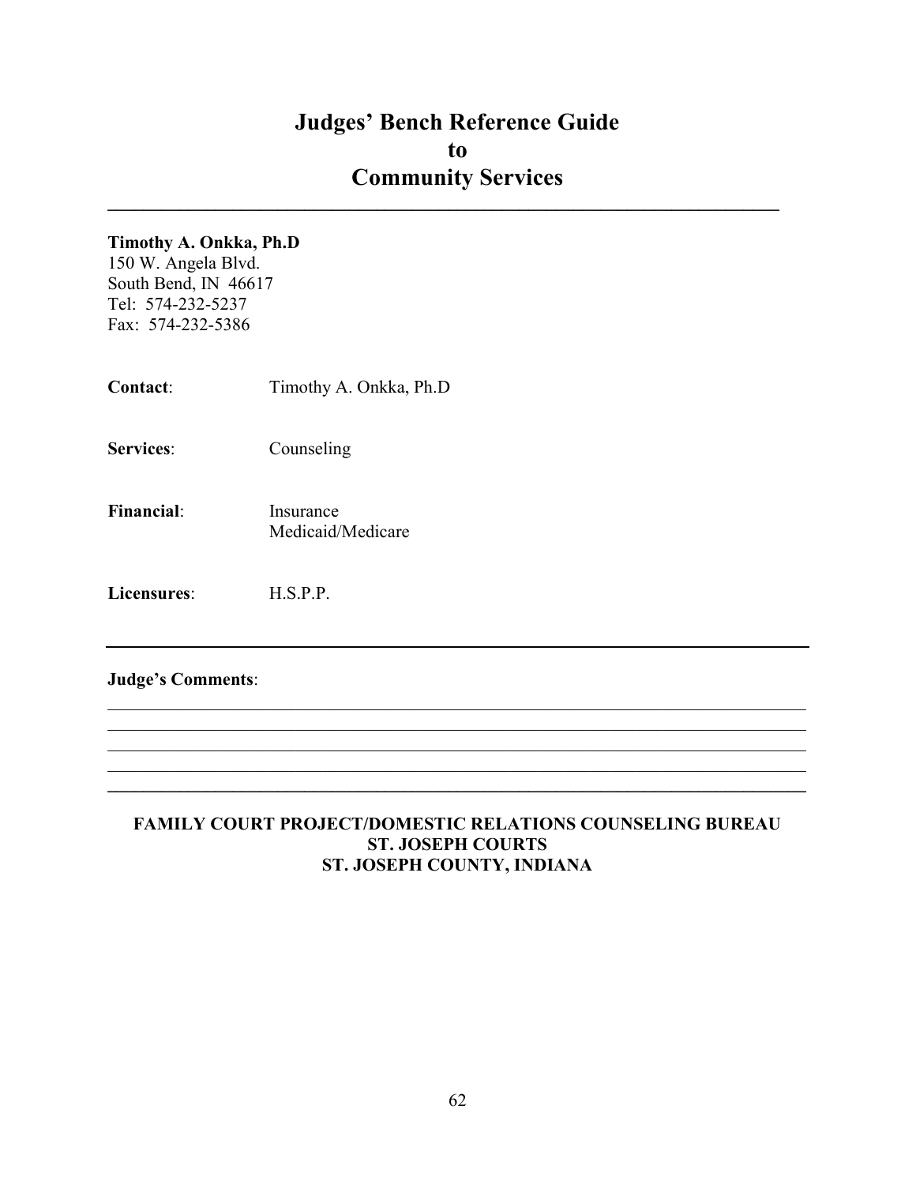# Judges' Bench Reference Guide to Community Services

**Timothy A. Onkka, Ph.D**
150 W. Angela Blvd.
South Bend, IN 46617
Tel: 574-232-5237
Fax: 574-232-5386

**Contact**: Timothy A. Onkka, Ph.D

**Services**: Counseling

**Financial**: Insurance
Medicaid/Medicare

**Licensures**: H.S.P.P.

---

**Judge's Comments**:

---

**FAMILY COURT PROJECT/DOMESTIC RELATIONS COUNSELING BUREAU**
**ST. JOSEPH COURTS**
**ST. JOSEPH COUNTY, INDIANA**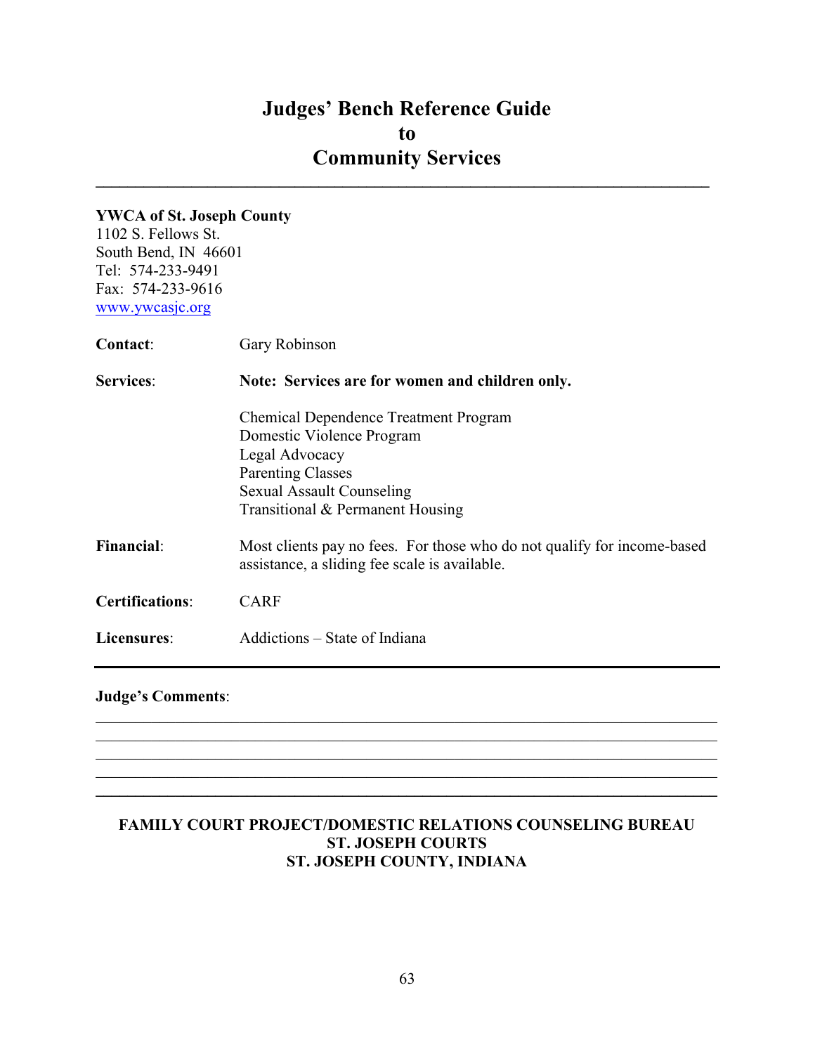# Judges' Bench Reference Guide to Community Services

---

**YWCA of St. Joseph County**
1102 S. Fellows St.
South Bend, IN 46601
Tel: 574-233-9491
Fax: 574-233-9616
www.ywcasjc.org

| | |
|---|---|
| **Contact**: | Gary Robinson |
| **Services**: | **Note: Services are for women and children only.**<br><br>Chemical Dependence Treatment Program<br>Domestic Violence Program<br>Legal Advocacy<br>Parenting Classes<br>Sexual Assault Counseling<br>Transitional & Permanent Housing |
| **Financial**: | Most clients pay no fees. For those who do not qualify for income-based assistance, a sliding fee scale is available. |
| **Certifications**: | CARF |
| **Licensures**: | Addictions – State of Indiana |

---

**Judge's Comments**:

______________________________________________________________________
______________________________________________________________________
______________________________________________________________________
______________________________________________________________________
______________________________________________________________________

**FAMILY COURT PROJECT/DOMESTIC RELATIONS COUNSELING BUREAU**
**ST. JOSEPH COURTS**
**ST. JOSEPH COUNTY, INDIANA**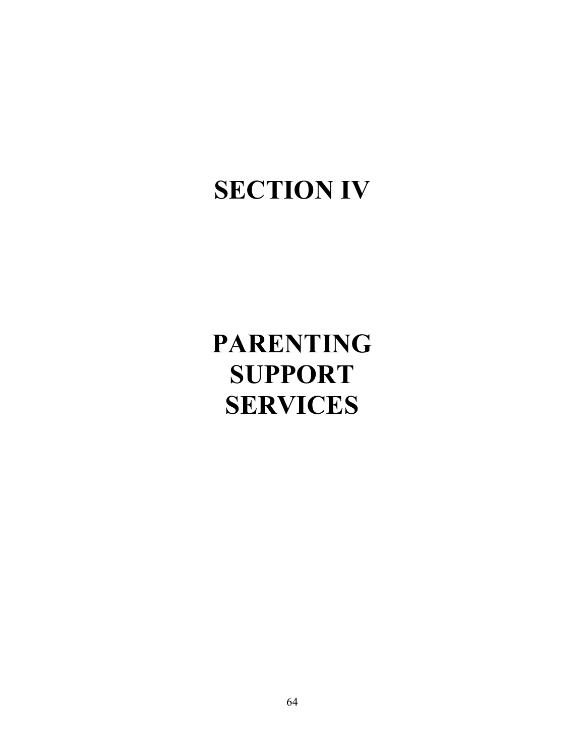# SECTION IV

# PARENTING SUPPORT SERVICES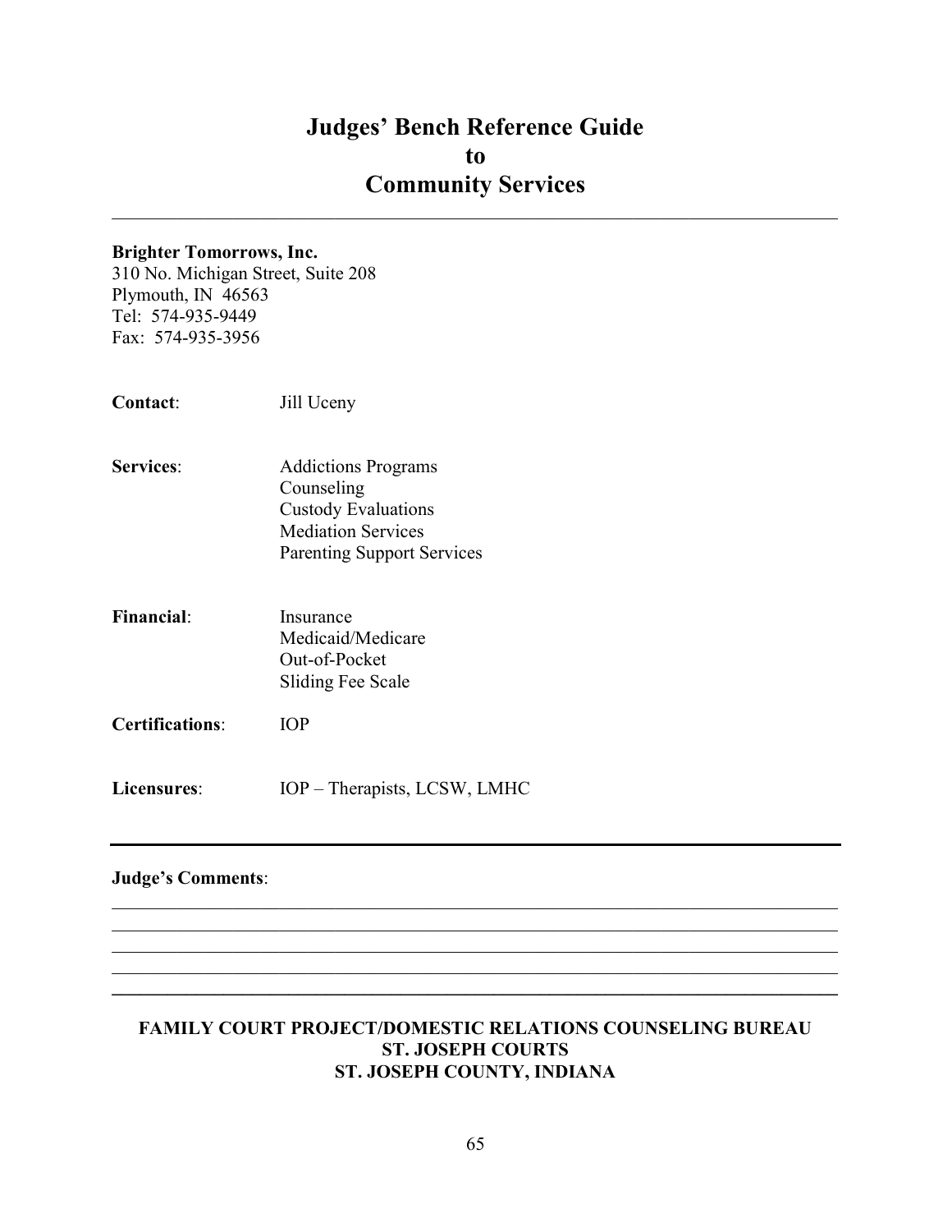# Judges' Bench Reference Guide to Community Services

---

**Brighter Tomorrows, Inc.**
310 No. Michigan Street, Suite 208
Plymouth, IN 46563
Tel: 574-935-9449
Fax: 574-935-3956

**Contact**: Jill Uceny

**Services**:
- Addictions Programs
- Counseling
- Custody Evaluations
- Mediation Services
- Parenting Support Services

**Financial**:
- Insurance
- Medicaid/Medicare
- Out-of-Pocket
- Sliding Fee Scale

**Certifications**: IOP

**Licensures**: IOP – Therapists, LCSW, LMHC

---

**Judge's Comments**:

---

**FAMILY COURT PROJECT/DOMESTIC RELATIONS COUNSELING BUREAU**
**ST. JOSEPH COURTS**
**ST. JOSEPH COUNTY, INDIANA**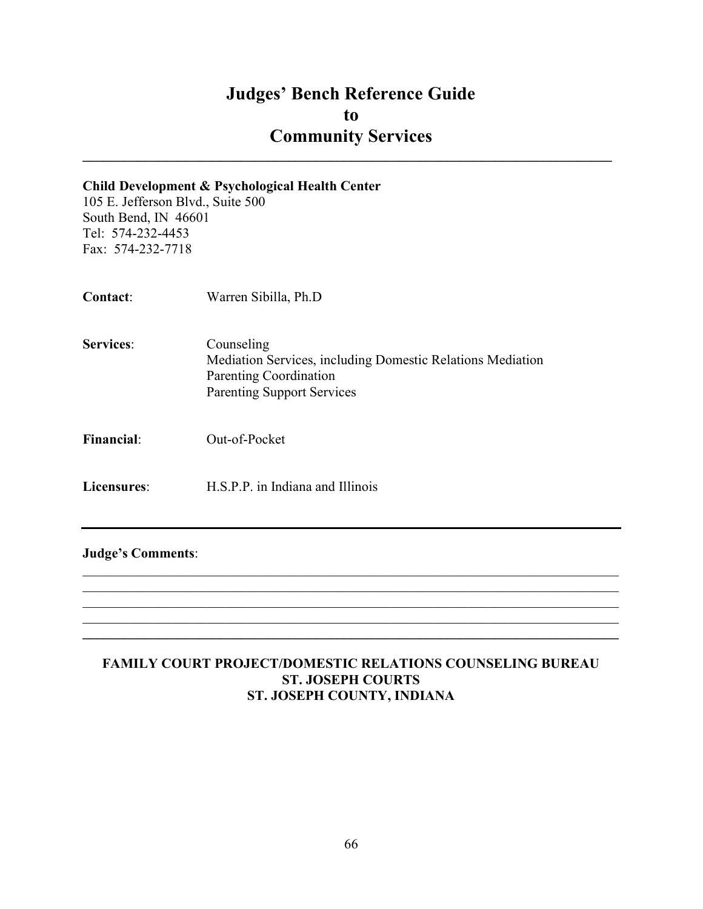# Judges' Bench Reference Guide to Community Services

**Child Development & Psychological Health Center**
105 E. Jefferson Blvd., Suite 500
South Bend, IN 46601
Tel: 574-232-4453
Fax: 574-232-7718

**Contact**: Warren Sibilla, Ph.D

**Services**:
Counseling
Mediation Services, including Domestic Relations Mediation
Parenting Coordination
Parenting Support Services

**Financial**: Out-of-Pocket

**Licensures**: H.S.P.P. in Indiana and Illinois

---

**Judge's Comments**:

---

**FAMILY COURT PROJECT/DOMESTIC RELATIONS COUNSELING BUREAU**
**ST. JOSEPH COURTS**
**ST. JOSEPH COUNTY, INDIANA**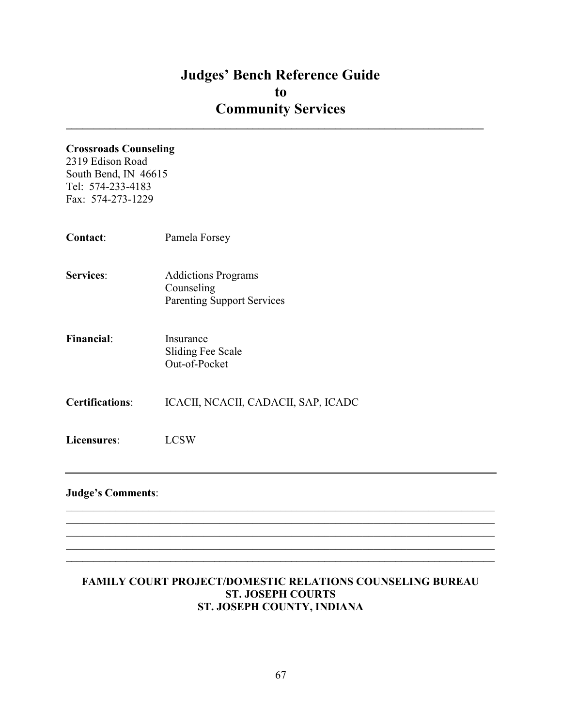# Judges' Bench Reference Guide to Community Services

**Crossroads Counseling**
2319 Edison Road
South Bend, IN 46615
Tel: 574-233-4183
Fax: 574-273-1229

**Contact**: Pamela Forsey

**Services**:
- Addictions Programs
- Counseling
- Parenting Support Services

**Financial**:
- Insurance
- Sliding Fee Scale
- Out-of-Pocket

**Certifications**: ICACII, NCACII, CADACII, SAP, ICADC

**Licensures**: LCSW

---

**Judge's Comments**:

______________________________________________________________________________
______________________________________________________________________________
______________________________________________________________________________
______________________________________________________________________________
______________________________________________________________________________

**FAMILY COURT PROJECT/DOMESTIC RELATIONS COUNSELING BUREAU**
**ST. JOSEPH COURTS**
**ST. JOSEPH COUNTY, INDIANA**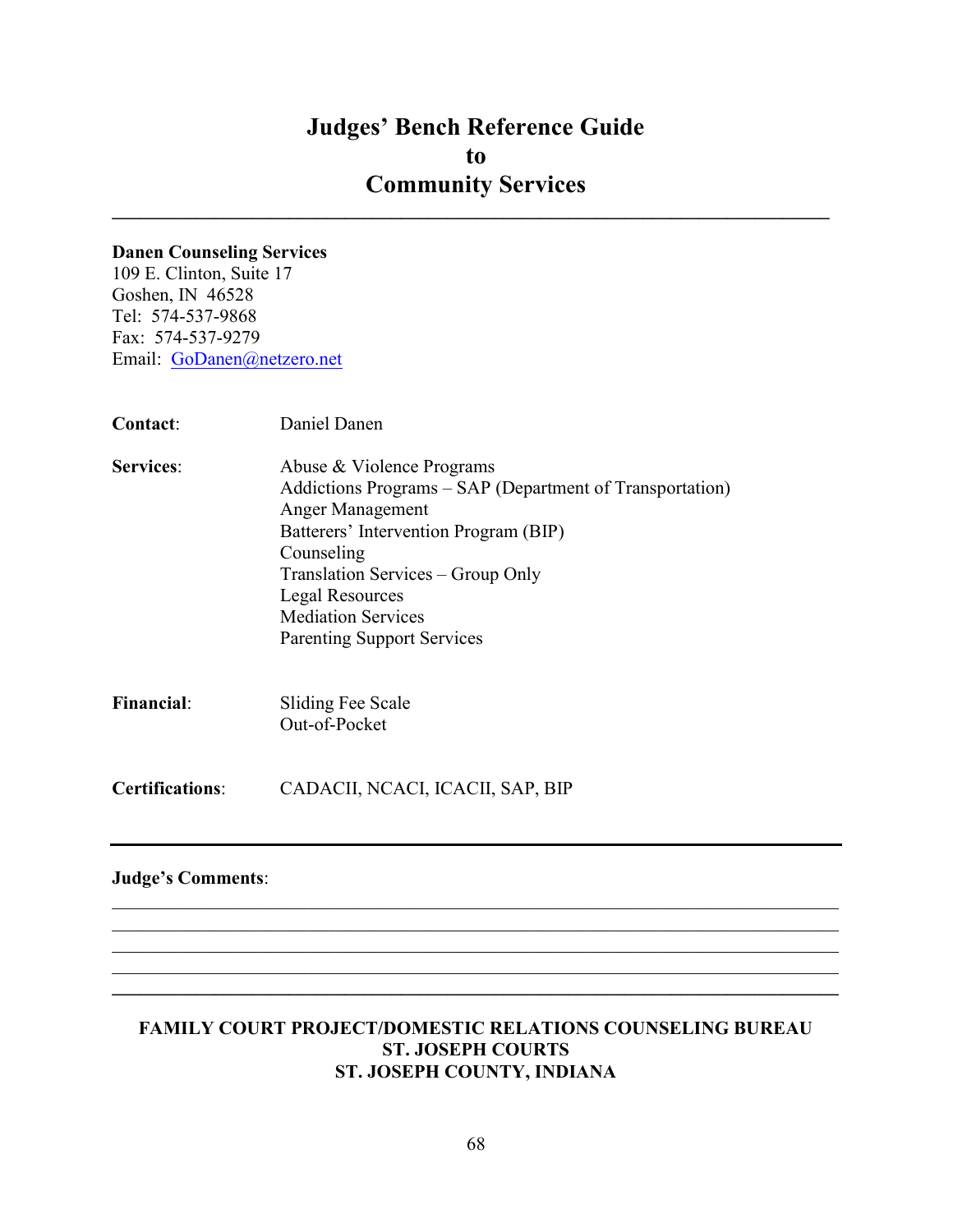# Judges' Bench Reference Guide to Community Services

---

**Danen Counseling Services**
109 E. Clinton, Suite 17
Goshen, IN 46528
Tel: 574-537-9868
Fax: 574-537-9279
Email: GoDanen@netzero.net

**Contact**: Daniel Danen

**Services**:
- Abuse & Violence Programs
- Addictions Programs – SAP (Department of Transportation)
- Anger Management
- Batterers' Intervention Program (BIP)
- Counseling
- Translation Services – Group Only
- Legal Resources
- Mediation Services
- Parenting Support Services

**Financial**:
- Sliding Fee Scale
- Out-of-Pocket

**Certifications**: CADACII, NCACI, ICACII, SAP, BIP

---

**Judge's Comments**:

_______________________________________________________________________________
_______________________________________________________________________________
_______________________________________________________________________________
_______________________________________________________________________________

**FAMILY COURT PROJECT/DOMESTIC RELATIONS COUNSELING BUREAU**
**ST. JOSEPH COURTS**
**ST. JOSEPH COUNTY, INDIANA**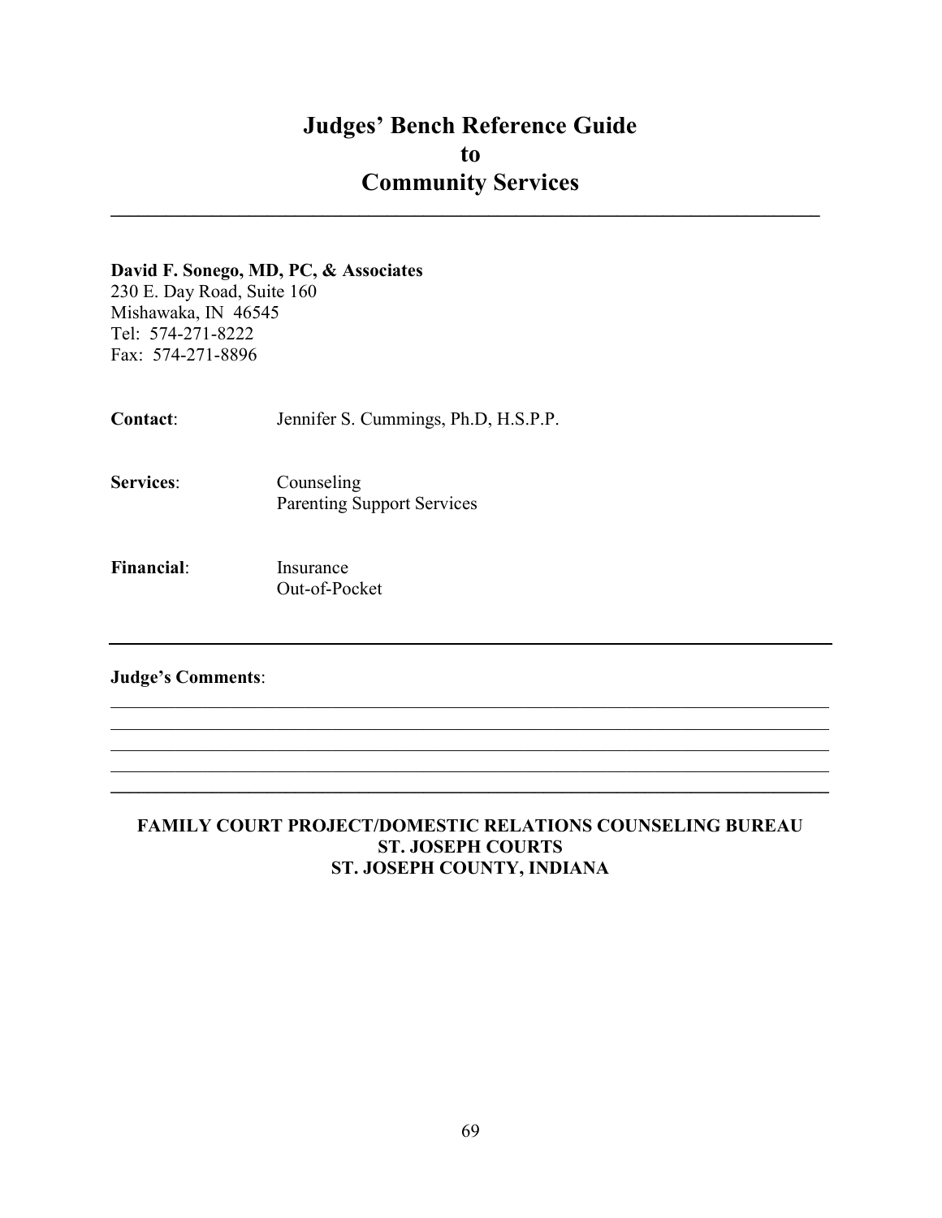# Judges' Bench Reference Guide to Community Services

**David F. Sonego, MD, PC, & Associates**
230 E. Day Road, Suite 160
Mishawaka, IN 46545
Tel: 574-271-8222
Fax: 574-271-8896

**Contact**: Jennifer S. Cummings, Ph.D, H.S.P.P.

**Services**: Counseling
Parenting Support Services

**Financial**: Insurance
Out-of-Pocket

---

**Judge's Comments**:

\_\_\_\_\_\_\_\_\_\_\_\_\_\_\_\_\_\_\_\_\_\_\_\_\_\_\_\_\_\_\_\_\_\_\_\_\_\_\_\_\_\_\_\_\_\_\_\_\_\_\_\_\_\_\_\_\_\_\_\_\_\_\_\_\_\_\_\_\_\_\_\_\_\_\_\_
\_\_\_\_\_\_\_\_\_\_\_\_\_\_\_\_\_\_\_\_\_\_\_\_\_\_\_\_\_\_\_\_\_\_\_\_\_\_\_\_\_\_\_\_\_\_\_\_\_\_\_\_\_\_\_\_\_\_\_\_\_\_\_\_\_\_\_\_\_\_\_\_\_\_\_\_
\_\_\_\_\_\_\_\_\_\_\_\_\_\_\_\_\_\_\_\_\_\_\_\_\_\_\_\_\_\_\_\_\_\_\_\_\_\_\_\_\_\_\_\_\_\_\_\_\_\_\_\_\_\_\_\_\_\_\_\_\_\_\_\_\_\_\_\_\_\_\_\_\_\_\_\_
\_\_\_\_\_\_\_\_\_\_\_\_\_\_\_\_\_\_\_\_\_\_\_\_\_\_\_\_\_\_\_\_\_\_\_\_\_\_\_\_\_\_\_\_\_\_\_\_\_\_\_\_\_\_\_\_\_\_\_\_\_\_\_\_\_\_\_\_\_\_\_\_\_\_\_\_
\_\_\_\_\_\_\_\_\_\_\_\_\_\_\_\_\_\_\_\_\_\_\_\_\_\_\_\_\_\_\_\_\_\_\_\_\_\_\_\_\_\_\_\_\_\_\_\_\_\_\_\_\_\_\_\_\_\_\_\_\_\_\_\_\_\_\_\_\_\_\_\_\_\_\_\_

**FAMILY COURT PROJECT/DOMESTIC RELATIONS COUNSELING BUREAU**
**ST. JOSEPH COURTS**
**ST. JOSEPH COUNTY, INDIANA**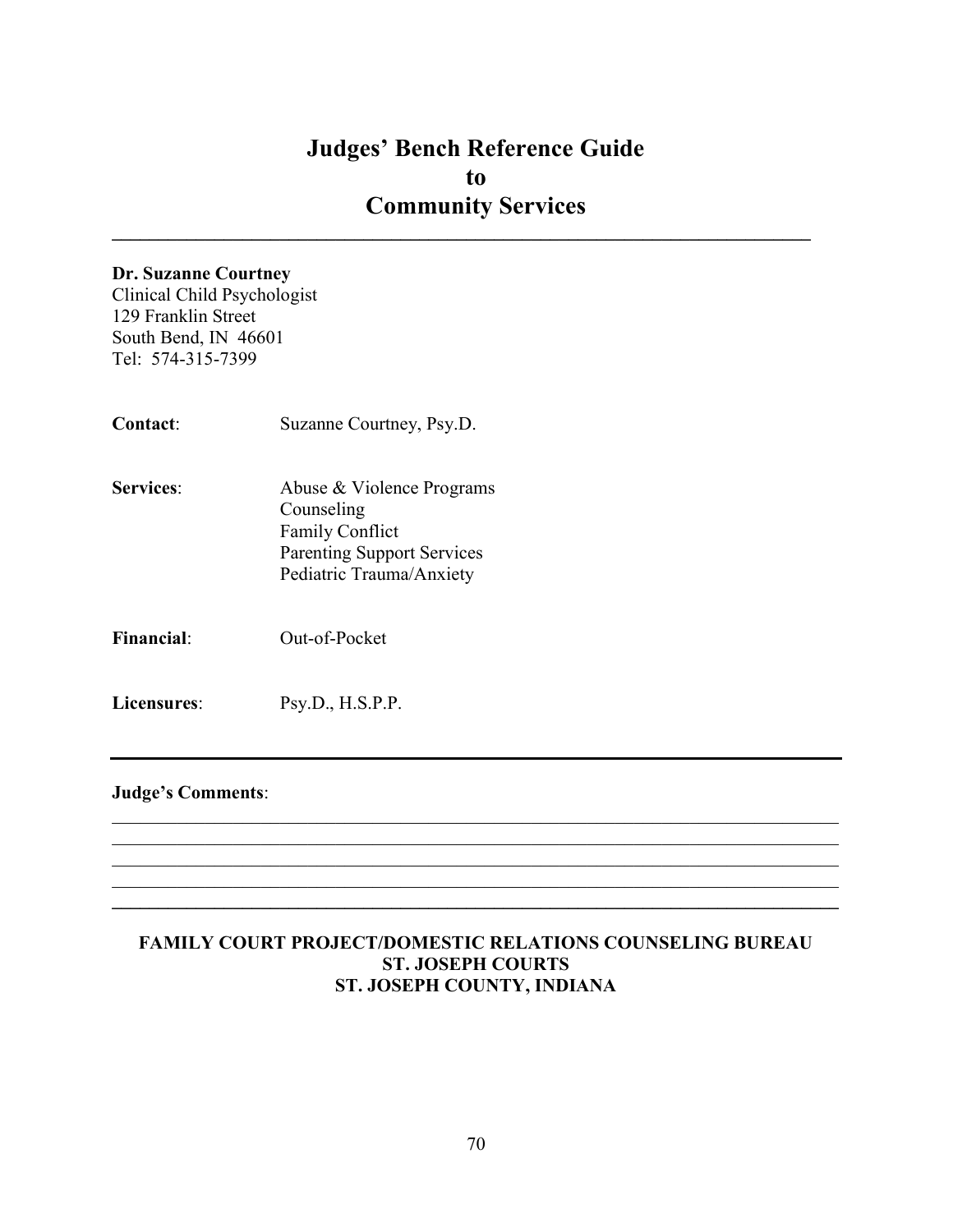# Judges' Bench Reference Guide to Community Services

**Dr. Suzanne Courtney**
Clinical Child Psychologist
129 Franklin Street
South Bend, IN 46601
Tel: 574-315-7399

**Contact**: Suzanne Courtney, Psy.D.

**Services**: Abuse & Violence Programs
Counseling
Family Conflict
Parenting Support Services
Pediatric Trauma/Anxiety

**Financial**: Out-of-Pocket

**Licensures**: Psy.D., H.S.P.P.

---

**Judge's Comments**:

______________________________________________________________________________
______________________________________________________________________________
______________________________________________________________________________
______________________________________________________________________________
______________________________________________________________________________

**FAMILY COURT PROJECT/DOMESTIC RELATIONS COUNSELING BUREAU**
**ST. JOSEPH COURTS**
**ST. JOSEPH COUNTY, INDIANA**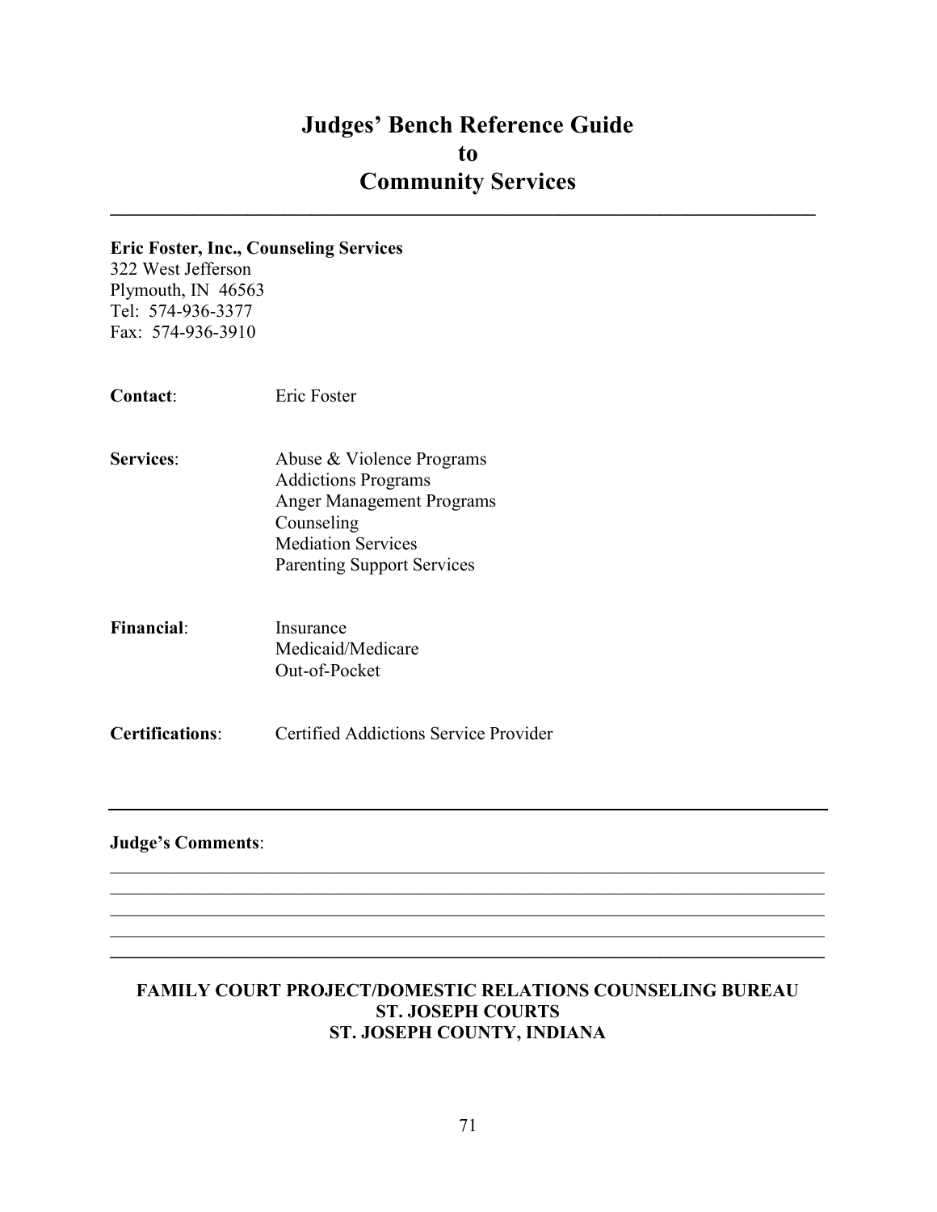# Judges' Bench Reference Guide to Community Services

---

**Eric Foster, Inc., Counseling Services**
322 West Jefferson
Plymouth, IN 46563
Tel: 574-936-3377
Fax: 574-936-3910

**Contact**: Eric Foster

**Services**:
- Abuse & Violence Programs
- Addictions Programs
- Anger Management Programs
- Counseling
- Mediation Services
- Parenting Support Services

**Financial**:
- Insurance
- Medicaid/Medicare
- Out-of-Pocket

**Certifications**: Certified Addictions Service Provider

---

**Judge's Comments**:

\_\_\_\_\_\_\_\_\_\_\_\_\_\_\_\_\_\_\_\_\_\_\_\_\_\_\_\_\_\_\_\_\_\_\_\_\_\_\_\_\_\_\_\_\_\_\_\_\_\_\_\_\_\_\_\_\_\_\_\_\_\_\_\_\_\_\_\_\_\_
\_\_\_\_\_\_\_\_\_\_\_\_\_\_\_\_\_\_\_\_\_\_\_\_\_\_\_\_\_\_\_\_\_\_\_\_\_\_\_\_\_\_\_\_\_\_\_\_\_\_\_\_\_\_\_\_\_\_\_\_\_\_\_\_\_\_\_\_\_\_
\_\_\_\_\_\_\_\_\_\_\_\_\_\_\_\_\_\_\_\_\_\_\_\_\_\_\_\_\_\_\_\_\_\_\_\_\_\_\_\_\_\_\_\_\_\_\_\_\_\_\_\_\_\_\_\_\_\_\_\_\_\_\_\_\_\_\_\_\_\_
\_\_\_\_\_\_\_\_\_\_\_\_\_\_\_\_\_\_\_\_\_\_\_\_\_\_\_\_\_\_\_\_\_\_\_\_\_\_\_\_\_\_\_\_\_\_\_\_\_\_\_\_\_\_\_\_\_\_\_\_\_\_\_\_\_\_\_\_\_\_

**FAMILY COURT PROJECT/DOMESTIC RELATIONS COUNSELING BUREAU**
**ST. JOSEPH COURTS**
**ST. JOSEPH COUNTY, INDIANA**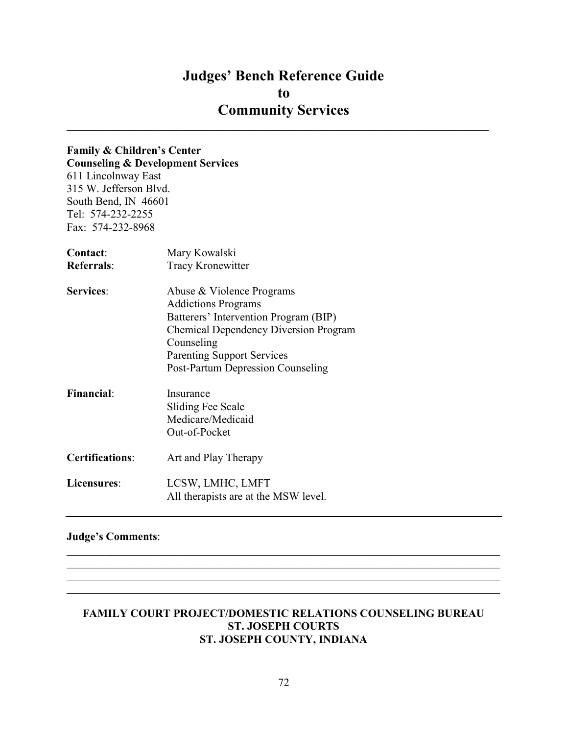# Judges' Bench Reference Guide to Community Services

---

**Family & Children's Center**
**Counseling & Development Services**
611 Lincolnway East
315 W. Jefferson Blvd.
South Bend, IN 46601
Tel: 574-232-2255
Fax: 574-232-8968

| | |
|---|---|
| **Contact**: | Mary Kowalski |
| **Referrals**: | Tracy Kronewitter |
| **Services**: | Abuse & Violence Programs<br>Addictions Programs<br>Batterers' Intervention Program (BIP)<br>Chemical Dependency Diversion Program<br>Counseling<br>Parenting Support Services<br>Post-Partum Depression Counseling |
| **Financial**: | Insurance<br>Sliding Fee Scale<br>Medicare/Medicaid<br>Out-of-Pocket |
| **Certifications**: | Art and Play Therapy |
| **Licensures**: | LCSW, LMHC, LMFT<br>All therapists are at the MSW level. |

---

**Judge's Comments**:

______________________________________________________________________________
______________________________________________________________________________
______________________________________________________________________________
______________________________________________________________________________

**FAMILY COURT PROJECT/DOMESTIC RELATIONS COUNSELING BUREAU**
**ST. JOSEPH COURTS**
**ST. JOSEPH COUNTY, INDIANA**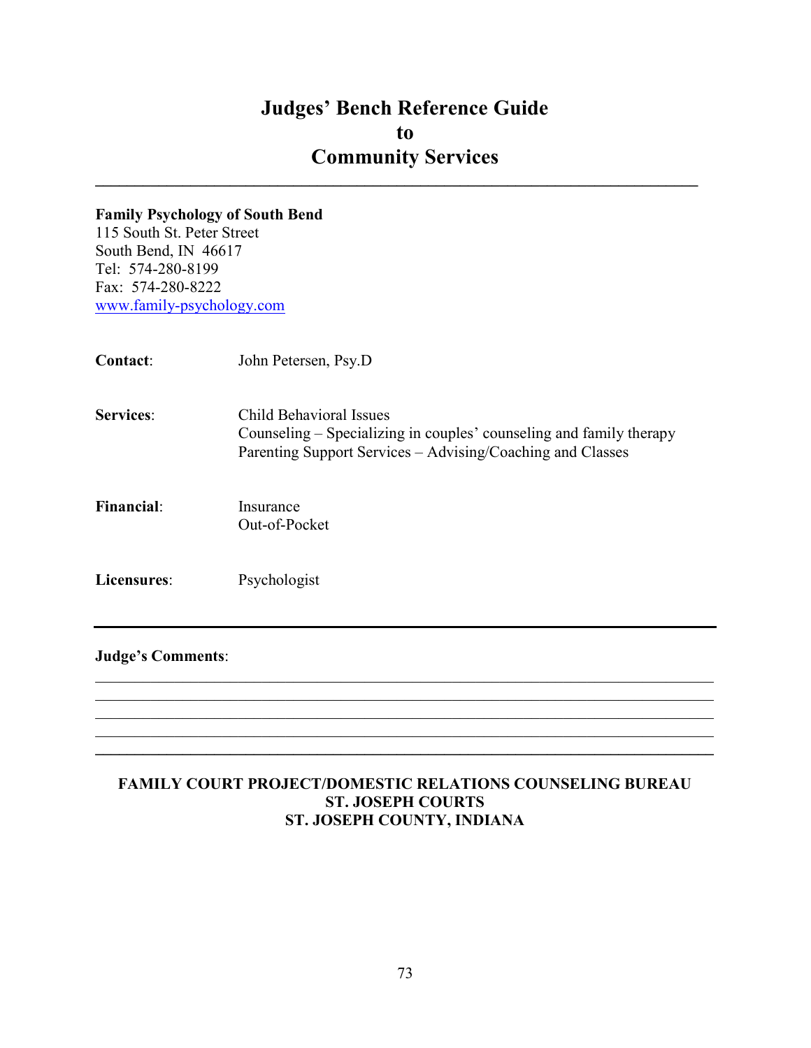# Judges' Bench Reference Guide to Community Services

**Family Psychology of South Bend**
115 South St. Peter Street
South Bend, IN 46617
Tel: 574-280-8199
Fax: 574-280-8222
www.family-psychology.com

**Contact**: John Petersen, Psy.D

**Services**: Child Behavioral Issues
Counseling – Specializing in couples' counseling and family therapy
Parenting Support Services – Advising/Coaching and Classes

**Financial**: Insurance
Out-of-Pocket

**Licensures**: Psychologist

---

**Judge's Comments**:

\_\_\_\_\_\_\_\_\_\_\_\_\_\_\_\_\_\_\_\_\_\_\_\_\_\_\_\_\_\_\_\_\_\_\_\_\_\_\_\_\_\_\_\_\_\_\_\_\_\_\_\_\_\_\_\_\_\_\_\_\_\_\_\_\_\_\_\_\_\_\_\_
\_\_\_\_\_\_\_\_\_\_\_\_\_\_\_\_\_\_\_\_\_\_\_\_\_\_\_\_\_\_\_\_\_\_\_\_\_\_\_\_\_\_\_\_\_\_\_\_\_\_\_\_\_\_\_\_\_\_\_\_\_\_\_\_\_\_\_\_\_\_\_\_
\_\_\_\_\_\_\_\_\_\_\_\_\_\_\_\_\_\_\_\_\_\_\_\_\_\_\_\_\_\_\_\_\_\_\_\_\_\_\_\_\_\_\_\_\_\_\_\_\_\_\_\_\_\_\_\_\_\_\_\_\_\_\_\_\_\_\_\_\_\_\_\_
\_\_\_\_\_\_\_\_\_\_\_\_\_\_\_\_\_\_\_\_\_\_\_\_\_\_\_\_\_\_\_\_\_\_\_\_\_\_\_\_\_\_\_\_\_\_\_\_\_\_\_\_\_\_\_\_\_\_\_\_\_\_\_\_\_\_\_\_\_\_\_\_

**FAMILY COURT PROJECT/DOMESTIC RELATIONS COUNSELING BUREAU**
**ST. JOSEPH COURTS**
**ST. JOSEPH COUNTY, INDIANA**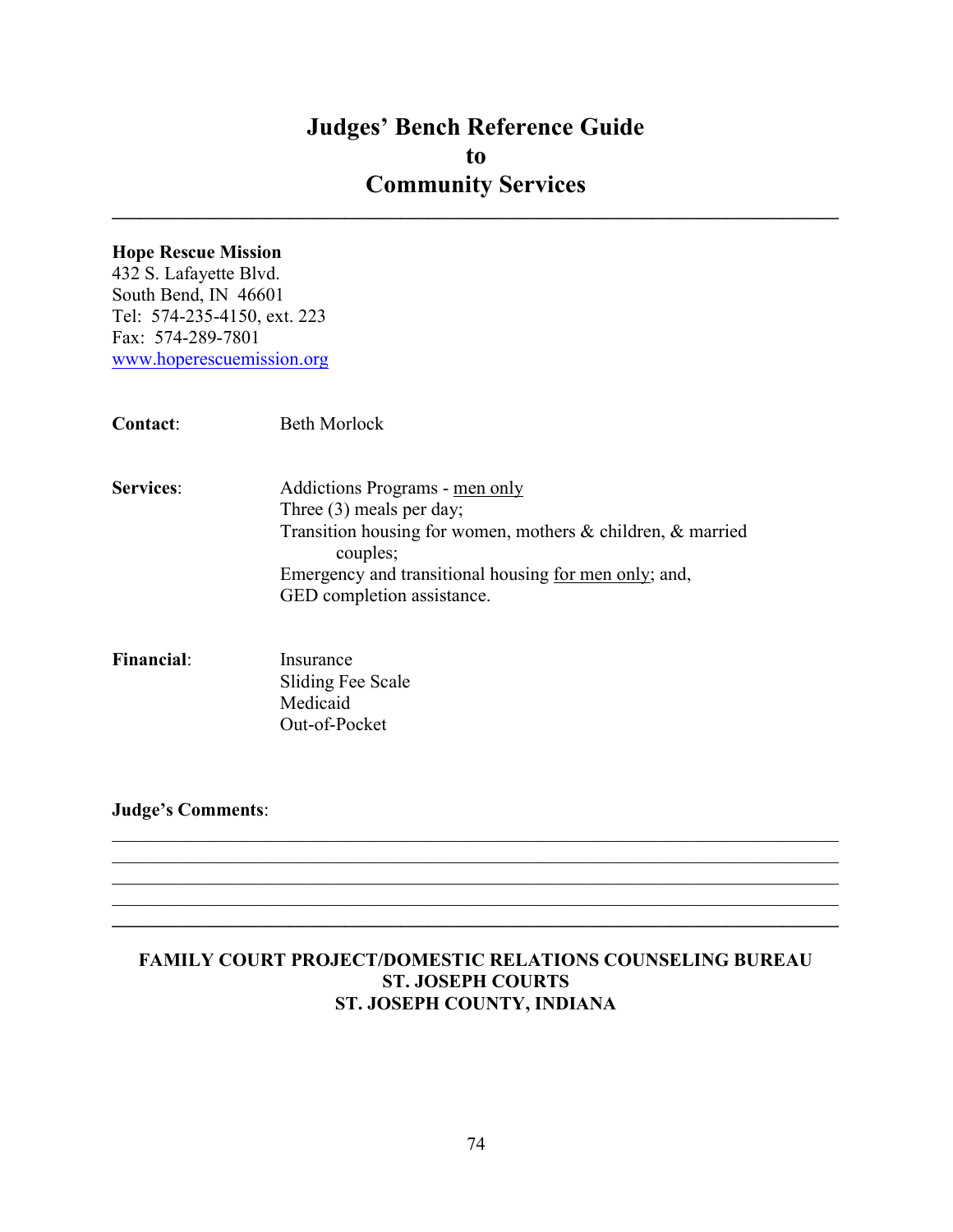# Judges' Bench Reference Guide to Community Services

---

**Hope Rescue Mission**
432 S. Lafayette Blvd.
South Bend, IN 46601
Tel: 574-235-4150, ext. 223
Fax: 574-289-7801
www.hoperescuemission.org

**Contact**: Beth Morlock

**Services**:
Addictions Programs - <u>men only</u>
Three (3) meals per day;
Transition housing for women, mothers & children, & married couples;
Emergency and transitional housing <u>for men only</u>; and,
GED completion assistance.

**Financial**:
Insurance
Sliding Fee Scale
Medicaid
Out-of-Pocket

**Judge's Comments**:

_______________________________________________________________________
_______________________________________________________________________
_______________________________________________________________________
_______________________________________________________________________
_______________________________________________________________________

**FAMILY COURT PROJECT/DOMESTIC RELATIONS COUNSELING BUREAU**
**ST. JOSEPH COURTS**
**ST. JOSEPH COUNTY, INDIANA**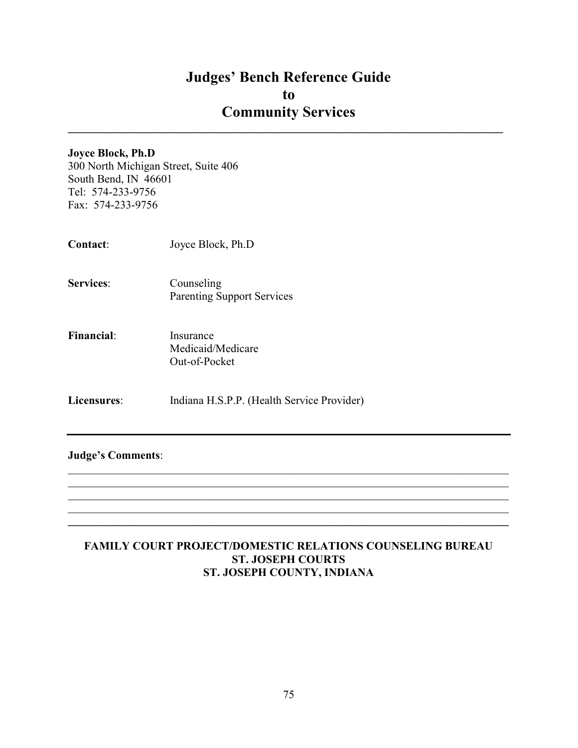# Judges' Bench Reference Guide to Community Services

---

**Joyce Block, Ph.D**
300 North Michigan Street, Suite 406
South Bend, IN 46601
Tel: 574-233-9756
Fax: 574-233-9756

**Contact**: Joyce Block, Ph.D

**Services**: Counseling
Parenting Support Services

**Financial**: Insurance
Medicaid/Medicare
Out-of-Pocket

**Licensures**: Indiana H.S.P.P. (Health Service Provider)

---

**Judge's Comments**:

______________________________________________________________________________
______________________________________________________________________________
______________________________________________________________________________
______________________________________________________________________________
______________________________________________________________________________

**FAMILY COURT PROJECT/DOMESTIC RELATIONS COUNSELING BUREAU**
**ST. JOSEPH COURTS**
**ST. JOSEPH COUNTY, INDIANA**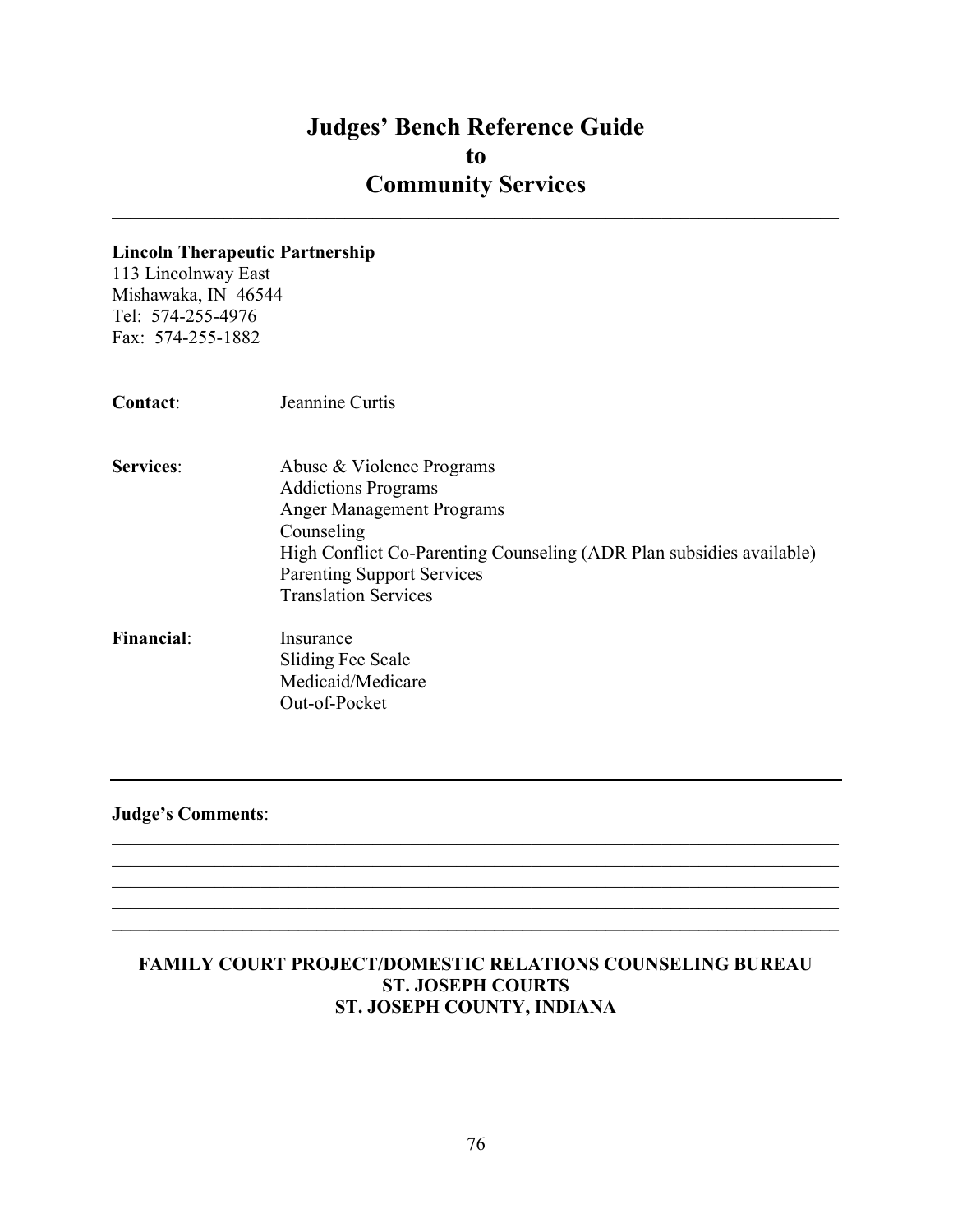# Judges' Bench Reference Guide
# to
# Community Services

---

**Lincoln Therapeutic Partnership**
113 Lincolnway East
Mishawaka, IN 46544
Tel: 574-255-4976
Fax: 574-255-1882

**Contact**: Jeannine Curtis

**Services**:
- Abuse & Violence Programs
- Addictions Programs
- Anger Management Programs
- Counseling
- High Conflict Co-Parenting Counseling (ADR Plan subsidies available)
- Parenting Support Services
- Translation Services

**Financial**:
- Insurance
- Sliding Fee Scale
- Medicaid/Medicare
- Out-of-Pocket

---

**Judge's Comments**:

______________________________________________________________________________
______________________________________________________________________________
______________________________________________________________________________
______________________________________________________________________________

---

**FAMILY COURT PROJECT/DOMESTIC RELATIONS COUNSELING BUREAU**
**ST. JOSEPH COURTS**
**ST. JOSEPH COUNTY, INDIANA**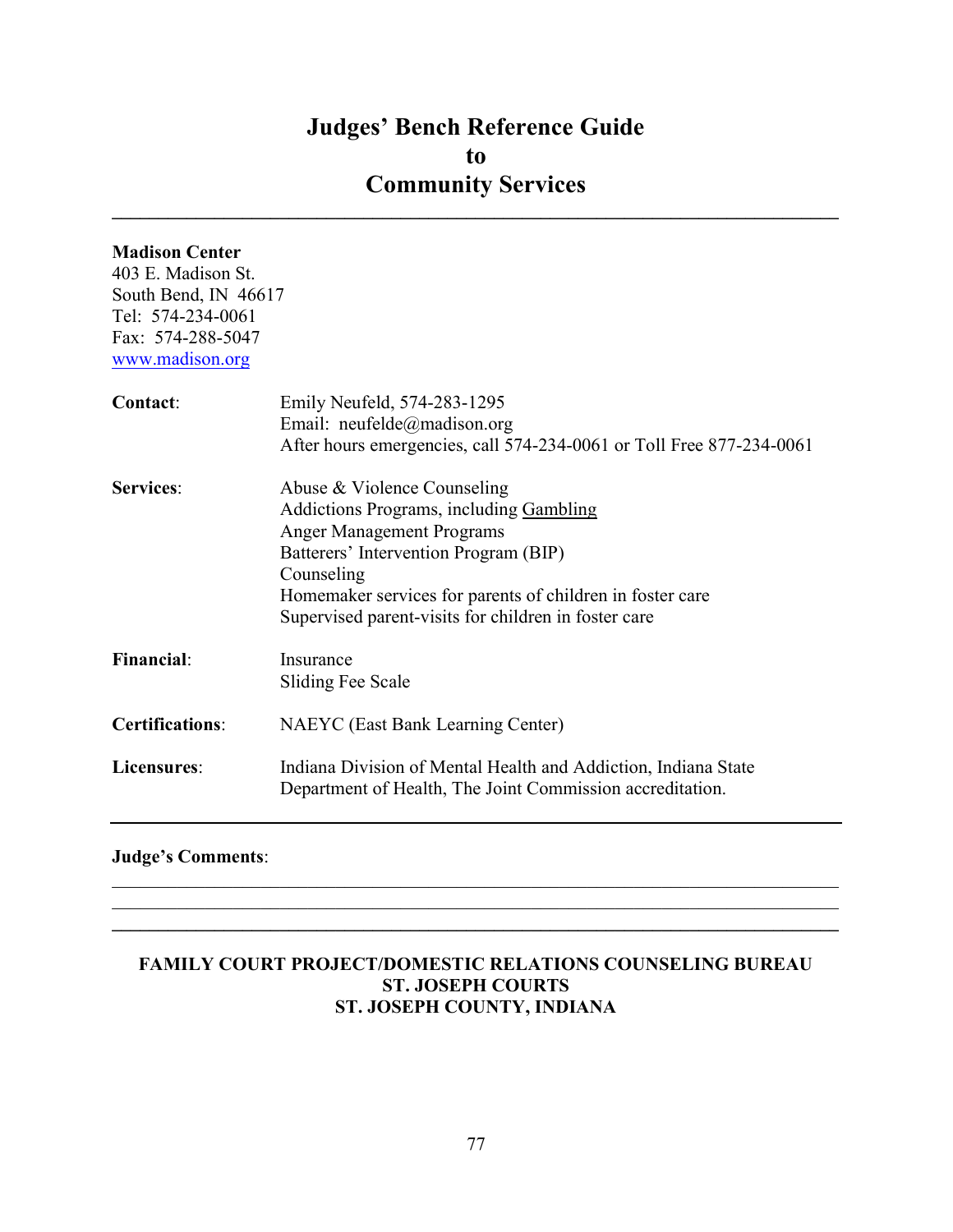# Judges' Bench Reference Guide to Community Services

**Madison Center**
403 E. Madison St.
South Bend, IN 46617
Tel: 574-234-0061
Fax: 574-288-5047
www.madison.org

| | |
|---|---|
| **Contact**: | Emily Neufeld, 574-283-1295<br>Email: neufelde@madison.org<br>After hours emergencies, call 574-234-0061 or Toll Free 877-234-0061 |
| **Services**: | Abuse & Violence Counseling<br>Addictions Programs, including Gambling<br>Anger Management Programs<br>Batterers' Intervention Program (BIP)<br>Counseling<br>Homemaker services for parents of children in foster care<br>Supervised parent-visits for children in foster care |
| **Financial**: | Insurance<br>Sliding Fee Scale |
| **Certifications**: | NAEYC (East Bank Learning Center) |
| **Licensures**: | Indiana Division of Mental Health and Addiction, Indiana State Department of Health, The Joint Commission accreditation. |

**Judge's Comments**:

______________________________________________________________________

______________________________________________________________________

**FAMILY COURT PROJECT/DOMESTIC RELATIONS COUNSELING BUREAU**
**ST. JOSEPH COURTS**
**ST. JOSEPH COUNTY, INDIANA**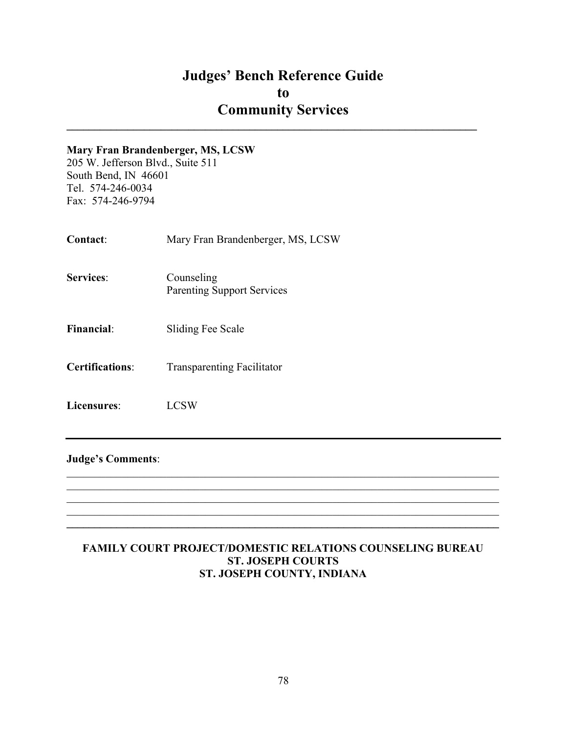# Judges' Bench Reference Guide to Community Services

**Mary Fran Brandenberger, MS, LCSW**
205 W. Jefferson Blvd., Suite 511
South Bend, IN 46601
Tel. 574-246-0034
Fax: 574-246-9794

**Contact**: Mary Fran Brandenberger, MS, LCSW

**Services**: Counseling
Parenting Support Services

**Financial**: Sliding Fee Scale

**Certifications**: Transparenting Facilitator

**Licensures**: LCSW

**Judge's Comments**:

**FAMILY COURT PROJECT/DOMESTIC RELATIONS COUNSELING BUREAU**
**ST. JOSEPH COURTS**
**ST. JOSEPH COUNTY, INDIANA**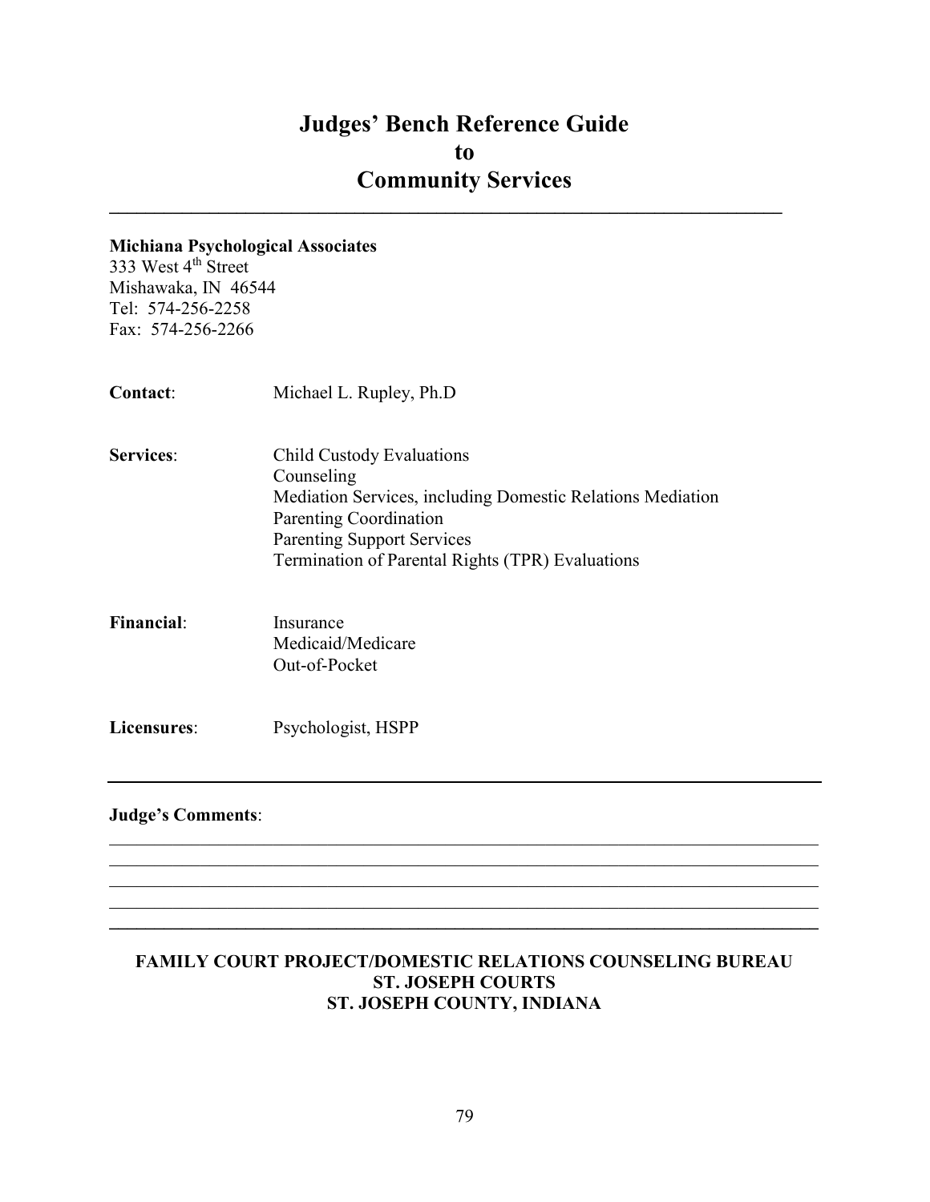# Judges' Bench Reference Guide to Community Services

---

**Michiana Psychological Associates**
333 West 4th Street
Mishawaka, IN 46544
Tel: 574-256-2258
Fax: 574-256-2266

**Contact**: Michael L. Rupley, Ph.D

**Services**:
- Child Custody Evaluations
- Counseling
- Mediation Services, including Domestic Relations Mediation
- Parenting Coordination
- Parenting Support Services
- Termination of Parental Rights (TPR) Evaluations

**Financial**:
- Insurance
- Medicaid/Medicare
- Out-of-Pocket

**Licensures**: Psychologist, HSPP

---

**Judge's Comments**:

______________________________________________________________________________
______________________________________________________________________________
______________________________________________________________________________
______________________________________________________________________________

---

**FAMILY COURT PROJECT/DOMESTIC RELATIONS COUNSELING BUREAU**
**ST. JOSEPH COURTS**
**ST. JOSEPH COUNTY, INDIANA**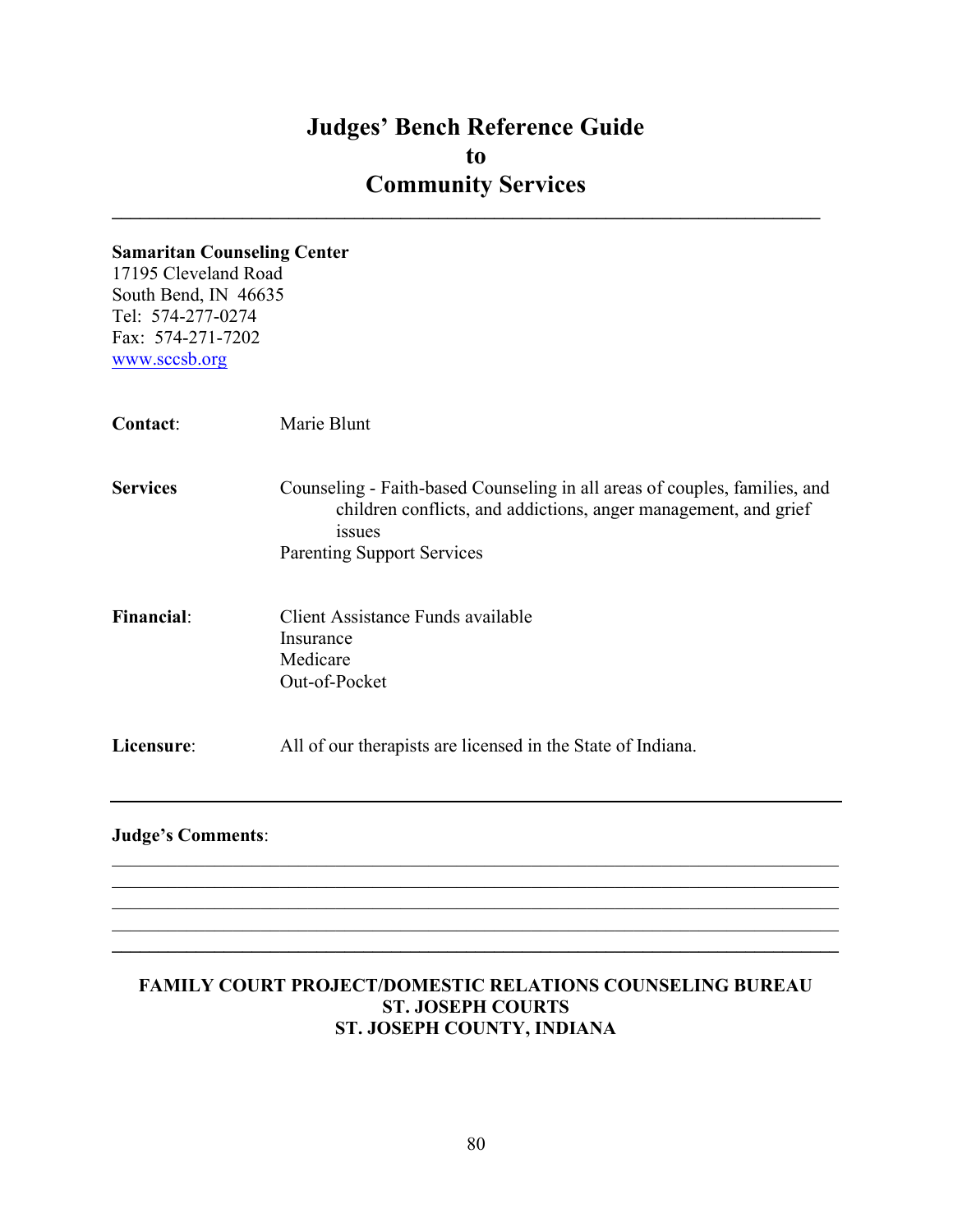# Judges' Bench Reference Guide to Community Services

---

**Samaritan Counseling Center**
17195 Cleveland Road
South Bend, IN 46635
Tel: 574-277-0274
Fax: 574-271-7202
www.sccsb.org

**Contact**: Marie Blunt

**Services** Counseling - Faith-based Counseling in all areas of couples, families, and children conflicts, and addictions, anger management, and grief issues
Parenting Support Services

**Financial**: Client Assistance Funds available
Insurance
Medicare
Out-of-Pocket

**Licensure**: All of our therapists are licensed in the State of Indiana.

---

**Judge's Comments**:

______________________________________________________________________________
______________________________________________________________________________
______________________________________________________________________________
______________________________________________________________________________
______________________________________________________________________________

**FAMILY COURT PROJECT/DOMESTIC RELATIONS COUNSELING BUREAU**
**ST. JOSEPH COURTS**
**ST. JOSEPH COUNTY, INDIANA**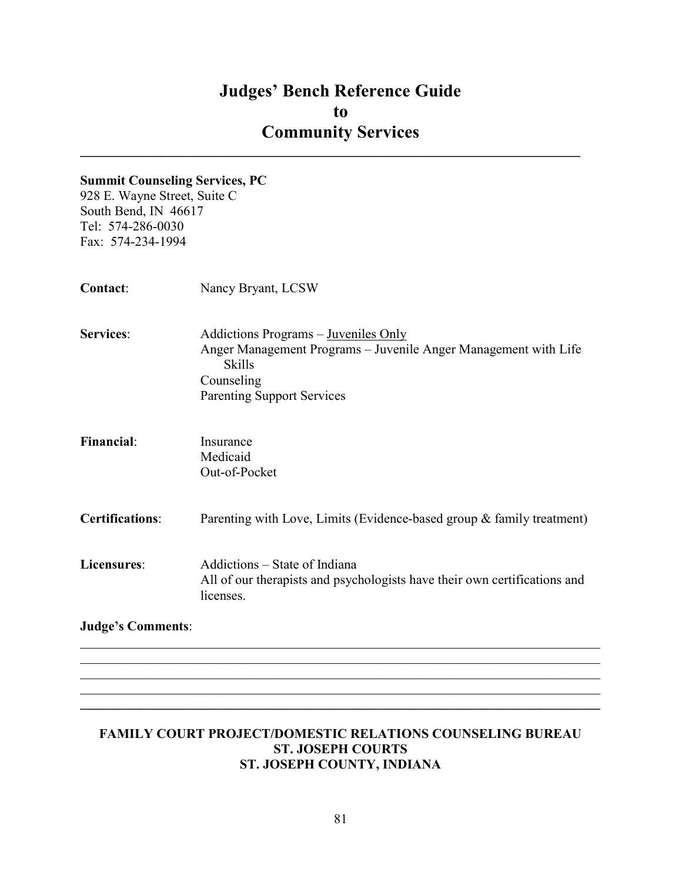# Judges' Bench Reference Guide to Community Services

---

**Summit Counseling Services, PC**
928 E. Wayne Street, Suite C
South Bend, IN 46617
Tel: 574-286-0030
Fax: 574-234-1994

**Contact**: Nancy Bryant, LCSW

**Services**:
Addictions Programs – Juveniles Only
Anger Management Programs – Juvenile Anger Management with Life Skills
Counseling
Parenting Support Services

**Financial**:
Insurance
Medicaid
Out-of-Pocket

**Certifications**: Parenting with Love, Limits (Evidence-based group & family treatment)

**Licensures**:
Addictions – State of Indiana
All of our therapists and psychologists have their own certifications and licenses.

**Judge's Comments**:

---

**FAMILY COURT PROJECT/DOMESTIC RELATIONS COUNSELING BUREAU**
**ST. JOSEPH COURTS**
**ST. JOSEPH COUNTY, INDIANA**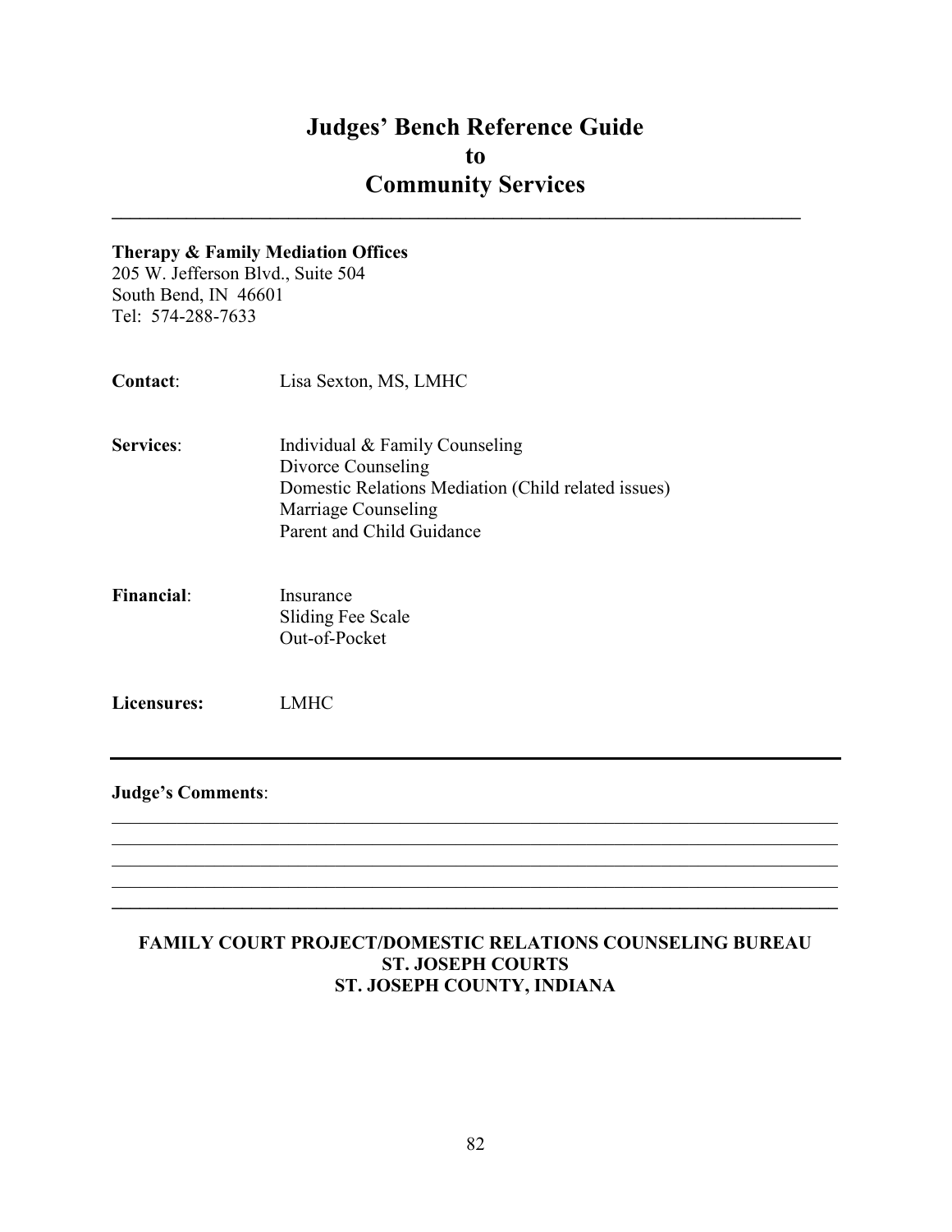# Judges' Bench Reference Guide to Community Services

---

**Therapy & Family Mediation Offices**
205 W. Jefferson Blvd., Suite 504
South Bend, IN 46601
Tel: 574-288-7633

**Contact**: Lisa Sexton, MS, LMHC

**Services**:
- Individual & Family Counseling
- Divorce Counseling
- Domestic Relations Mediation (Child related issues)
- Marriage Counseling
- Parent and Child Guidance

**Financial**:
- Insurance
- Sliding Fee Scale
- Out-of-Pocket

**Licensures:** LMHC

---

**Judge's Comments**:

______________________________________________________________________________
______________________________________________________________________________
______________________________________________________________________________
______________________________________________________________________________
______________________________________________________________________________

**FAMILY COURT PROJECT/DOMESTIC RELATIONS COUNSELING BUREAU**
**ST. JOSEPH COURTS**
**ST. JOSEPH COUNTY, INDIANA**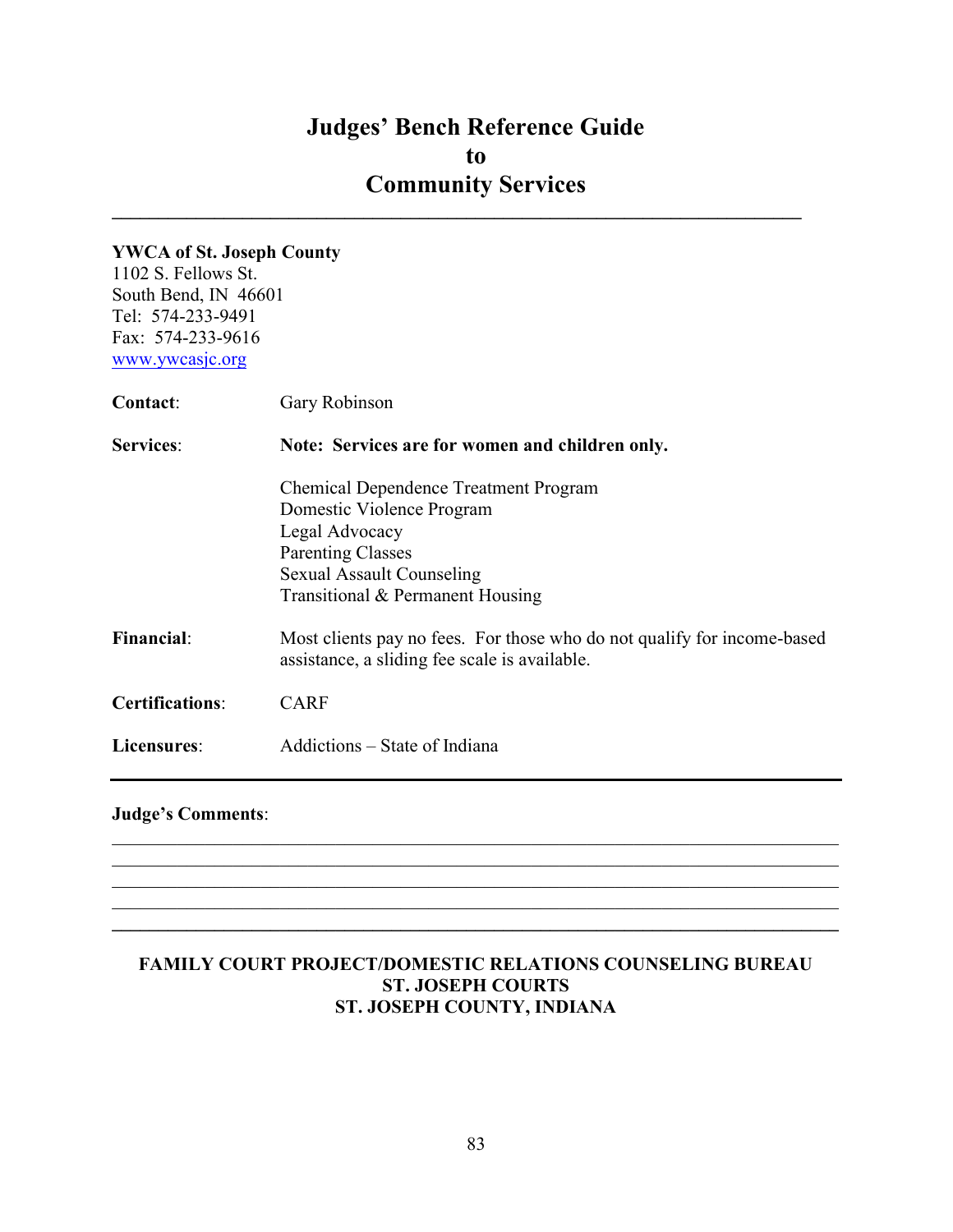# Judges' Bench Reference Guide
# to
# Community Services

**YWCA of St. Joseph County**
1102 S. Fellows St.
South Bend, IN 46601
Tel: 574-233-9491
Fax: 574-233-9616
www.ywcasjc.org

**Contact**: Gary Robinson

**Services**: **Note: Services are for women and children only.**

Chemical Dependence Treatment Program
Domestic Violence Program
Legal Advocacy
Parenting Classes
Sexual Assault Counseling
Transitional & Permanent Housing

**Financial**: Most clients pay no fees. For those who do not qualify for income-based assistance, a sliding fee scale is available.

**Certifications**: CARF

**Licensures**: Addictions – State of Indiana

---

**Judge's Comments**:

______________________________________________________________________
______________________________________________________________________
______________________________________________________________________
______________________________________________________________________
______________________________________________________________________

**FAMILY COURT PROJECT/DOMESTIC RELATIONS COUNSELING BUREAU**
**ST. JOSEPH COURTS**
**ST. JOSEPH COUNTY, INDIANA**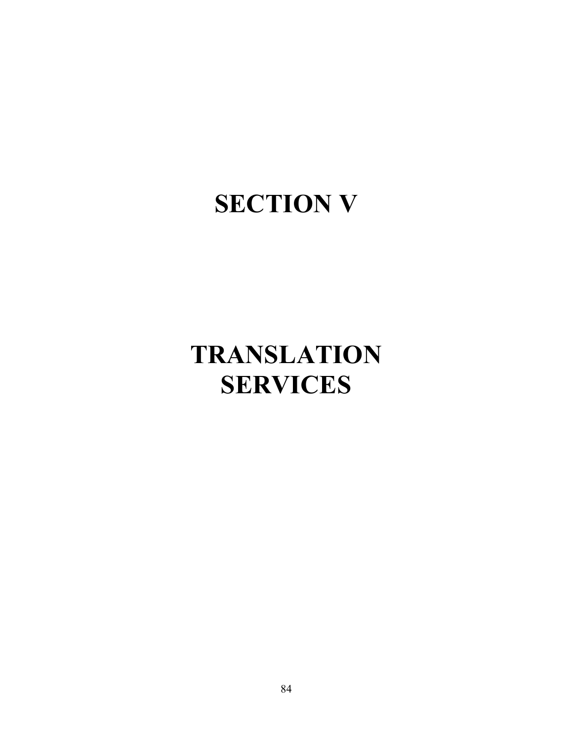# SECTION V

# TRANSLATION SERVICES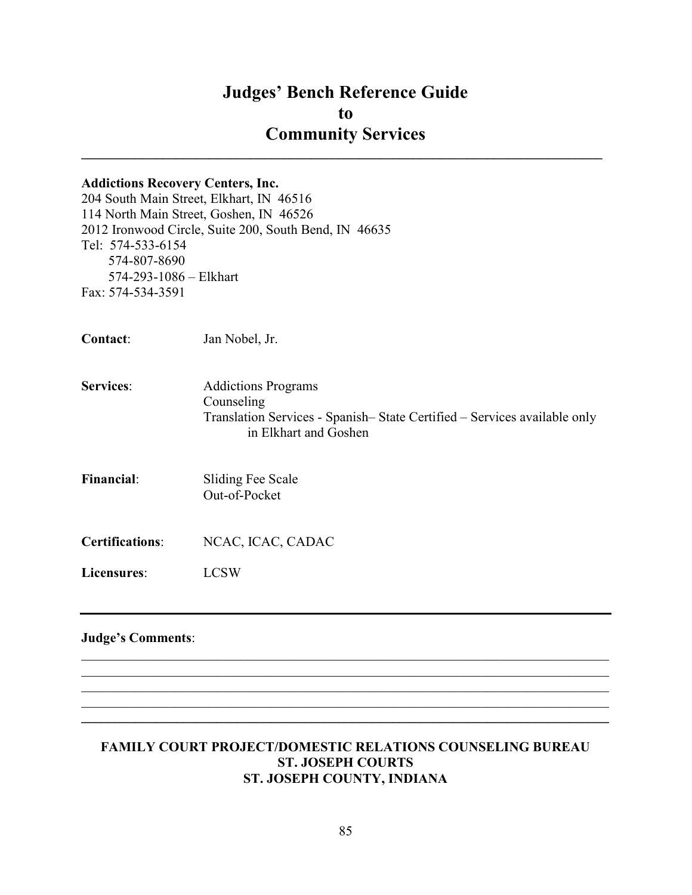# Judges' Bench Reference Guide to Community Services

**Addictions Recovery Centers, Inc.**
204 South Main Street, Elkhart, IN 46516
114 North Main Street, Goshen, IN 46526
2012 Ironwood Circle, Suite 200, South Bend, IN 46635
Tel: 574-533-6154
574-807-8690
574-293-1086 – Elkhart
Fax: 574-534-3591

**Contact**: Jan Nobel, Jr.

**Services**: Addictions Programs
Counseling
Translation Services - Spanish– State Certified – Services available only in Elkhart and Goshen

**Financial**: Sliding Fee Scale
Out-of-Pocket

**Certifications**: NCAC, ICAC, CADAC

**Licensures**: LCSW

---

**Judge's Comments**:

---

**FAMILY COURT PROJECT/DOMESTIC RELATIONS COUNSELING BUREAU**
**ST. JOSEPH COURTS**
**ST. JOSEPH COUNTY, INDIANA**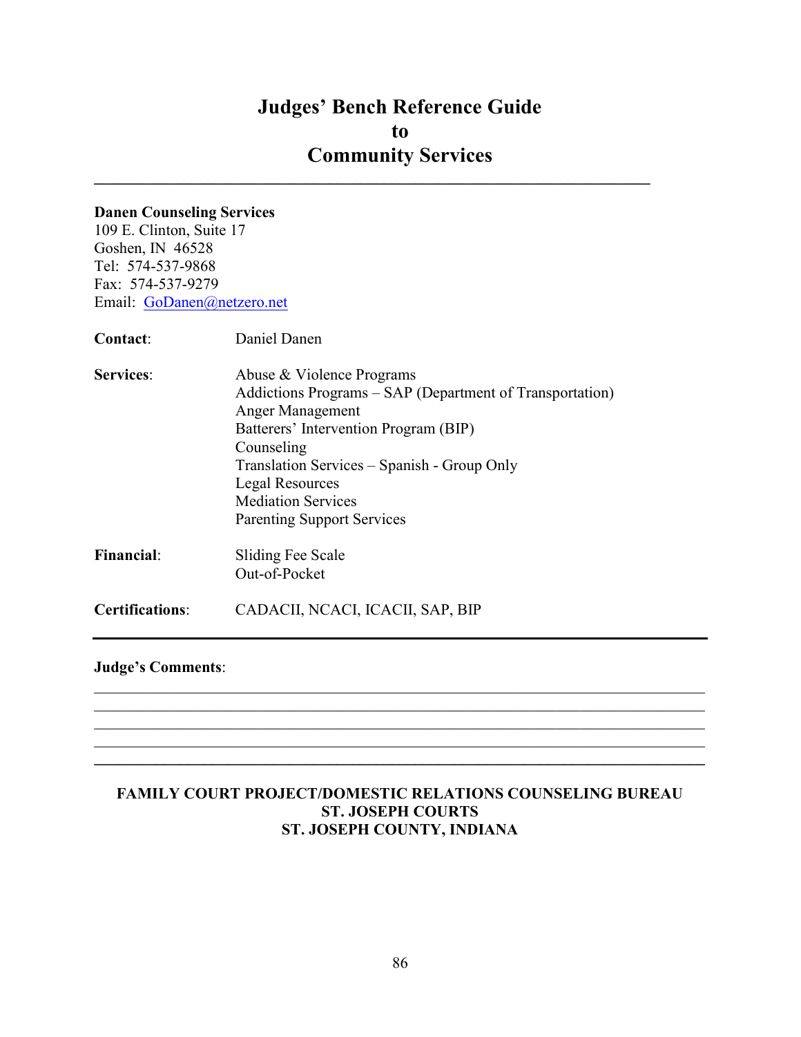# Judges' Bench Reference Guide to Community Services

---

**Danen Counseling Services**
109 E. Clinton, Suite 17
Goshen, IN 46528
Tel: 574-537-9868
Fax: 574-537-9279
Email: GoDanen@netzero.net

**Contact**: Daniel Danen

**Services**:
- Abuse & Violence Programs
- Addictions Programs – SAP (Department of Transportation)
- Anger Management
- Batterers' Intervention Program (BIP)
- Counseling
- Translation Services – Spanish - Group Only
- Legal Resources
- Mediation Services
- Parenting Support Services

**Financial**:
- Sliding Fee Scale
- Out-of-Pocket

**Certifications**: CADACII, NCACI, ICACII, SAP, BIP

---

**Judge's Comments**:

______________________________________________________________________
______________________________________________________________________
______________________________________________________________________
______________________________________________________________________
______________________________________________________________________

**FAMILY COURT PROJECT/DOMESTIC RELATIONS COUNSELING BUREAU**
**ST. JOSEPH COURTS**
**ST. JOSEPH COUNTY, INDIANA**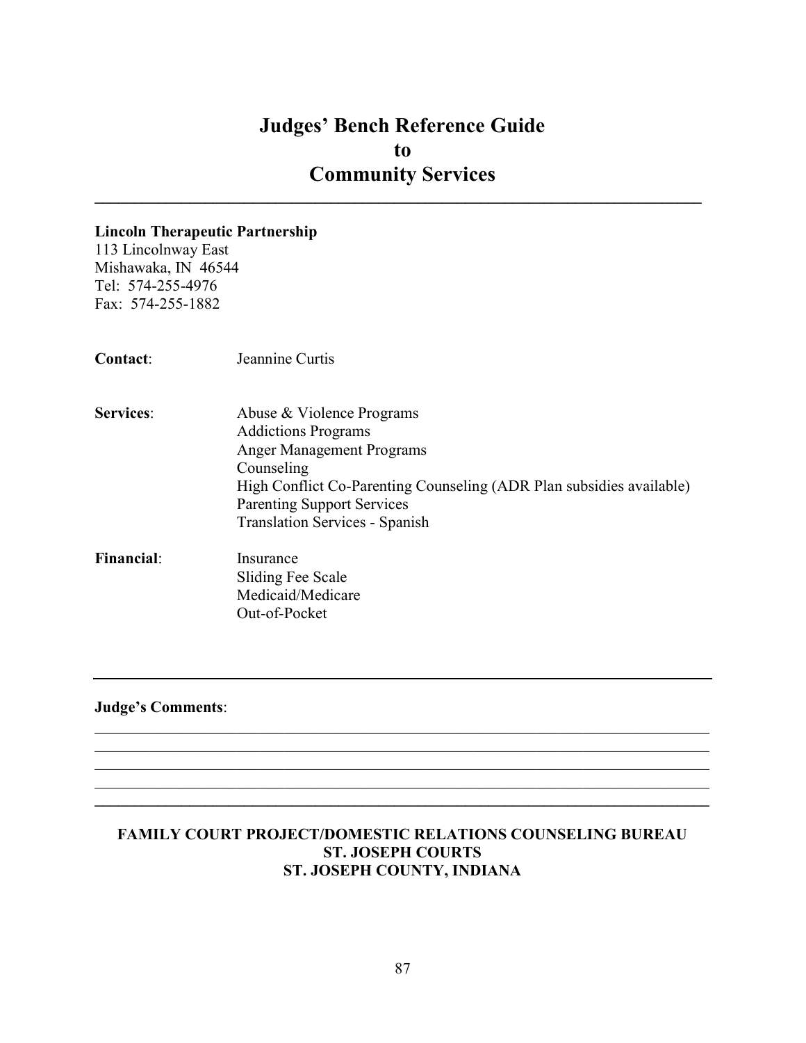# Judges' Bench Reference Guide to Community Services

---

**Lincoln Therapeutic Partnership**
113 Lincolnway East
Mishawaka, IN 46544
Tel: 574-255-4976
Fax: 574-255-1882

**Contact**: Jeannine Curtis

**Services**:
- Abuse & Violence Programs
- Addictions Programs
- Anger Management Programs
- Counseling
- High Conflict Co-Parenting Counseling (ADR Plan subsidies available)
- Parenting Support Services
- Translation Services - Spanish

**Financial**:
- Insurance
- Sliding Fee Scale
- Medicaid/Medicare
- Out-of-Pocket

---

**Judge's Comments**:

______________________________________________________________________________
______________________________________________________________________________
______________________________________________________________________________
______________________________________________________________________________

---

**FAMILY COURT PROJECT/DOMESTIC RELATIONS COUNSELING BUREAU**
**ST. JOSEPH COURTS**
**ST. JOSEPH COUNTY, INDIANA**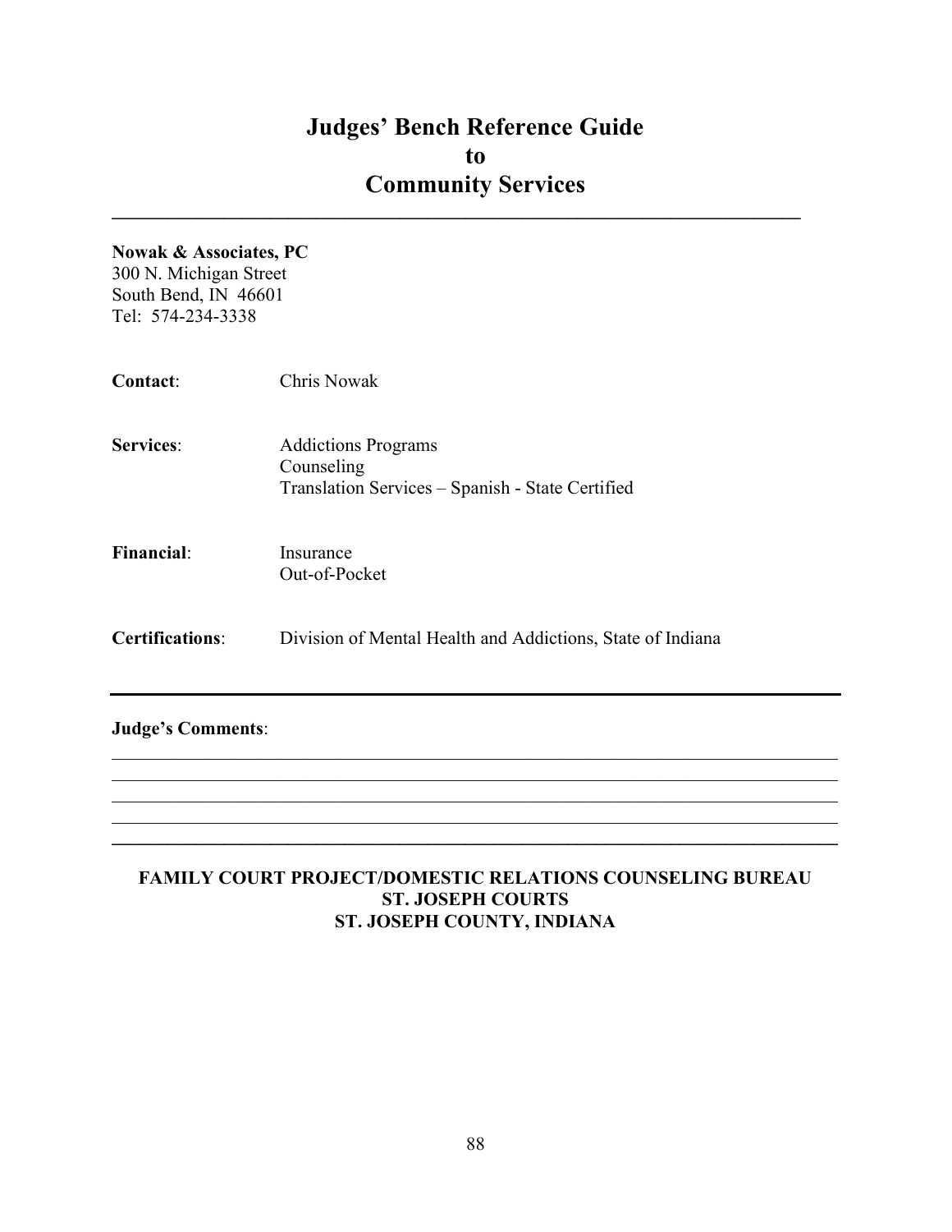# Judges' Bench Reference Guide to Community Services

---

**Nowak & Associates, PC**
300 N. Michigan Street
South Bend, IN 46601
Tel: 574-234-3338

**Contact**: Chris Nowak

**Services**: Addictions Programs
Counseling
Translation Services – Spanish - State Certified

**Financial**: Insurance
Out-of-Pocket

**Certifications**: Division of Mental Health and Addictions, State of Indiana

---

**Judge's Comments**:

______________________________________________________________________________
______________________________________________________________________________
______________________________________________________________________________
______________________________________________________________________________
______________________________________________________________________________

**FAMILY COURT PROJECT/DOMESTIC RELATIONS COUNSELING BUREAU**
**ST. JOSEPH COURTS**
**ST. JOSEPH COUNTY, INDIANA**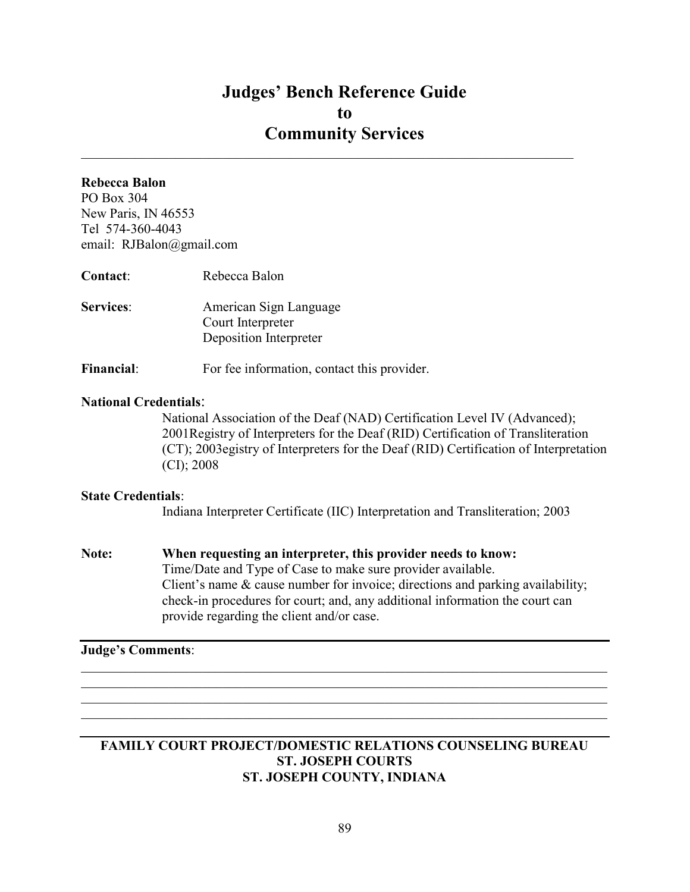# Judges' Bench Reference Guide to Community Services

---

**Rebecca Balon**
PO Box 304
New Paris, IN 46553
Tel 574-360-4043
email: RJBalon@gmail.com

**Contact**: Rebecca Balon

**Services**: American Sign Language
Court Interpreter
Deposition Interpreter

**Financial**: For fee information, contact this provider.

**National Credentials**:

National Association of the Deaf (NAD) Certification Level IV (Advanced); 2001Registry of Interpreters for the Deaf (RID) Certification of Transliteration (CT); 2003egistry of Interpreters for the Deaf (RID) Certification of Interpretation (CI); 2008

**State Credentials**:

Indiana Interpreter Certificate (IIC) Interpretation and Transliteration; 2003

**Note:** **When requesting an interpreter, this provider needs to know:**
Time/Date and Type of Case to make sure provider available.
Client's name & cause number for invoice; directions and parking availability; check-in procedures for court; and, any additional information the court can provide regarding the client and/or case.

---

**Judge's Comments**:

---

**FAMILY COURT PROJECT/DOMESTIC RELATIONS COUNSELING BUREAU**
**ST. JOSEPH COURTS**
**ST. JOSEPH COUNTY, INDIANA**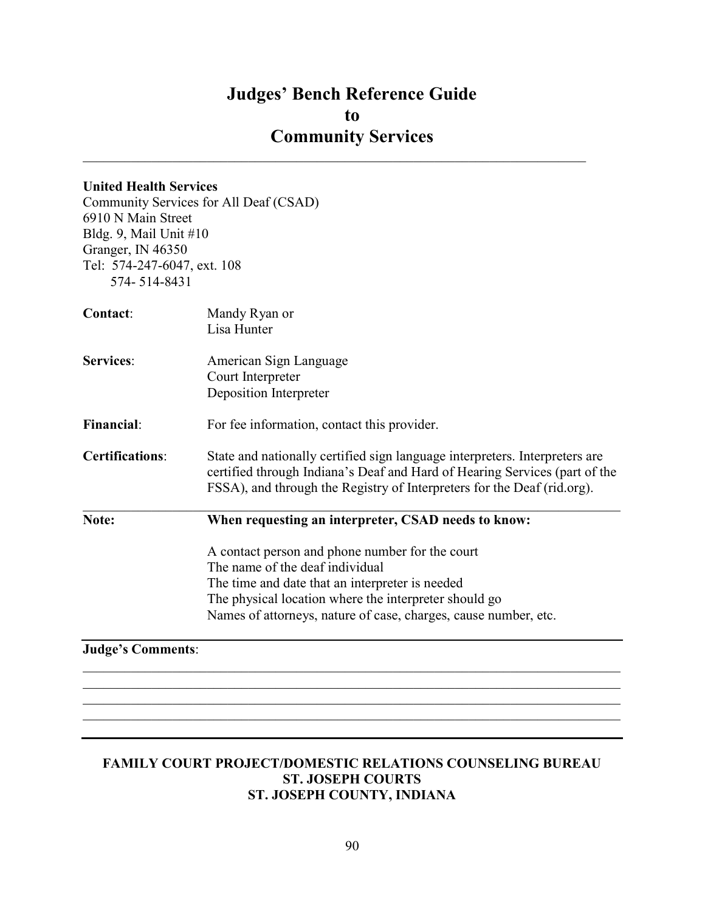# Judges' Bench Reference Guide to Community Services

**United Health Services**
Community Services for All Deaf (CSAD)
6910 N Main Street
Bldg. 9, Mail Unit #10
Granger, IN 46350
Tel: 574-247-6047, ext. 108
574- 514-8431

| | |
|---|---|
| **Contact**: | Mandy Ryan or<br>Lisa Hunter |
| **Services**: | American Sign Language<br>Court Interpreter<br>Deposition Interpreter |
| **Financial**: | For fee information, contact this provider. |
| **Certifications**: | State and nationally certified sign language interpreters. Interpreters are certified through Indiana's Deaf and Hard of Hearing Services (part of the FSSA), and through the Registry of Interpreters for the Deaf (rid.org). |
| **Note:** | **When requesting an interpreter, CSAD needs to know:**<br><br>A contact person and phone number for the court<br>The name of the deaf individual<br>The time and date that an interpreter is needed<br>The physical location where the interpreter should go<br>Names of attorneys, nature of case, charges, cause number, etc. |

**Judge's Comments**:

______________________________________________________________________________

______________________________________________________________________________

______________________________________________________________________________

______________________________________________________________________________

**FAMILY COURT PROJECT/DOMESTIC RELATIONS COUNSELING BUREAU**
**ST. JOSEPH COURTS**
**ST. JOSEPH COUNTY, INDIANA**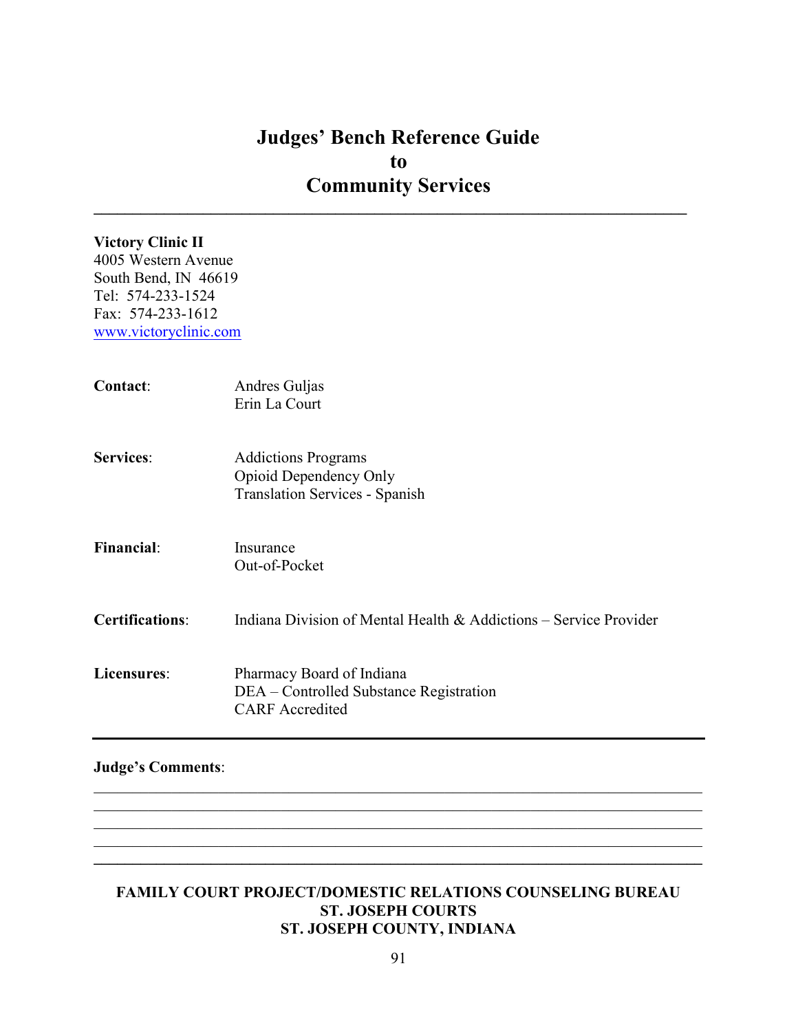# Judges' Bench Reference Guide to Community Services

**Victory Clinic II**
4005 Western Avenue
South Bend, IN 46619
Tel: 574-233-1524
Fax: 574-233-1612
www.victoryclinic.com

| | |
|---|---|
| **Contact**: | Andres Guljas<br>Erin La Court |
| **Services**: | Addictions Programs<br>Opioid Dependency Only<br>Translation Services - Spanish |
| **Financial**: | Insurance<br>Out-of-Pocket |
| **Certifications**: | Indiana Division of Mental Health & Addictions – Service Provider |
| **Licensures**: | Pharmacy Board of Indiana<br>DEA – Controlled Substance Registration<br>CARF Accredited |

**Judge's Comments**:

___________________________________________________________________________
___________________________________________________________________________
___________________________________________________________________________
___________________________________________________________________________
___________________________________________________________________________

**FAMILY COURT PROJECT/DOMESTIC RELATIONS COUNSELING BUREAU**
**ST. JOSEPH COURTS**
**ST. JOSEPH COUNTY, INDIANA**